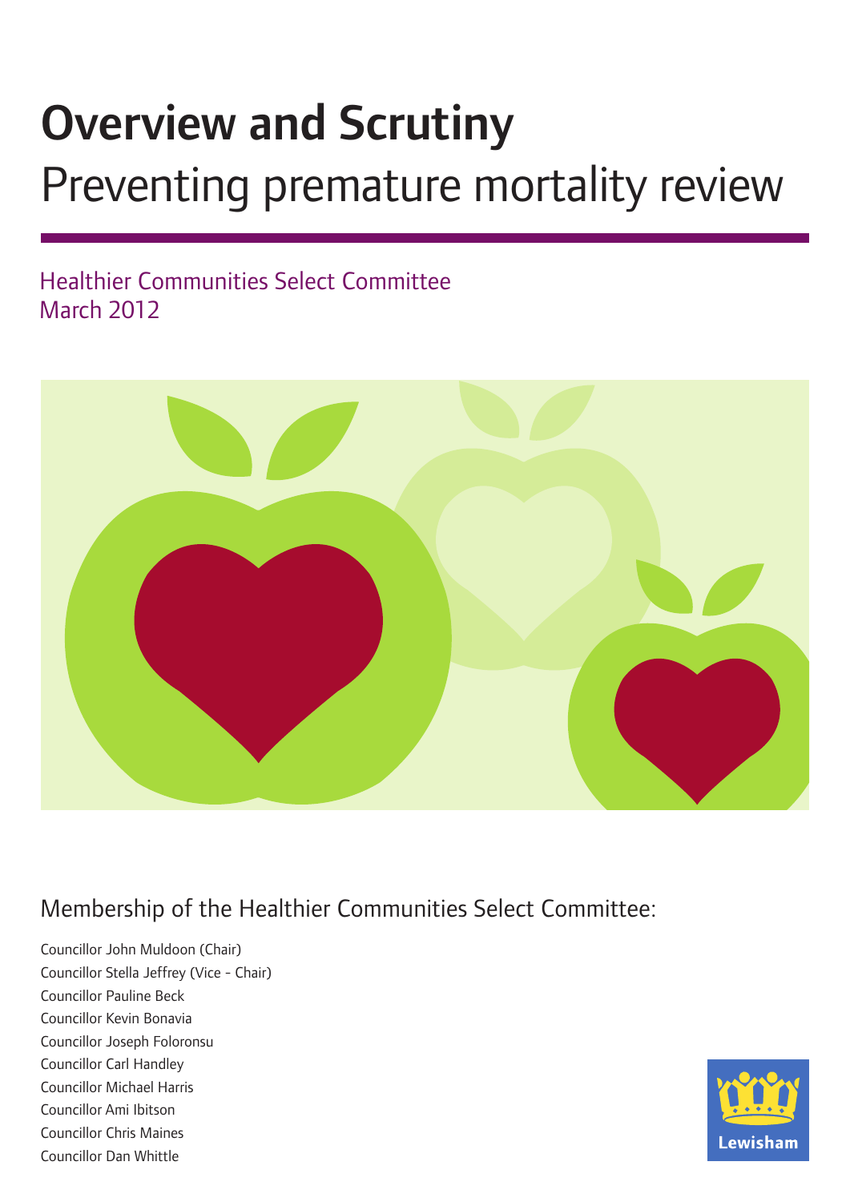# Overview and Scrutiny

## Preventing premature mortality review

Healthier Communities Select Committee
March 2012

### Membership of the Healthier Communities Select Committee:

Councillor John Muldoon (Chair)
Councillor Stella Jeffrey (Vice - Chair)
Councillor Pauline Beck
Councillor Kevin Bonavia
Councillor Joseph Foloronsu
Councillor Carl Handley
Councillor Michael Harris
Councillor Ami Ibitson
Councillor Chris Maines
Councillor Dan Whittle

Lewisham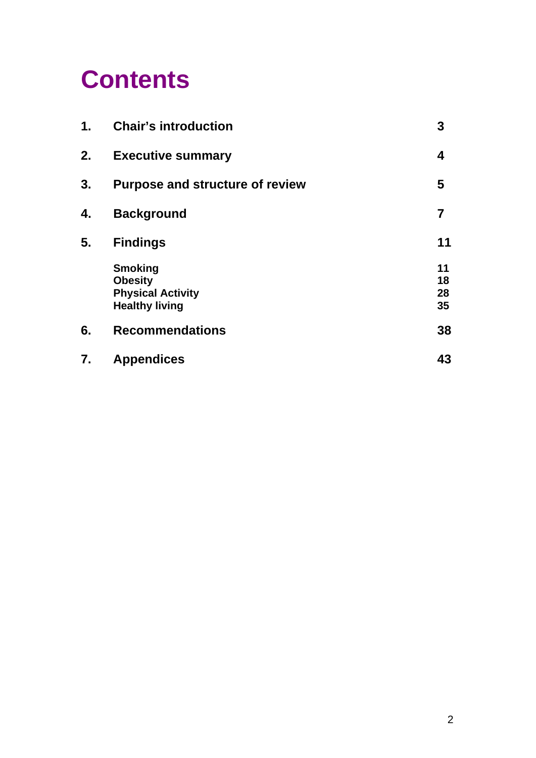# Contents

| | | |
|---|---|---|
| **1.** | **Chair's introduction** | **3** |
| **2.** | **Executive summary** | **4** |
| **3.** | **Purpose and structure of review** | **5** |
| **4.** | **Background** | **7** |
| **5.** | **Findings** | **11** |
| | **Smoking** | **11** |
| | **Obesity** | **18** |
| | **Physical Activity** | **28** |
| | **Healthy living** | **35** |
| **6.** | **Recommendations** | **38** |
| **7.** | **Appendices** | **43** |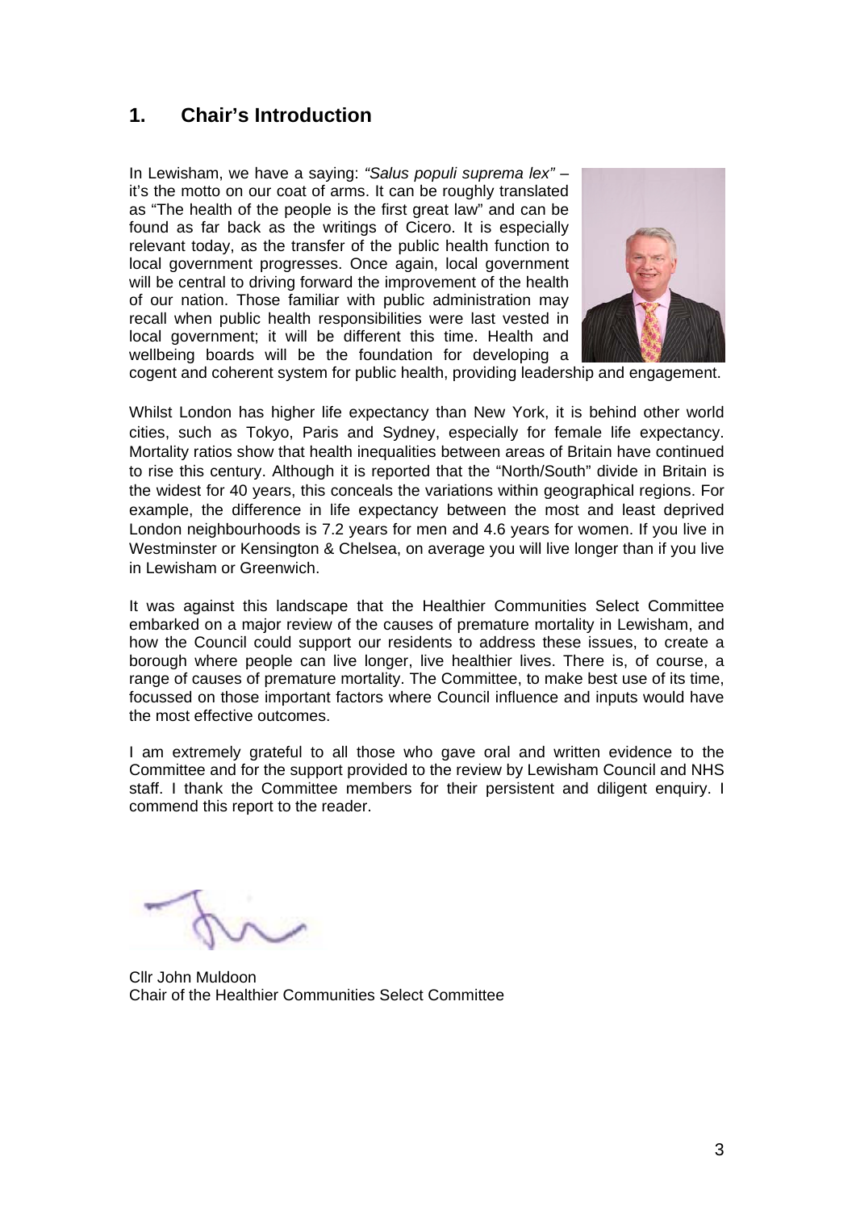## 1. Chair's Introduction

In Lewisham, we have a saying: *"Salus populi suprema lex"* – it's the motto on our coat of arms. It can be roughly translated as "The health of the people is the first great law" and can be found as far back as the writings of Cicero. It is especially relevant today, as the transfer of the public health function to local government progresses. Once again, local government will be central to driving forward the improvement of the health of our nation. Those familiar with public administration may recall when public health responsibilities were last vested in local government; it will be different this time. Health and wellbeing boards will be the foundation for developing a cogent and coherent system for public health, providing leadership and engagement.

Whilst London has higher life expectancy than New York, it is behind other world cities, such as Tokyo, Paris and Sydney, especially for female life expectancy. Mortality ratios show that health inequalities between areas of Britain have continued to rise this century. Although it is reported that the "North/South" divide in Britain is the widest for 40 years, this conceals the variations within geographical regions. For example, the difference in life expectancy between the most and least deprived London neighbourhoods is 7.2 years for men and 4.6 years for women. If you live in Westminster or Kensington & Chelsea, on average you will live longer than if you live in Lewisham or Greenwich.

It was against this landscape that the Healthier Communities Select Committee embarked on a major review of the causes of premature mortality in Lewisham, and how the Council could support our residents to address these issues, to create a borough where people can live longer, live healthier lives. There is, of course, a range of causes of premature mortality. The Committee, to make best use of its time, focussed on those important factors where Council influence and inputs would have the most effective outcomes.

I am extremely grateful to all those who gave oral and written evidence to the Committee and for the support provided to the review by Lewisham Council and NHS staff. I thank the Committee members for their persistent and diligent enquiry. I commend this report to the reader.

Cllr John Muldoon
Chair of the Healthier Communities Select Committee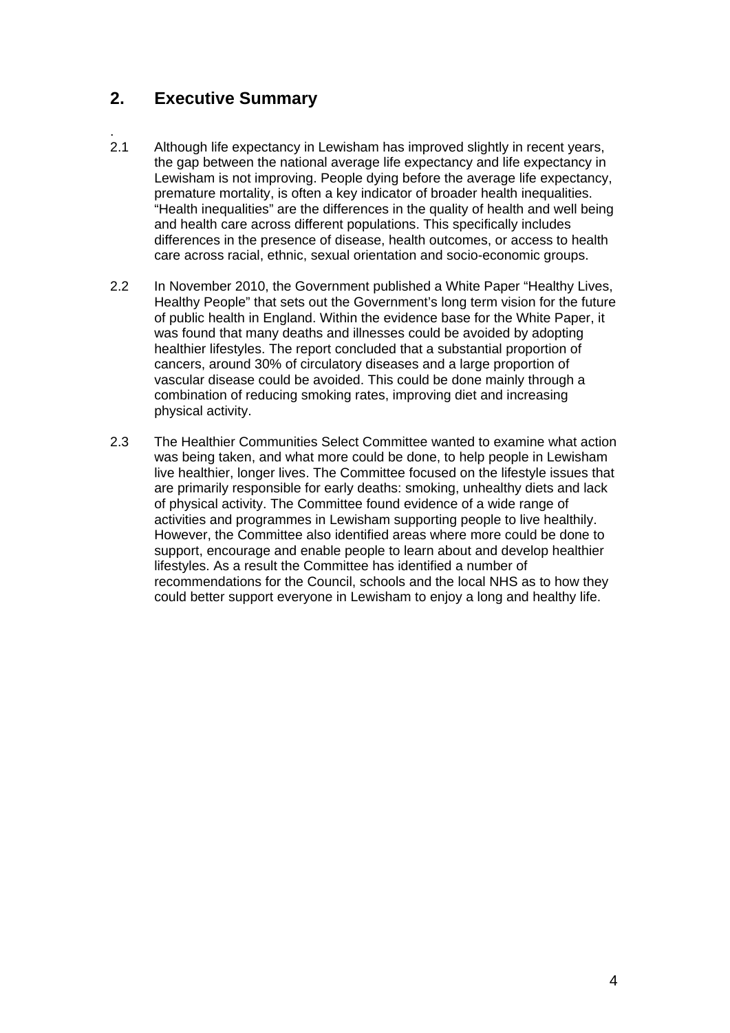## 2. Executive Summary

2.1 Although life expectancy in Lewisham has improved slightly in recent years, the gap between the national average life expectancy and life expectancy in Lewisham is not improving. People dying before the average life expectancy, premature mortality, is often a key indicator of broader health inequalities. "Health inequalities" are the differences in the quality of health and well being and health care across different populations. This specifically includes differences in the presence of disease, health outcomes, or access to health care across racial, ethnic, sexual orientation and socio-economic groups.

2.2 In November 2010, the Government published a White Paper "Healthy Lives, Healthy People" that sets out the Government's long term vision for the future of public health in England. Within the evidence base for the White Paper, it was found that many deaths and illnesses could be avoided by adopting healthier lifestyles. The report concluded that a substantial proportion of cancers, around 30% of circulatory diseases and a large proportion of vascular disease could be avoided. This could be done mainly through a combination of reducing smoking rates, improving diet and increasing physical activity.

2.3 The Healthier Communities Select Committee wanted to examine what action was being taken, and what more could be done, to help people in Lewisham live healthier, longer lives. The Committee focused on the lifestyle issues that are primarily responsible for early deaths: smoking, unhealthy diets and lack of physical activity. The Committee found evidence of a wide range of activities and programmes in Lewisham supporting people to live healthily. However, the Committee also identified areas where more could be done to support, encourage and enable people to learn about and develop healthier lifestyles. As a result the Committee has identified a number of recommendations for the Council, schools and the local NHS as to how they could better support everyone in Lewisham to enjoy a long and healthy life.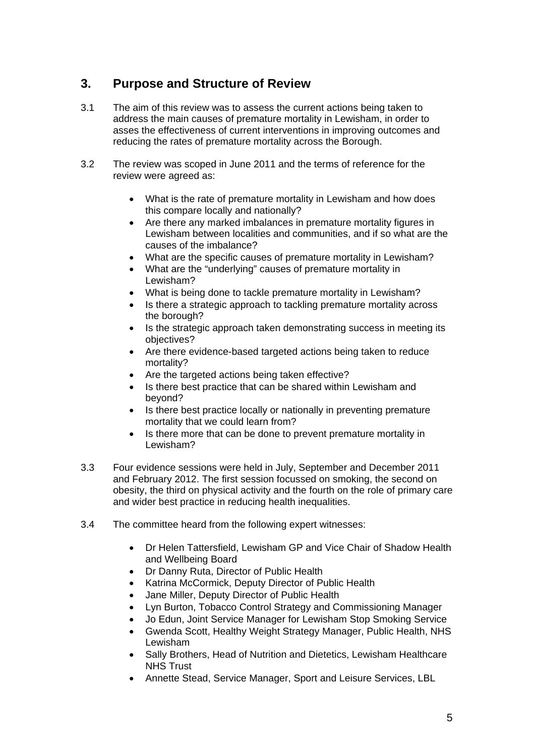## 3. Purpose and Structure of Review

3.1 The aim of this review was to assess the current actions being taken to address the main causes of premature mortality in Lewisham, in order to asses the effectiveness of current interventions in improving outcomes and reducing the rates of premature mortality across the Borough.

3.2 The review was scoped in June 2011 and the terms of reference for the review were agreed as:

- What is the rate of premature mortality in Lewisham and how does this compare locally and nationally?
- Are there any marked imbalances in premature mortality figures in Lewisham between localities and communities, and if so what are the causes of the imbalance?
- What are the specific causes of premature mortality in Lewisham?
- What are the "underlying" causes of premature mortality in Lewisham?
- What is being done to tackle premature mortality in Lewisham?
- Is there a strategic approach to tackling premature mortality across the borough?
- Is the strategic approach taken demonstrating success in meeting its objectives?
- Are there evidence-based targeted actions being taken to reduce mortality?
- Are the targeted actions being taken effective?
- Is there best practice that can be shared within Lewisham and beyond?
- Is there best practice locally or nationally in preventing premature mortality that we could learn from?
- Is there more that can be done to prevent premature mortality in Lewisham?

3.3 Four evidence sessions were held in July, September and December 2011 and February 2012. The first session focussed on smoking, the second on obesity, the third on physical activity and the fourth on the role of primary care and wider best practice in reducing health inequalities.

3.4 The committee heard from the following expert witnesses:

- Dr Helen Tattersfield, Lewisham GP and Vice Chair of Shadow Health and Wellbeing Board
- Dr Danny Ruta, Director of Public Health
- Katrina McCormick, Deputy Director of Public Health
- Jane Miller, Deputy Director of Public Health
- Lyn Burton, Tobacco Control Strategy and Commissioning Manager
- Jo Edun, Joint Service Manager for Lewisham Stop Smoking Service
- Gwenda Scott, Healthy Weight Strategy Manager, Public Health, NHS Lewisham
- Sally Brothers, Head of Nutrition and Dietetics, Lewisham Healthcare NHS Trust
- Annette Stead, Service Manager, Sport and Leisure Services, LBL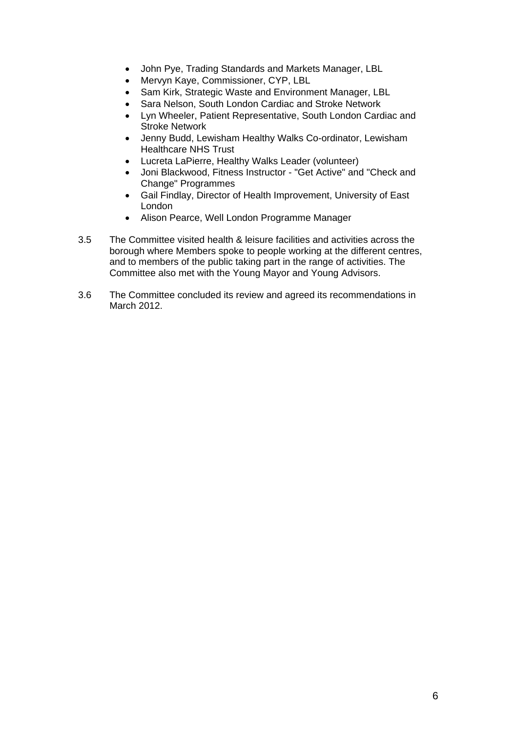- John Pye, Trading Standards and Markets Manager, LBL
- Mervyn Kaye, Commissioner, CYP, LBL
- Sam Kirk, Strategic Waste and Environment Manager, LBL
- Sara Nelson, South London Cardiac and Stroke Network
- Lyn Wheeler, Patient Representative, South London Cardiac and Stroke Network
- Jenny Budd, Lewisham Healthy Walks Co-ordinator, Lewisham Healthcare NHS Trust
- Lucreta LaPierre, Healthy Walks Leader (volunteer)
- Joni Blackwood, Fitness Instructor - "Get Active" and "Check and Change" Programmes
- Gail Findlay, Director of Health Improvement, University of East London
- Alison Pearce, Well London Programme Manager

3.5 The Committee visited health & leisure facilities and activities across the borough where Members spoke to people working at the different centres, and to members of the public taking part in the range of activities. The Committee also met with the Young Mayor and Young Advisors.

3.6 The Committee concluded its review and agreed its recommendations in March 2012.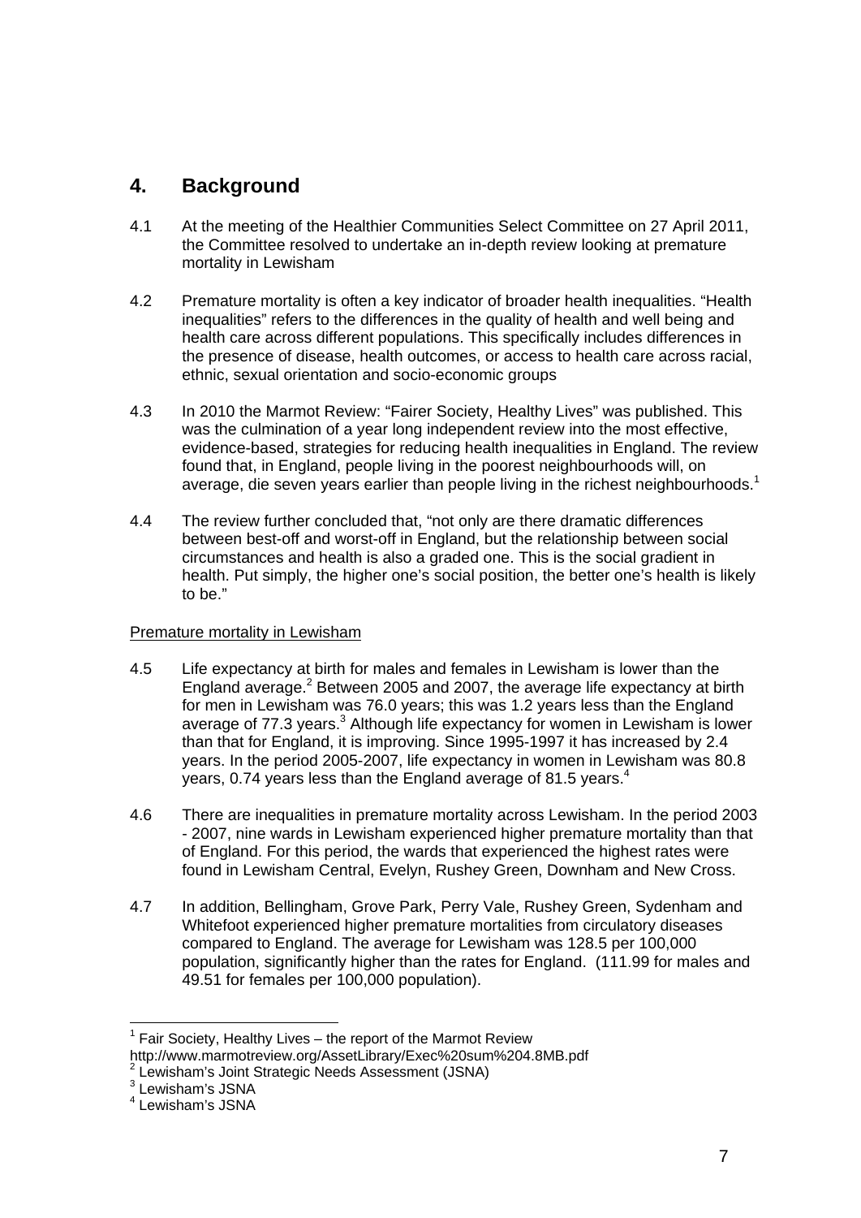## 4. Background

4.1 At the meeting of the Healthier Communities Select Committee on 27 April 2011, the Committee resolved to undertake an in-depth review looking at premature mortality in Lewisham

4.2 Premature mortality is often a key indicator of broader health inequalities. "Health inequalities" refers to the differences in the quality of health and well being and health care across different populations. This specifically includes differences in the presence of disease, health outcomes, or access to health care across racial, ethnic, sexual orientation and socio-economic groups

4.3 In 2010 the Marmot Review: "Fairer Society, Healthy Lives" was published. This was the culmination of a year long independent review into the most effective, evidence-based, strategies for reducing health inequalities in England. The review found that, in England, people living in the poorest neighbourhoods will, on average, die seven years earlier than people living in the richest neighbourhoods.[1]

4.4 The review further concluded that, "not only are there dramatic differences between best-off and worst-off in England, but the relationship between social circumstances and health is also a graded one. This is the social gradient in health. Put simply, the higher one's social position, the better one's health is likely to be."

Premature mortality in Lewisham

4.5 Life expectancy at birth for males and females in Lewisham is lower than the England average.[2] Between 2005 and 2007, the average life expectancy at birth for men in Lewisham was 76.0 years; this was 1.2 years less than the England average of 77.3 years.[3] Although life expectancy for women in Lewisham is lower than that for England, it is improving. Since 1995-1997 it has increased by 2.4 years. In the period 2005-2007, life expectancy in women in Lewisham was 80.8 years, 0.74 years less than the England average of 81.5 years.[4]

4.6 There are inequalities in premature mortality across Lewisham. In the period 2003 - 2007, nine wards in Lewisham experienced higher premature mortality than that of England. For this period, the wards that experienced the highest rates were found in Lewisham Central, Evelyn, Rushey Green, Downham and New Cross.

4.7 In addition, Bellingham, Grove Park, Perry Vale, Rushey Green, Sydenham and Whitefoot experienced higher premature mortalities from circulatory diseases compared to England. The average for Lewisham was 128.5 per 100,000 population, significantly higher than the rates for England. (111.99 for males and 49.51 for females per 100,000 population).

---

[1] Fair Society, Healthy Lives – the report of the Marmot Review http://www.marmotreview.org/AssetLibrary/Exec%20sum%204.8MB.pdf

[2] Lewisham's Joint Strategic Needs Assessment (JSNA)

[3] Lewisham's JSNA

[4] Lewisham's JSNA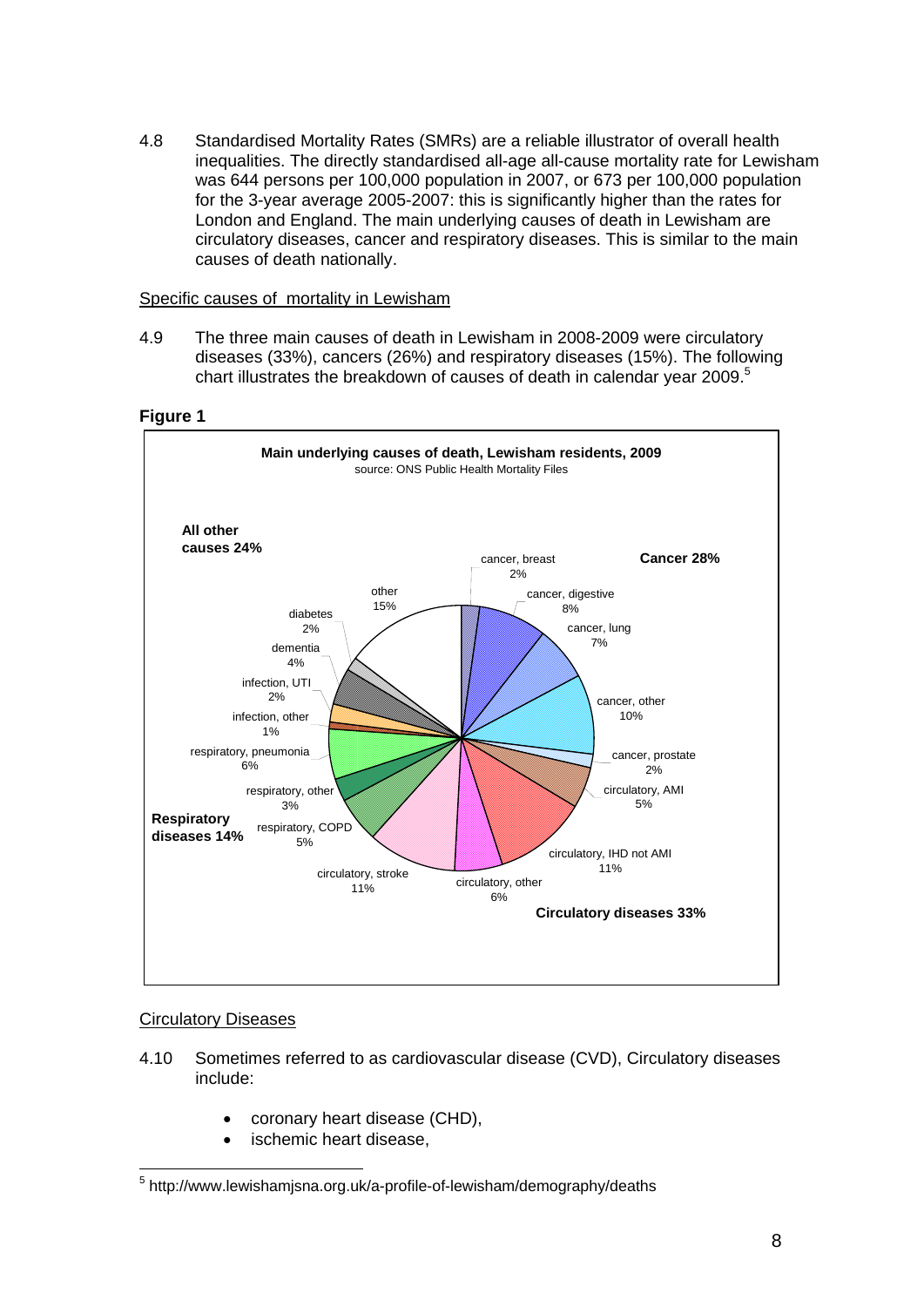4.8 Standardised Mortality Rates (SMRs) are a reliable illustrator of overall health inequalities. The directly standardised all-age all-cause mortality rate for Lewisham was 644 persons per 100,000 population in 2007, or 673 per 100,000 population for the 3-year average 2005-2007: this is significantly higher than the rates for London and England. The main underlying causes of death in Lewisham are circulatory diseases, cancer and respiratory diseases. This is similar to the main causes of death nationally.

## Specific causes of mortality in Lewisham

4.9 The three main causes of death in Lewisham in 2008-2009 were circulatory diseases (33%), cancers (26%) and respiratory diseases (15%). The following chart illustrates the breakdown of causes of death in calendar year 2009.[5]

**Figure 1**

**Main underlying causes of death, Lewisham residents, 2009**
source: ONS Public Health Mortality Files

| Category | Cause | % |
|---|---|---|
| **Cancer 28%** | cancer, breast | 2% |
| | cancer, digestive | 8% |
| | cancer, lung | 7% |
| | cancer, other | 10% |
| | cancer, prostate | 2% |
| **Circulatory diseases 33%** | circulatory, AMI | 5% |
| | circulatory, IHD not AMI | 11% |
| | circulatory, other | 6% |
| | circulatory, stroke | 11% |
| **Respiratory diseases 14%** | respiratory, COPD | 5% |
| | respiratory, other | 3% |
| | respiratory, pneumonia | 6% |
| **All other causes 24%** | infection, other | 1% |
| | infection, UTI | 2% |
| | dementia | 4% |
| | diabetes | 2% |
| | other | 15% |

## Circulatory Diseases

4.10 Sometimes referred to as cardiovascular disease (CVD), Circulatory diseases include:

- coronary heart disease (CHD),
- ischemic heart disease,

[5] http://www.lewishamjsna.org.uk/a-profile-of-lewisham/demography/deaths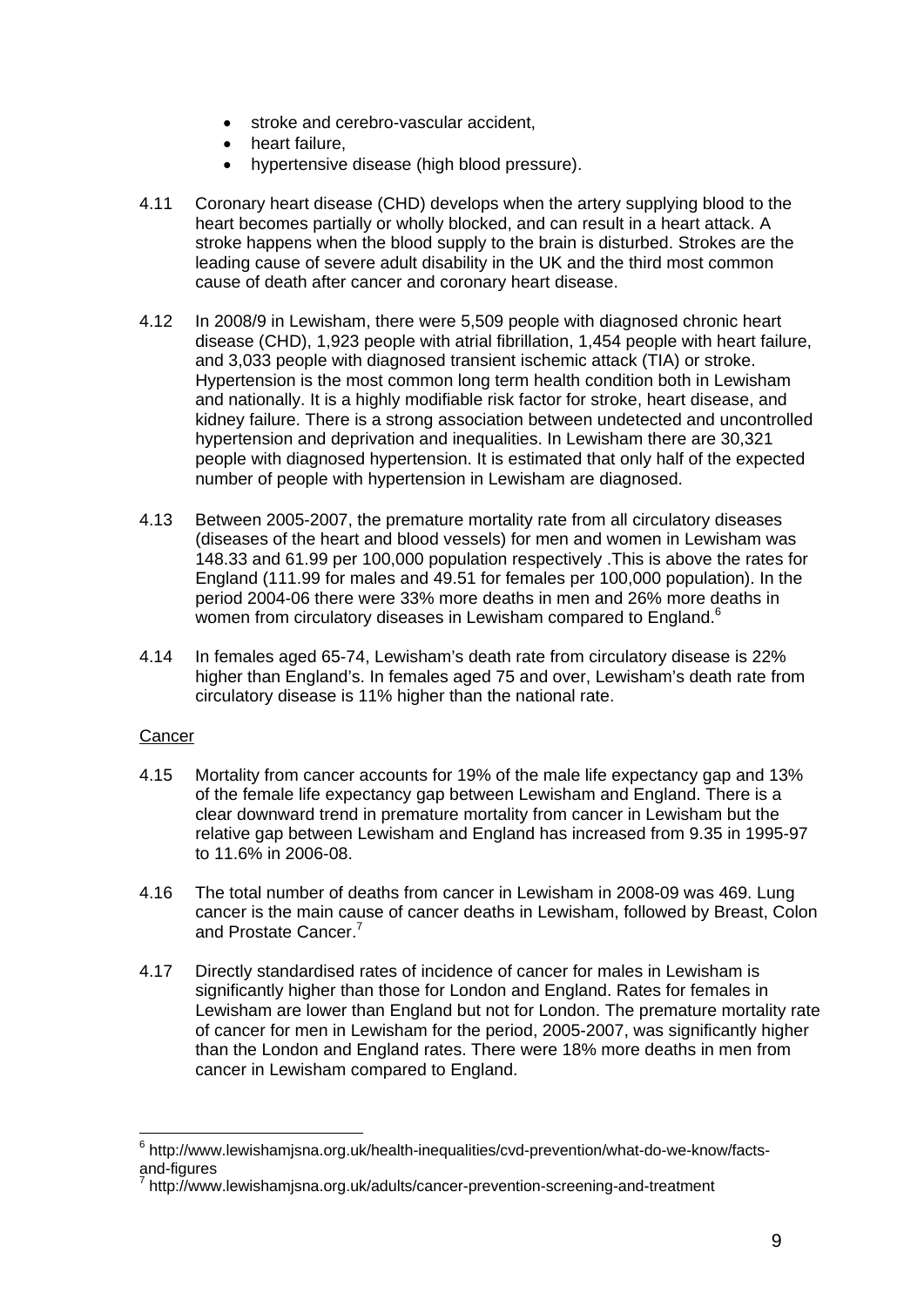- stroke and cerebro-vascular accident,
- heart failure,
- hypertensive disease (high blood pressure).

4.11 Coronary heart disease (CHD) develops when the artery supplying blood to the heart becomes partially or wholly blocked, and can result in a heart attack. A stroke happens when the blood supply to the brain is disturbed. Strokes are the leading cause of severe adult disability in the UK and the third most common cause of death after cancer and coronary heart disease.

4.12 In 2008/9 in Lewisham, there were 5,509 people with diagnosed chronic heart disease (CHD), 1,923 people with atrial fibrillation, 1,454 people with heart failure, and 3,033 people with diagnosed transient ischemic attack (TIA) or stroke. Hypertension is the most common long term health condition both in Lewisham and nationally. It is a highly modifiable risk factor for stroke, heart disease, and kidney failure. There is a strong association between undetected and uncontrolled hypertension and deprivation and inequalities. In Lewisham there are 30,321 people with diagnosed hypertension. It is estimated that only half of the expected number of people with hypertension in Lewisham are diagnosed.

4.13 Between 2005-2007, the premature mortality rate from all circulatory diseases (diseases of the heart and blood vessels) for men and women in Lewisham was 148.33 and 61.99 per 100,000 population respectively .This is above the rates for England (111.99 for males and 49.51 for females per 100,000 population). In the period 2004-06 there were 33% more deaths in men and 26% more deaths in women from circulatory diseases in Lewisham compared to England.[6]

4.14 In females aged 65-74, Lewisham's death rate from circulatory disease is 22% higher than England's. In females aged 75 and over, Lewisham's death rate from circulatory disease is 11% higher than the national rate.

<u>Cancer</u>

4.15 Mortality from cancer accounts for 19% of the male life expectancy gap and 13% of the female life expectancy gap between Lewisham and England. There is a clear downward trend in premature mortality from cancer in Lewisham but the relative gap between Lewisham and England has increased from 9.35 in 1995-97 to 11.6% in 2006-08.

4.16 The total number of deaths from cancer in Lewisham in 2008-09 was 469. Lung cancer is the main cause of cancer deaths in Lewisham, followed by Breast, Colon and Prostate Cancer.[7]

4.17 Directly standardised rates of incidence of cancer for males in Lewisham is significantly higher than those for London and England. Rates for females in Lewisham are lower than England but not for London. The premature mortality rate of cancer for men in Lewisham for the period, 2005-2007, was significantly higher than the London and England rates. There were 18% more deaths in men from cancer in Lewisham compared to England.

---

[6] http://www.lewishamjsna.org.uk/health-inequalities/cvd-prevention/what-do-we-know/facts-and-figures

[7] http://www.lewishamjsna.org.uk/adults/cancer-prevention-screening-and-treatment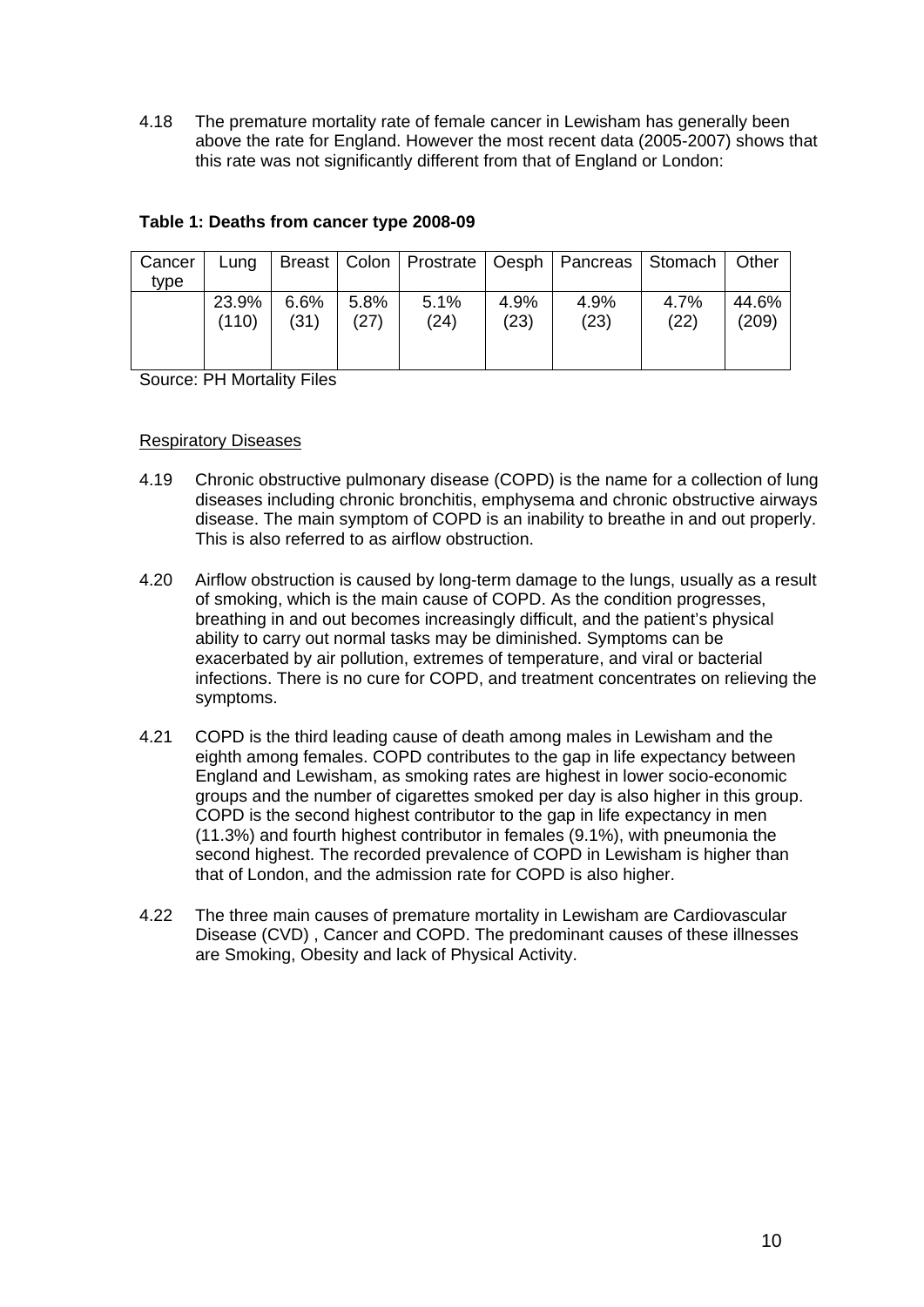4.18 The premature mortality rate of female cancer in Lewisham has generally been above the rate for England. However the most recent data (2005-2007) shows that this rate was not significantly different from that of England or London:

**Table 1: Deaths from cancer type 2008-09**

| Cancer type | Lung | Breast | Colon | Prostrate | Oesph | Pancreas | Stomach | Other |
|---|---|---|---|---|---|---|---|---|
| | 23.9% (110) | 6.6% (31) | 5.8% (27) | 5.1% (24) | 4.9% (23) | 4.9% (23) | 4.7% (22) | 44.6% (209) |

Source: PH Mortality Files

Respiratory Diseases

4.19 Chronic obstructive pulmonary disease (COPD) is the name for a collection of lung diseases including chronic bronchitis, emphysema and chronic obstructive airways disease. The main symptom of COPD is an inability to breathe in and out properly. This is also referred to as airflow obstruction.

4.20 Airflow obstruction is caused by long-term damage to the lungs, usually as a result of smoking, which is the main cause of COPD. As the condition progresses, breathing in and out becomes increasingly difficult, and the patient's physical ability to carry out normal tasks may be diminished. Symptoms can be exacerbated by air pollution, extremes of temperature, and viral or bacterial infections. There is no cure for COPD, and treatment concentrates on relieving the symptoms.

4.21 COPD is the third leading cause of death among males in Lewisham and the eighth among females. COPD contributes to the gap in life expectancy between England and Lewisham, as smoking rates are highest in lower socio-economic groups and the number of cigarettes smoked per day is also higher in this group. COPD is the second highest contributor to the gap in life expectancy in men (11.3%) and fourth highest contributor in females (9.1%), with pneumonia the second highest. The recorded prevalence of COPD in Lewisham is higher than that of London, and the admission rate for COPD is also higher.

4.22 The three main causes of premature mortality in Lewisham are Cardiovascular Disease (CVD) , Cancer and COPD. The predominant causes of these illnesses are Smoking, Obesity and lack of Physical Activity.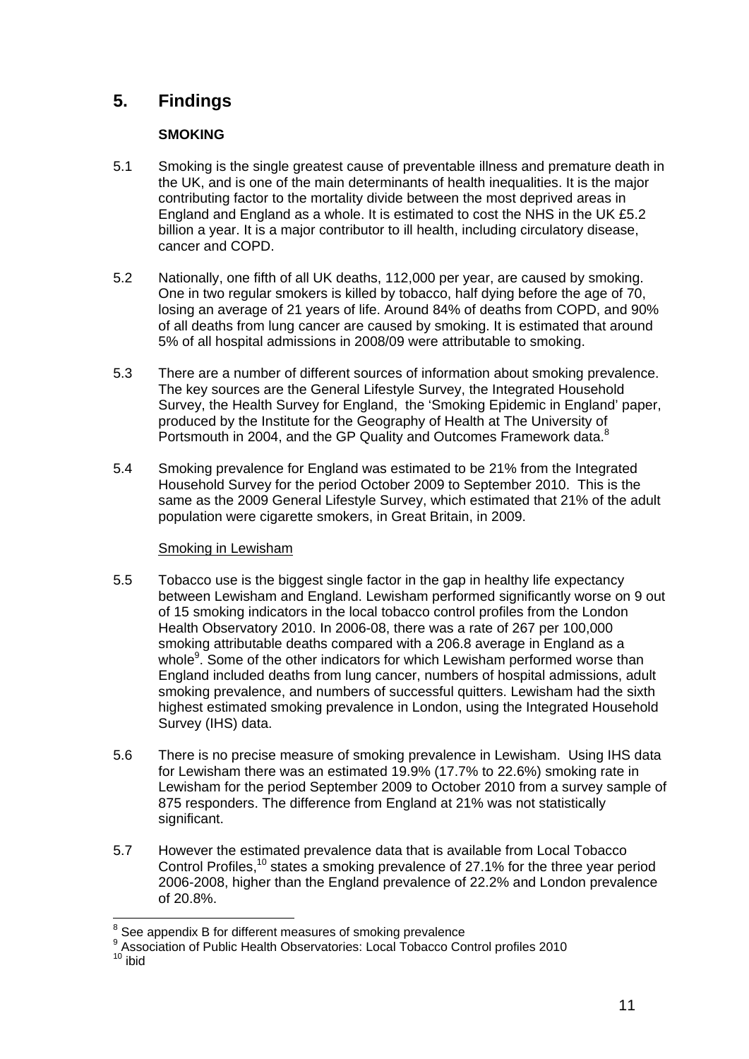# 5. Findings

**SMOKING**

5.1 Smoking is the single greatest cause of preventable illness and premature death in the UK, and is one of the main determinants of health inequalities. It is the major contributing factor to the mortality divide between the most deprived areas in England and England as a whole. It is estimated to cost the NHS in the UK £5.2 billion a year. It is a major contributor to ill health, including circulatory disease, cancer and COPD.

5.2 Nationally, one fifth of all UK deaths, 112,000 per year, are caused by smoking. One in two regular smokers is killed by tobacco, half dying before the age of 70, losing an average of 21 years of life. Around 84% of deaths from COPD, and 90% of all deaths from lung cancer are caused by smoking. It is estimated that around 5% of all hospital admissions in 2008/09 were attributable to smoking.

5.3 There are a number of different sources of information about smoking prevalence. The key sources are the General Lifestyle Survey, the Integrated Household Survey, the Health Survey for England, the 'Smoking Epidemic in England' paper, produced by the Institute for the Geography of Health at The University of Portsmouth in 2004, and the GP Quality and Outcomes Framework data.[8]

5.4 Smoking prevalence for England was estimated to be 21% from the Integrated Household Survey for the period October 2009 to September 2010. This is the same as the 2009 General Lifestyle Survey, which estimated that 21% of the adult population were cigarette smokers, in Great Britain, in 2009.

Smoking in Lewisham

5.5 Tobacco use is the biggest single factor in the gap in healthy life expectancy between Lewisham and England. Lewisham performed significantly worse on 9 out of 15 smoking indicators in the local tobacco control profiles from the London Health Observatory 2010. In 2006-08, there was a rate of 267 per 100,000 smoking attributable deaths compared with a 206.8 average in England as a whole[9]. Some of the other indicators for which Lewisham performed worse than England included deaths from lung cancer, numbers of hospital admissions, adult smoking prevalence, and numbers of successful quitters. Lewisham had the sixth highest estimated smoking prevalence in London, using the Integrated Household Survey (IHS) data.

5.6 There is no precise measure of smoking prevalence in Lewisham. Using IHS data for Lewisham there was an estimated 19.9% (17.7% to 22.6%) smoking rate in Lewisham for the period September 2009 to October 2010 from a survey sample of 875 responders. The difference from England at 21% was not statistically significant.

5.7 However the estimated prevalence data that is available from Local Tobacco Control Profiles,[10] states a smoking prevalence of 27.1% for the three year period 2006-2008, higher than the England prevalence of 22.2% and London prevalence of 20.8%.

---

[8] See appendix B for different measures of smoking prevalence

[9] Association of Public Health Observatories: Local Tobacco Control profiles 2010

[10] ibid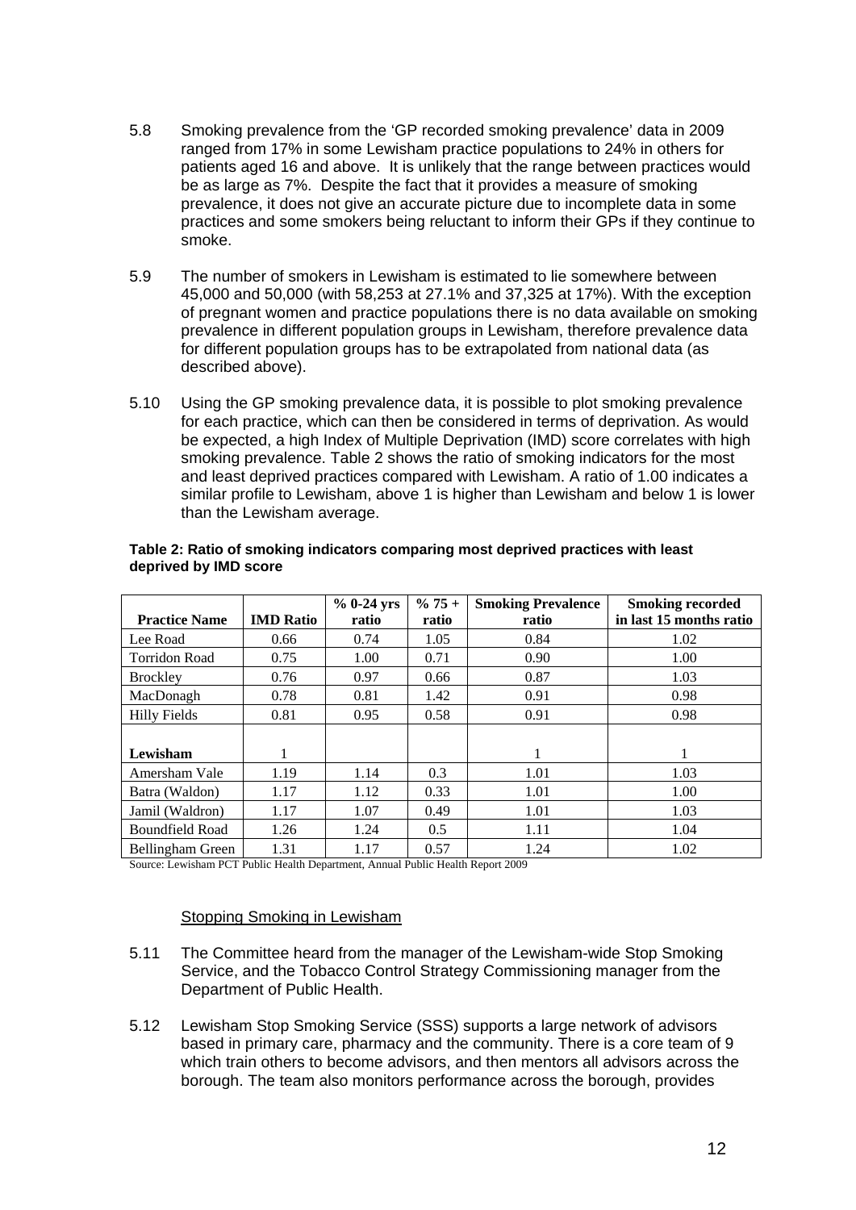5.8 Smoking prevalence from the 'GP recorded smoking prevalence' data in 2009 ranged from 17% in some Lewisham practice populations to 24% in others for patients aged 16 and above. It is unlikely that the range between practices would be as large as 7%. Despite the fact that it provides a measure of smoking prevalence, it does not give an accurate picture due to incomplete data in some practices and some smokers being reluctant to inform their GPs if they continue to smoke.

5.9 The number of smokers in Lewisham is estimated to lie somewhere between 45,000 and 50,000 (with 58,253 at 27.1% and 37,325 at 17%). With the exception of pregnant women and practice populations there is no data available on smoking prevalence in different population groups in Lewisham, therefore prevalence data for different population groups has to be extrapolated from national data (as described above).

5.10 Using the GP smoking prevalence data, it is possible to plot smoking prevalence for each practice, which can then be considered in terms of deprivation. As would be expected, a high Index of Multiple Deprivation (IMD) score correlates with high smoking prevalence. Table 2 shows the ratio of smoking indicators for the most and least deprived practices compared with Lewisham. A ratio of 1.00 indicates a similar profile to Lewisham, above 1 is higher than Lewisham and below 1 is lower than the Lewisham average.

**Table 2: Ratio of smoking indicators comparing most deprived practices with least deprived by IMD score**

| Practice Name | IMD Ratio | % 0-24 yrs ratio | % 75 + ratio | Smoking Prevalence ratio | Smoking recorded in last 15 months ratio |
|---|---|---|---|---|---|
| Lee Road | 0.66 | 0.74 | 1.05 | 0.84 | 1.02 |
| Torridon Road | 0.75 | 1.00 | 0.71 | 0.90 | 1.00 |
| Brockley | 0.76 | 0.97 | 0.66 | 0.87 | 1.03 |
| MacDonagh | 0.78 | 0.81 | 1.42 | 0.91 | 0.98 |
| Hilly Fields | 0.81 | 0.95 | 0.58 | 0.91 | 0.98 |
| **Lewisham** | 1 | | | 1 | 1 |
| Amersham Vale | 1.19 | 1.14 | 0.3 | 1.01 | 1.03 |
| Batra (Waldon) | 1.17 | 1.12 | 0.33 | 1.01 | 1.00 |
| Jamil (Waldron) | 1.17 | 1.07 | 0.49 | 1.01 | 1.03 |
| Boundfield Road | 1.26 | 1.24 | 0.5 | 1.11 | 1.04 |
| Bellingham Green | 1.31 | 1.17 | 0.57 | 1.24 | 1.02 |

Source: Lewisham PCT Public Health Department, Annual Public Health Report 2009

Stopping Smoking in Lewisham

5.11 The Committee heard from the manager of the Lewisham-wide Stop Smoking Service, and the Tobacco Control Strategy Commissioning manager from the Department of Public Health.

5.12 Lewisham Stop Smoking Service (SSS) supports a large network of advisors based in primary care, pharmacy and the community. There is a core team of 9 which train others to become advisors, and then mentors all advisors across the borough. The team also monitors performance across the borough, provides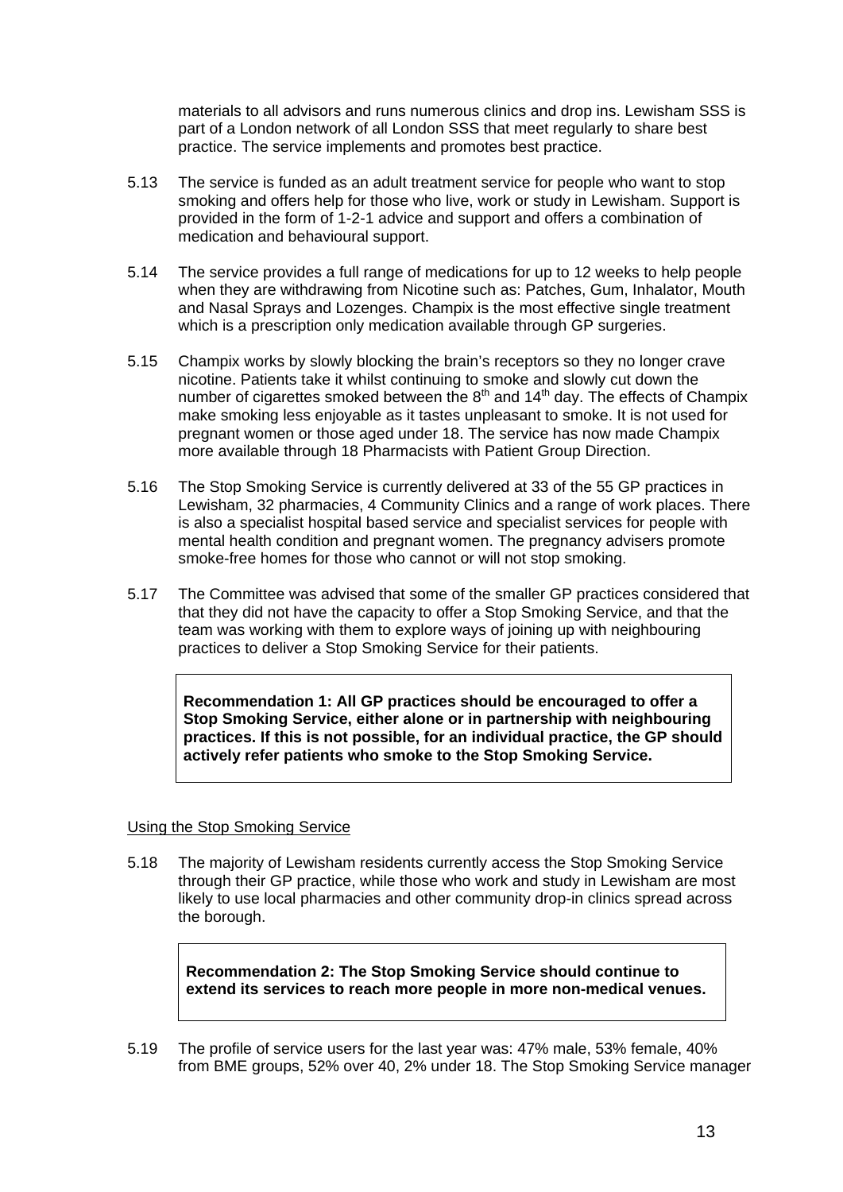materials to all advisors and runs numerous clinics and drop ins. Lewisham SSS is part of a London network of all London SSS that meet regularly to share best practice. The service implements and promotes best practice.

5.13 The service is funded as an adult treatment service for people who want to stop smoking and offers help for those who live, work or study in Lewisham. Support is provided in the form of 1-2-1 advice and support and offers a combination of medication and behavioural support.

5.14 The service provides a full range of medications for up to 12 weeks to help people when they are withdrawing from Nicotine such as: Patches, Gum, Inhalator, Mouth and Nasal Sprays and Lozenges. Champix is the most effective single treatment which is a prescription only medication available through GP surgeries.

5.15 Champix works by slowly blocking the brain's receptors so they no longer crave nicotine. Patients take it whilst continuing to smoke and slowly cut down the number of cigarettes smoked between the 8th and 14th day. The effects of Champix make smoking less enjoyable as it tastes unpleasant to smoke. It is not used for pregnant women or those aged under 18. The service has now made Champix more available through 18 Pharmacists with Patient Group Direction.

5.16 The Stop Smoking Service is currently delivered at 33 of the 55 GP practices in Lewisham, 32 pharmacies, 4 Community Clinics and a range of work places. There is also a specialist hospital based service and specialist services for people with mental health condition and pregnant women. The pregnancy advisers promote smoke-free homes for those who cannot or will not stop smoking.

5.17 The Committee was advised that some of the smaller GP practices considered that that they did not have the capacity to offer a Stop Smoking Service, and that the team was working with them to explore ways of joining up with neighbouring practices to deliver a Stop Smoking Service for their patients.

**Recommendation 1: All GP practices should be encouraged to offer a Stop Smoking Service, either alone or in partnership with neighbouring practices. If this is not possible, for an individual practice, the GP should actively refer patients who smoke to the Stop Smoking Service.**

Using the Stop Smoking Service

5.18 The majority of Lewisham residents currently access the Stop Smoking Service through their GP practice, while those who work and study in Lewisham are most likely to use local pharmacies and other community drop-in clinics spread across the borough.

**Recommendation 2: The Stop Smoking Service should continue to extend its services to reach more people in more non-medical venues.**

5.19 The profile of service users for the last year was: 47% male, 53% female, 40% from BME groups, 52% over 40, 2% under 18. The Stop Smoking Service manager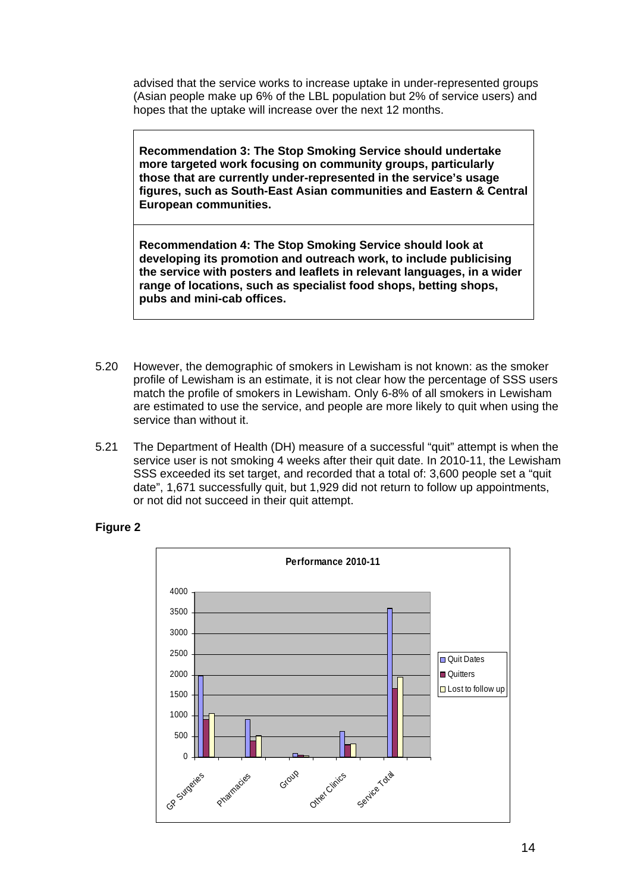advised that the service works to increase uptake in under-represented groups (Asian people make up 6% of the LBL population but 2% of service users) and hopes that the uptake will increase over the next 12 months.

> **Recommendation 3: The Stop Smoking Service should undertake more targeted work focusing on community groups, particularly those that are currently under-represented in the service's usage figures, such as South-East Asian communities and Eastern & Central European communities.**

> **Recommendation 4: The Stop Smoking Service should look at developing its promotion and outreach work, to include publicising the service with posters and leaflets in relevant languages, in a wider range of locations, such as specialist food shops, betting shops, pubs and mini-cab offices.**

5.20 However, the demographic of smokers in Lewisham is not known: as the smoker profile of Lewisham is an estimate, it is not clear how the percentage of SSS users match the profile of smokers in Lewisham. Only 6-8% of all smokers in Lewisham are estimated to use the service, and people are more likely to quit when using the service than without it.

5.21 The Department of Health (DH) measure of a successful "quit" attempt is when the service user is not smoking 4 weeks after their quit date. In 2010-11, the Lewisham SSS exceeded its set target, and recorded that a total of: 3,600 people set a "quit date", 1,671 successfully quit, but 1,929 did not return to follow up appointments, or not did not succeed in their quit attempt.

**Figure 2**

**Performance 2010-11**

(Bar chart showing Quit Dates, Quitters and Lost to follow up for GP Surgeries, Pharmacies, Group, Other Clinics and Service Total; y-axis 0–4000.)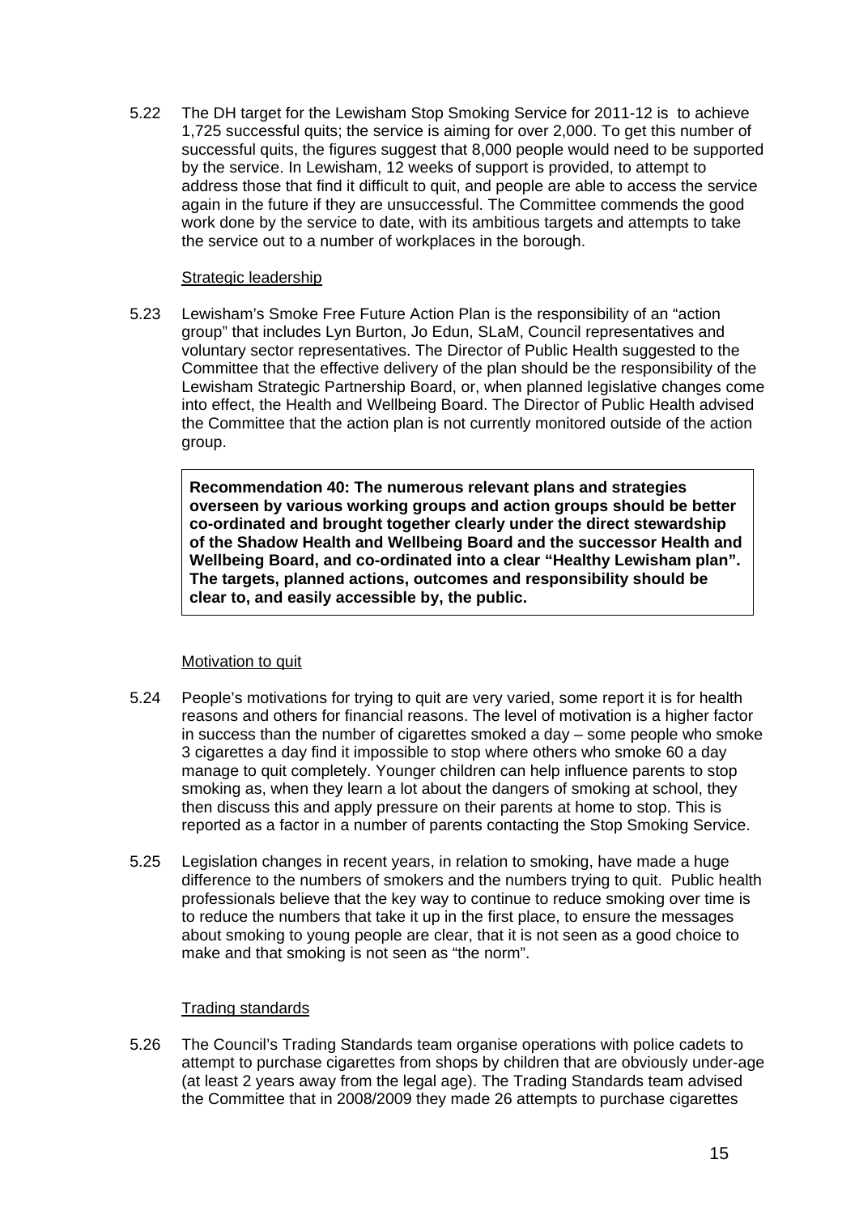5.22 The DH target for the Lewisham Stop Smoking Service for 2011-12 is to achieve 1,725 successful quits; the service is aiming for over 2,000. To get this number of successful quits, the figures suggest that 8,000 people would need to be supported by the service. In Lewisham, 12 weeks of support is provided, to attempt to address those that find it difficult to quit, and people are able to access the service again in the future if they are unsuccessful. The Committee commends the good work done by the service to date, with its ambitious targets and attempts to take the service out to a number of workplaces in the borough.

Strategic leadership

5.23 Lewisham's Smoke Free Future Action Plan is the responsibility of an "action group" that includes Lyn Burton, Jo Edun, SLaM, Council representatives and voluntary sector representatives. The Director of Public Health suggested to the Committee that the effective delivery of the plan should be the responsibility of the Lewisham Strategic Partnership Board, or, when planned legislative changes come into effect, the Health and Wellbeing Board. The Director of Public Health advised the Committee that the action plan is not currently monitored outside of the action group.

**Recommendation 40: The numerous relevant plans and strategies overseen by various working groups and action groups should be better co-ordinated and brought together clearly under the direct stewardship of the Shadow Health and Wellbeing Board and the successor Health and Wellbeing Board, and co-ordinated into a clear "Healthy Lewisham plan". The targets, planned actions, outcomes and responsibility should be clear to, and easily accessible by, the public.**

Motivation to quit

5.24 People's motivations for trying to quit are very varied, some report it is for health reasons and others for financial reasons. The level of motivation is a higher factor in success than the number of cigarettes smoked a day – some people who smoke 3 cigarettes a day find it impossible to stop where others who smoke 60 a day manage to quit completely. Younger children can help influence parents to stop smoking as, when they learn a lot about the dangers of smoking at school, they then discuss this and apply pressure on their parents at home to stop. This is reported as a factor in a number of parents contacting the Stop Smoking Service.

5.25 Legislation changes in recent years, in relation to smoking, have made a huge difference to the numbers of smokers and the numbers trying to quit. Public health professionals believe that the key way to continue to reduce smoking over time is to reduce the numbers that take it up in the first place, to ensure the messages about smoking to young people are clear, that it is not seen as a good choice to make and that smoking is not seen as "the norm".

Trading standards

5.26 The Council's Trading Standards team organise operations with police cadets to attempt to purchase cigarettes from shops by children that are obviously under-age (at least 2 years away from the legal age). The Trading Standards team advised the Committee that in 2008/2009 they made 26 attempts to purchase cigarettes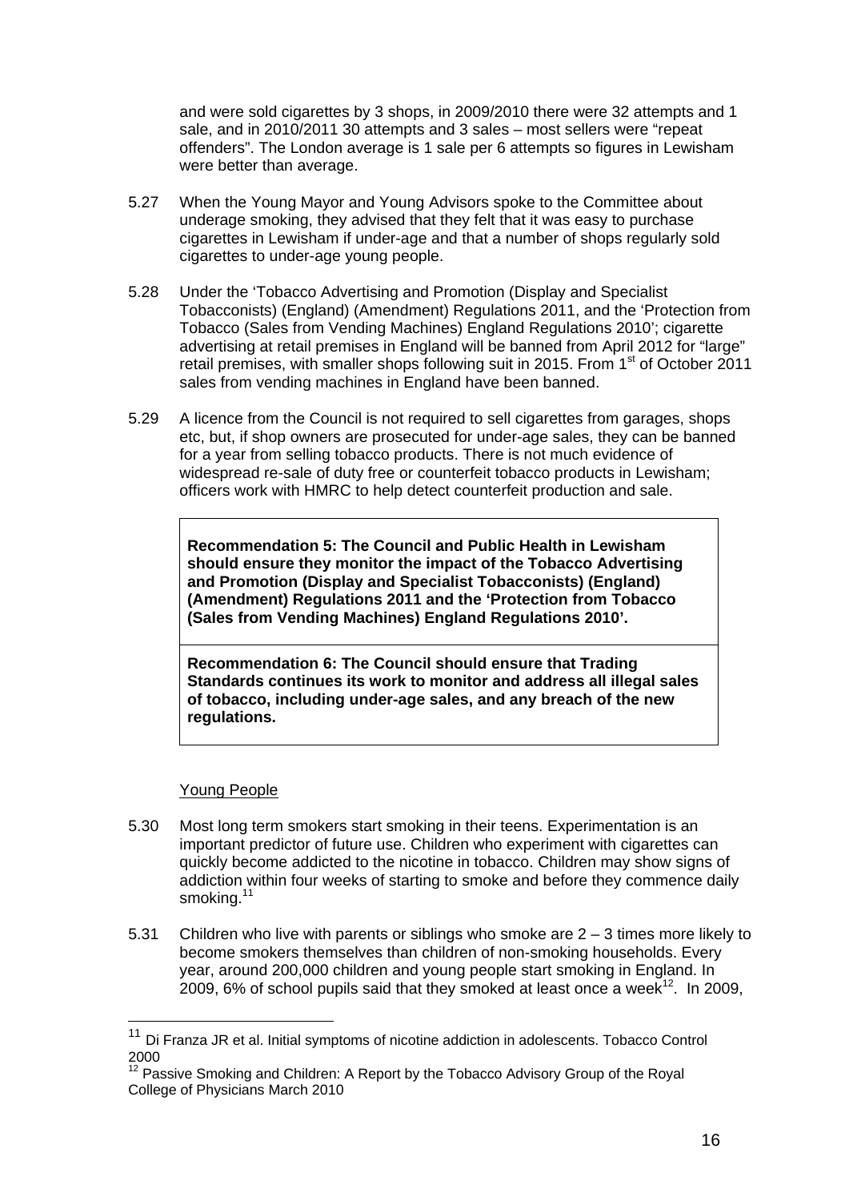and were sold cigarettes by 3 shops, in 2009/2010 there were 32 attempts and 1 sale, and in 2010/2011 30 attempts and 3 sales – most sellers were "repeat offenders". The London average is 1 sale per 6 attempts so figures in Lewisham were better than average.

5.27 When the Young Mayor and Young Advisors spoke to the Committee about underage smoking, they advised that they felt that it was easy to purchase cigarettes in Lewisham if under-age and that a number of shops regularly sold cigarettes to under-age young people.

5.28 Under the 'Tobacco Advertising and Promotion (Display and Specialist Tobacconists) (England) (Amendment) Regulations 2011, and the 'Protection from Tobacco (Sales from Vending Machines) England Regulations 2010'; cigarette advertising at retail premises in England will be banned from April 2012 for "large" retail premises, with smaller shops following suit in 2015. From 1st of October 2011 sales from vending machines in England have been banned.

5.29 A licence from the Council is not required to sell cigarettes from garages, shops etc, but, if shop owners are prosecuted for under-age sales, they can be banned for a year from selling tobacco products. There is not much evidence of widespread re-sale of duty free or counterfeit tobacco products in Lewisham; officers work with HMRC to help detect counterfeit production and sale.

**Recommendation 5: The Council and Public Health in Lewisham should ensure they monitor the impact of the Tobacco Advertising and Promotion (Display and Specialist Tobacconists) (England) (Amendment) Regulations 2011 and the 'Protection from Tobacco (Sales from Vending Machines) England Regulations 2010'.**

**Recommendation 6: The Council should ensure that Trading Standards continues its work to monitor and address all illegal sales of tobacco, including under-age sales, and any breach of the new regulations.**

Young People

5.30 Most long term smokers start smoking in their teens. Experimentation is an important predictor of future use. Children who experiment with cigarettes can quickly become addicted to the nicotine in tobacco. Children may show signs of addiction within four weeks of starting to smoke and before they commence daily smoking.[11]

5.31 Children who live with parents or siblings who smoke are 2 – 3 times more likely to become smokers themselves than children of non-smoking households. Every year, around 200,000 children and young people start smoking in England. In 2009, 6% of school pupils said that they smoked at least once a week[12]. In 2009,

[11] Di Franza JR et al. Initial symptoms of nicotine addiction in adolescents. Tobacco Control 2000

[12] Passive Smoking and Children: A Report by the Tobacco Advisory Group of the Royal College of Physicians March 2010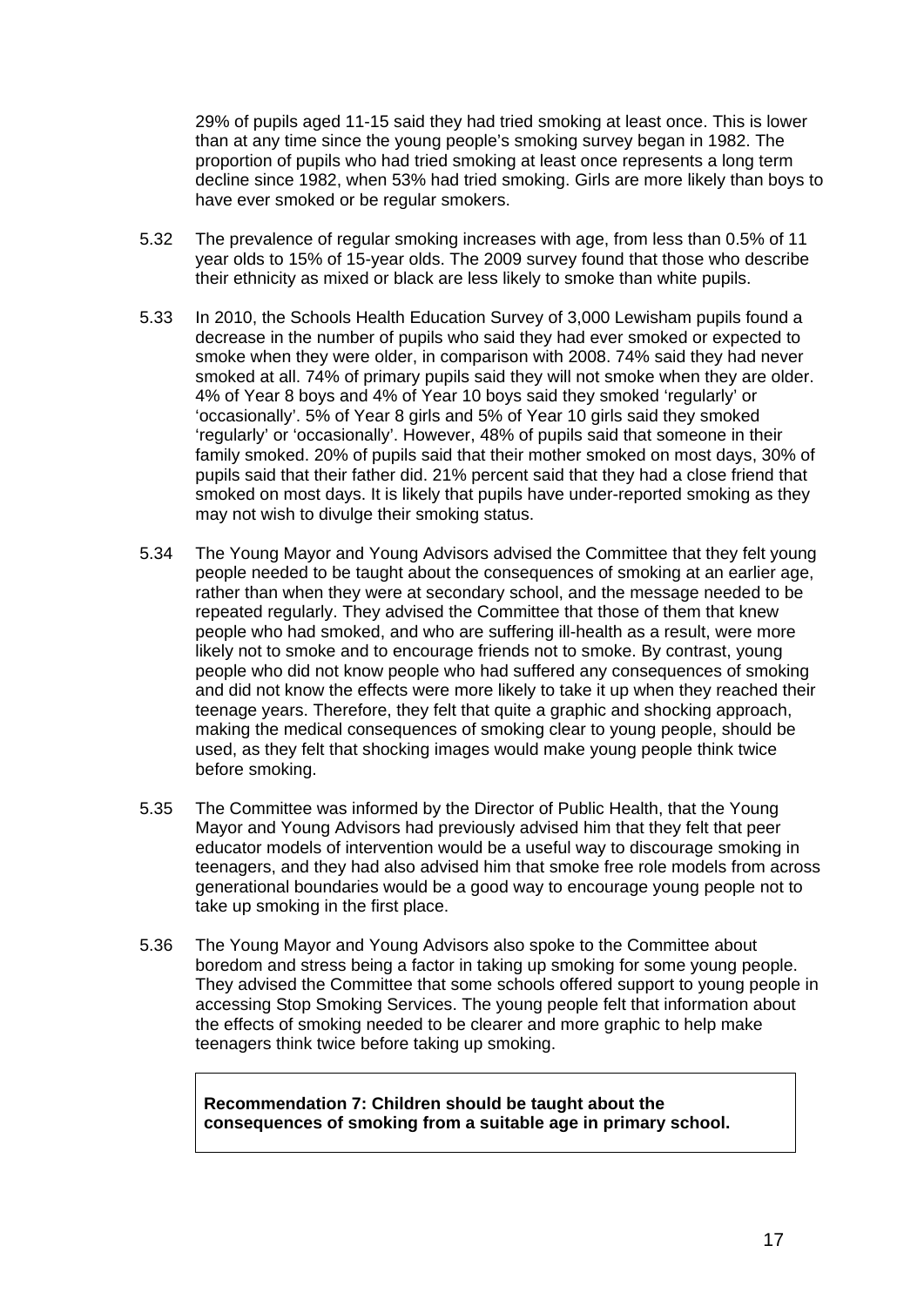29% of pupils aged 11-15 said they had tried smoking at least once. This is lower than at any time since the young people's smoking survey began in 1982. The proportion of pupils who had tried smoking at least once represents a long term decline since 1982, when 53% had tried smoking. Girls are more likely than boys to have ever smoked or be regular smokers.

5.32 The prevalence of regular smoking increases with age, from less than 0.5% of 11 year olds to 15% of 15-year olds. The 2009 survey found that those who describe their ethnicity as mixed or black are less likely to smoke than white pupils.

5.33 In 2010, the Schools Health Education Survey of 3,000 Lewisham pupils found a decrease in the number of pupils who said they had ever smoked or expected to smoke when they were older, in comparison with 2008. 74% said they had never smoked at all. 74% of primary pupils said they will not smoke when they are older. 4% of Year 8 boys and 4% of Year 10 boys said they smoked 'regularly' or 'occasionally'. 5% of Year 8 girls and 5% of Year 10 girls said they smoked 'regularly' or 'occasionally'. However, 48% of pupils said that someone in their family smoked. 20% of pupils said that their mother smoked on most days, 30% of pupils said that their father did. 21% percent said that they had a close friend that smoked on most days. It is likely that pupils have under-reported smoking as they may not wish to divulge their smoking status.

5.34 The Young Mayor and Young Advisors advised the Committee that they felt young people needed to be taught about the consequences of smoking at an earlier age, rather than when they were at secondary school, and the message needed to be repeated regularly. They advised the Committee that those of them that knew people who had smoked, and who are suffering ill-health as a result, were more likely not to smoke and to encourage friends not to smoke. By contrast, young people who did not know people who had suffered any consequences of smoking and did not know the effects were more likely to take it up when they reached their teenage years. Therefore, they felt that quite a graphic and shocking approach, making the medical consequences of smoking clear to young people, should be used, as they felt that shocking images would make young people think twice before smoking.

5.35 The Committee was informed by the Director of Public Health, that the Young Mayor and Young Advisors had previously advised him that they felt that peer educator models of intervention would be a useful way to discourage smoking in teenagers, and they had also advised him that smoke free role models from across generational boundaries would be a good way to encourage young people not to take up smoking in the first place.

5.36 The Young Mayor and Young Advisors also spoke to the Committee about boredom and stress being a factor in taking up smoking for some young people. They advised the Committee that some schools offered support to young people in accessing Stop Smoking Services. The young people felt that information about the effects of smoking needed to be clearer and more graphic to help make teenagers think twice before taking up smoking.

**Recommendation 7: Children should be taught about the consequences of smoking from a suitable age in primary school.**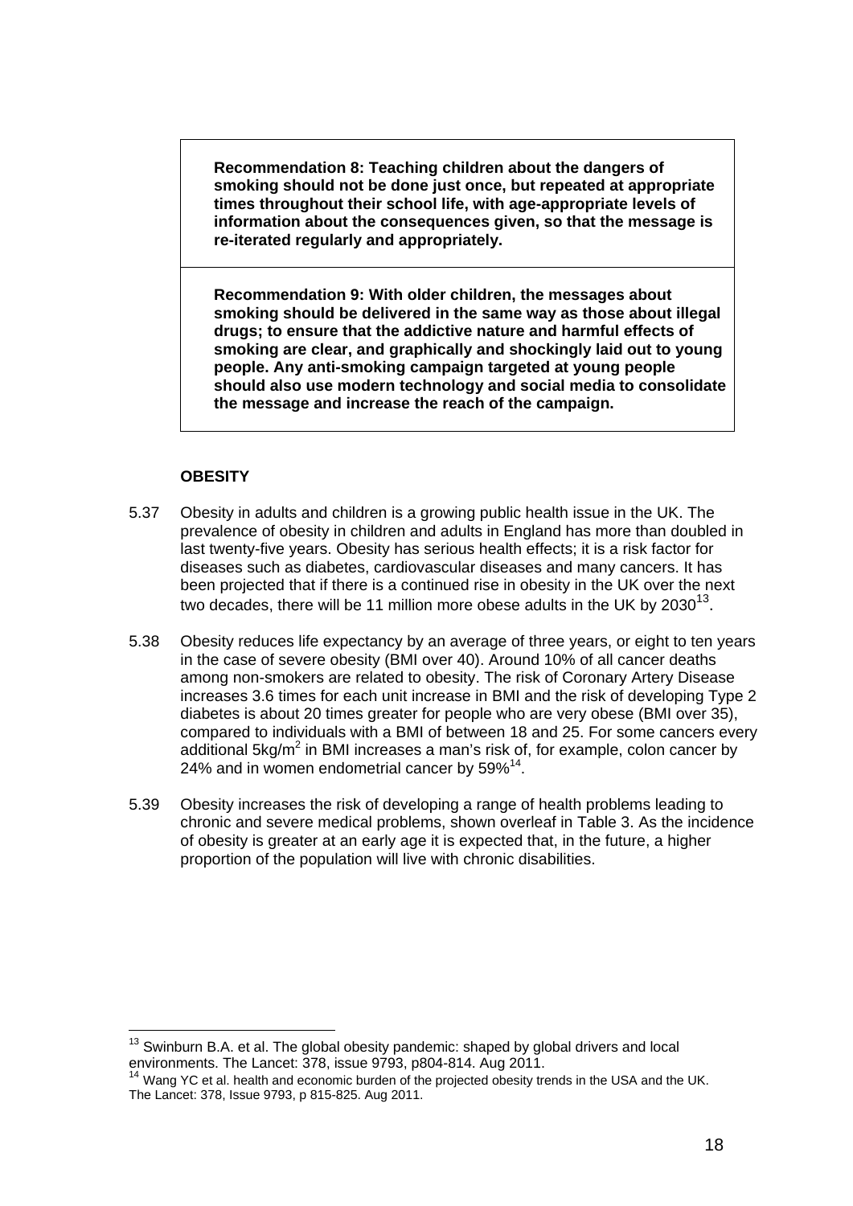**Recommendation 8: Teaching children about the dangers of smoking should not be done just once, but repeated at appropriate times throughout their school life, with age-appropriate levels of information about the consequences given, so that the message is re-iterated regularly and appropriately.**

**Recommendation 9: With older children, the messages about smoking should be delivered in the same way as those about illegal drugs; to ensure that the addictive nature and harmful effects of smoking are clear, and graphically and shockingly laid out to young people. Any anti-smoking campaign targeted at young people should also use modern technology and social media to consolidate the message and increase the reach of the campaign.**

## OBESITY

5.37 Obesity in adults and children is a growing public health issue in the UK. The prevalence of obesity in children and adults in England has more than doubled in last twenty-five years. Obesity has serious health effects; it is a risk factor for diseases such as diabetes, cardiovascular diseases and many cancers. It has been projected that if there is a continued rise in obesity in the UK over the next two decades, there will be 11 million more obese adults in the UK by 2030[13].

5.38 Obesity reduces life expectancy by an average of three years, or eight to ten years in the case of severe obesity (BMI over 40). Around 10% of all cancer deaths among non-smokers are related to obesity. The risk of Coronary Artery Disease increases 3.6 times for each unit increase in BMI and the risk of developing Type 2 diabetes is about 20 times greater for people who are very obese (BMI over 35), compared to individuals with a BMI of between 18 and 25. For some cancers every additional 5kg/m$^2$ in BMI increases a man's risk of, for example, colon cancer by 24% and in women endometrial cancer by 59%[14].

5.39 Obesity increases the risk of developing a range of health problems leading to chronic and severe medical problems, shown overleaf in Table 3. As the incidence of obesity is greater at an early age it is expected that, in the future, a higher proportion of the population will live with chronic disabilities.

---

[13] Swinburn B.A. et al. The global obesity pandemic: shaped by global drivers and local environments. The Lancet: 378, issue 9793, p804-814. Aug 2011.

[14] Wang YC et al. health and economic burden of the projected obesity trends in the USA and the UK. The Lancet: 378, Issue 9793, p 815-825. Aug 2011.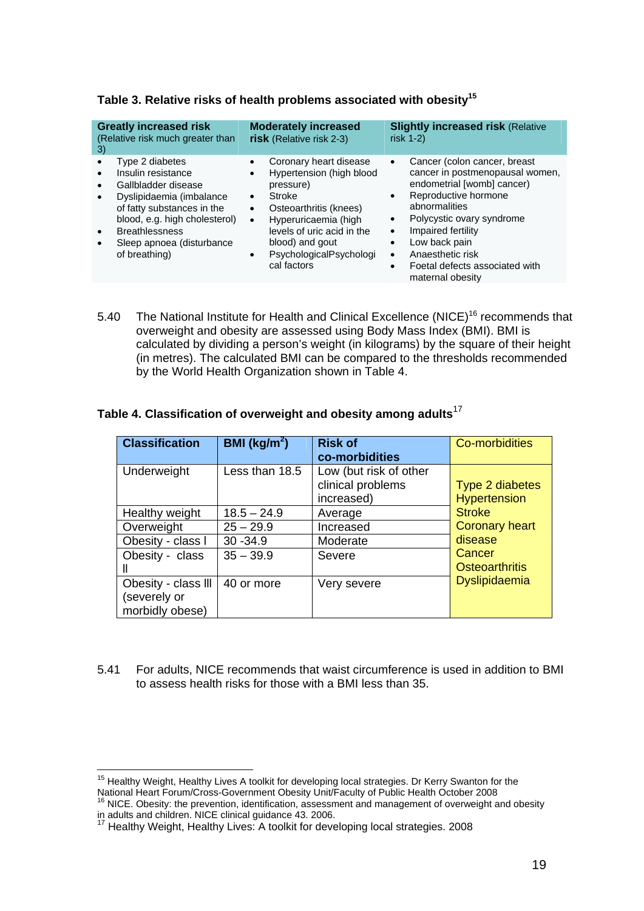**Table 3. Relative risks of health problems associated with obesity[15]**

| **Greatly increased risk** (Relative risk much greater than 3) | **Moderately increased risk** (Relative risk 2-3) | **Slightly increased risk** (Relative risk 1-2) |
|---|---|---|
| • Type 2 diabetes<br>• Insulin resistance<br>• Gallbladder disease<br>• Dyslipidaemia (imbalance of fatty substances in the blood, e.g. high cholesterol)<br>• Breathlessness<br>• Sleep apnoea (disturbance of breathing) | • Coronary heart disease<br>• Hypertension (high blood pressure)<br>• Stroke<br>• Osteoarthritis (knees)<br>• Hyperuricaemia (high levels of uric acid in the blood) and gout<br>• PsychologicalPsychological factors | • Cancer (colon cancer, breast cancer in postmenopausal women, endometrial [womb] cancer)<br>• Reproductive hormone abnormalities<br>• Polycystic ovary syndrome<br>• Impaired fertility<br>• Low back pain<br>• Anaesthetic risk<br>• Foetal defects associated with maternal obesity |

5.40 The National Institute for Health and Clinical Excellence (NICE)[16] recommends that overweight and obesity are assessed using Body Mass Index (BMI). BMI is calculated by dividing a person's weight (in kilograms) by the square of their height (in metres). The calculated BMI can be compared to the thresholds recommended by the World Health Organization shown in Table 4.

**Table 4. Classification of overweight and obesity among adults[17]**

| **Classification** | **BMI (kg/m$^2$)** | **Risk of co-morbidities** | Co-morbidities |
|---|---|---|---|
| Underweight | Less than 18.5 | Low (but risk of other clinical problems increased) | Type 2 diabetes<br>Hypertension<br>Stroke<br>Coronary heart disease<br>Cancer<br>Osteoarthritis<br>Dyslipidaemia |
| Healthy weight | 18.5 – 24.9 | Average | |
| Overweight | 25 – 29.9 | Increased | |
| Obesity - class I | 30 -34.9 | Moderate | |
| Obesity - class II | 35 – 39.9 | Severe | |
| Obesity - class III (severely or morbidly obese) | 40 or more | Very severe | |

5.41 For adults, NICE recommends that waist circumference is used in addition to BMI to assess health risks for those with a BMI less than 35.

---

[15] Healthy Weight, Healthy Lives A toolkit for developing local strategies. Dr Kerry Swanton for the National Heart Forum/Cross-Government Obesity Unit/Faculty of Public Health October 2008

[16] NICE. Obesity: the prevention, identification, assessment and management of overweight and obesity in adults and children. NICE clinical guidance 43. 2006.

[17] Healthy Weight, Healthy Lives: A toolkit for developing local strategies. 2008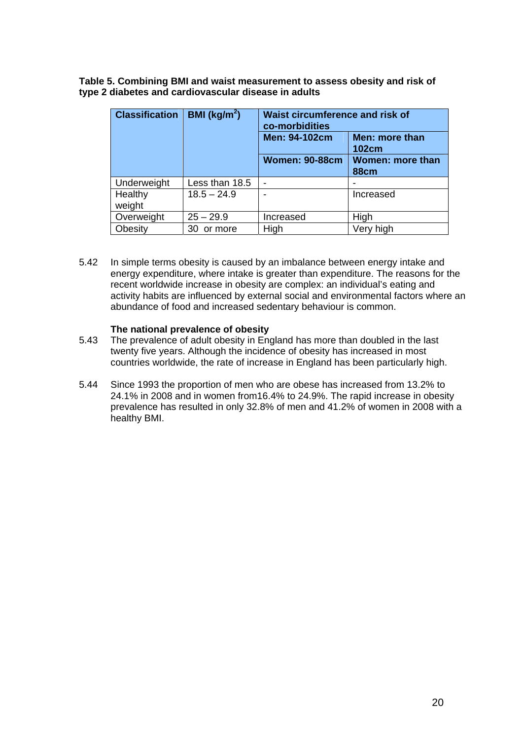**Table 5. Combining BMI and waist measurement to assess obesity and risk of type 2 diabetes and cardiovascular disease in adults**

| Classification | BMI (kg/m$^2$) | Waist circumference and risk of co-morbidities | |
|---|---|---|---|
| | | Men: 94-102cm | Men: more than 102cm |
| | | Women: 90-88cm | Women: more than 88cm |
| Underweight | Less than 18.5 | - | - |
| Healthy weight | 18.5 – 24.9 | - | Increased |
| Overweight | 25 – 29.9 | Increased | High |
| Obesity | 30 or more | High | Very high |

5.42 In simple terms obesity is caused by an imbalance between energy intake and energy expenditure, where intake is greater than expenditure. The reasons for the recent worldwide increase in obesity are complex: an individual's eating and activity habits are influenced by external social and environmental factors where an abundance of food and increased sedentary behaviour is common.

**The national prevalence of obesity**

5.43 The prevalence of adult obesity in England has more than doubled in the last twenty five years. Although the incidence of obesity has increased in most countries worldwide, the rate of increase in England has been particularly high.

5.44 Since 1993 the proportion of men who are obese has increased from 13.2% to 24.1% in 2008 and in women from16.4% to 24.9%. The rapid increase in obesity prevalence has resulted in only 32.8% of men and 41.2% of women in 2008 with a healthy BMI.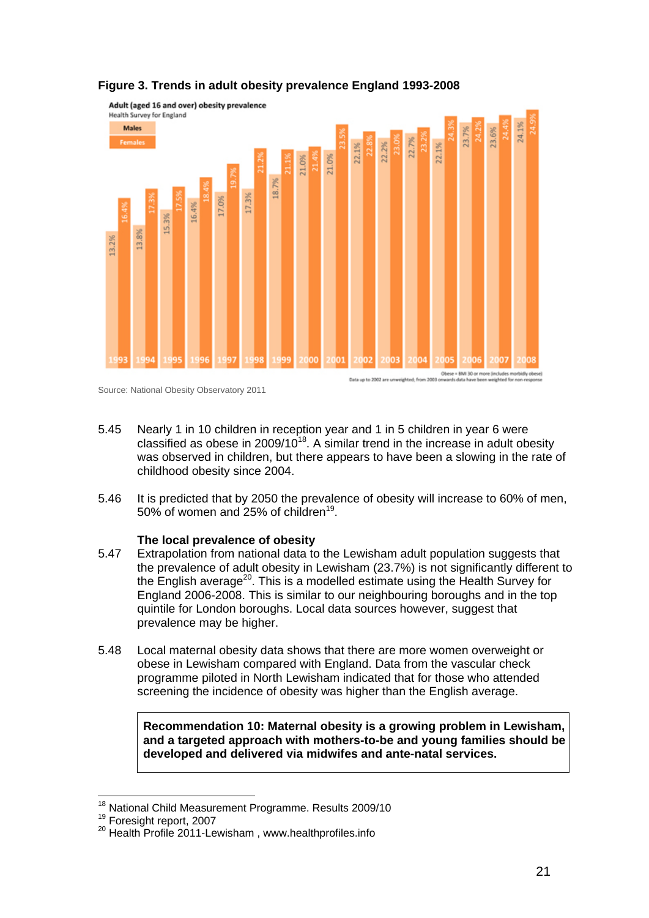**Figure 3. Trends in adult obesity prevalence England 1993-2008**

Adult (aged 16 and over) obesity prevalence
Health Survey for England

| Year | Males | Females |
|---|---|---|
| 1993 | 13.2% | 16.4% |
| 1994 | 13.8% | 17.3% |
| 1995 | 15.3% | 17.5% |
| 1996 | 16.4% | 18.4% |
| 1997 | 17.0% | 19.7% |
| 1998 | 17.3% | 21.2% |
| 1999 | 18.7% | 21.1% |
| 2000 | 21.0% | 21.4% |
| 2001 | 21.0% | 23.5% |
| 2002 | 22.1% | 22.8% |
| 2003 | 22.2% | 23.0% |
| 2004 | 22.7% | 23.2% |
| 2005 | 22.1% | 24.3% |
| 2006 | 23.7% | 24.2% |
| 2007 | 23.6% | 24.4% |
| 2008 | 24.1% | 24.9% |

Obese = BMI 30 or more (includes morbidly obese)
Data up to 2002 are unweighted; from 2003 onwards data have been weighted for non-response

Source: National Obesity Observatory 2011

5.45 Nearly 1 in 10 children in reception year and 1 in 5 children in year 6 were classified as obese in 2009/10[18]. A similar trend in the increase in adult obesity was observed in children, but there appears to have been a slowing in the rate of childhood obesity since 2004.

5.46 It is predicted that by 2050 the prevalence of obesity will increase to 60% of men, 50% of women and 25% of children[19].

**The local prevalence of obesity**

5.47 Extrapolation from national data to the Lewisham adult population suggests that the prevalence of adult obesity in Lewisham (23.7%) is not significantly different to the English average[20]. This is a modelled estimate using the Health Survey for England 2006-2008. This is similar to our neighbouring boroughs and in the top quintile for London boroughs. Local data sources however, suggest that prevalence may be higher.

5.48 Local maternal obesity data shows that there are more women overweight or obese in Lewisham compared with England. Data from the vascular check programme piloted in North Lewisham indicated that for those who attended screening the incidence of obesity was higher than the English average.

> **Recommendation 10: Maternal obesity is a growing problem in Lewisham, and a targeted approach with mothers-to-be and young families should be developed and delivered via midwifes and ante-natal services.**

---

[18] National Child Measurement Programme. Results 2009/10
[19] Foresight report, 2007
[20] Health Profile 2011-Lewisham , www.healthprofiles.info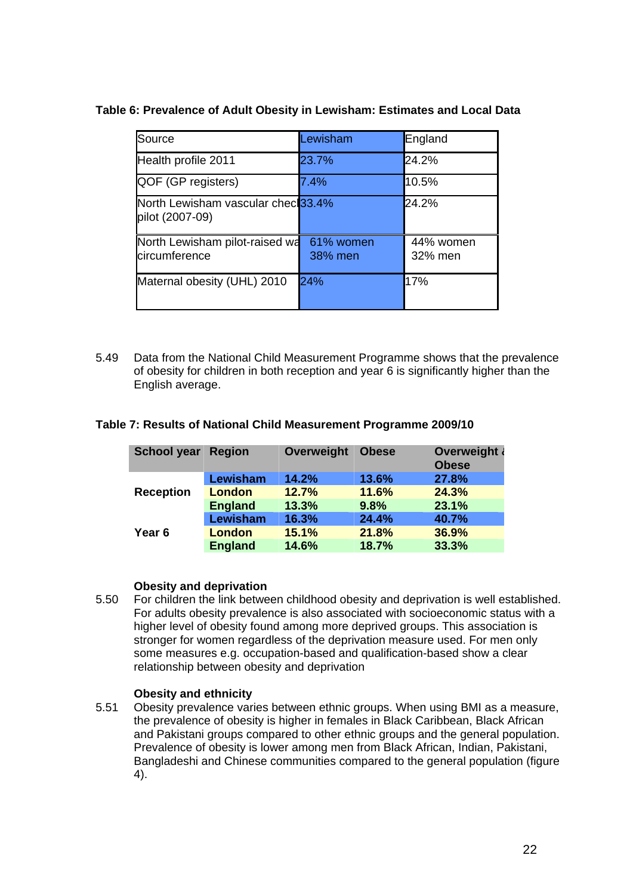**Table 6: Prevalence of Adult Obesity in Lewisham: Estimates and Local Data**

| Source | Lewisham | England |
| --- | --- | --- |
| Health profile 2011 | 23.7% | 24.2% |
| QOF (GP registers) | 7.4% | 10.5% |
| North Lewisham vascular check pilot (2007-09) | 33.4% | 24.2% |
| North Lewisham pilot-raised waist circumference | 61% women<br>38% men | 44% women<br>32% men |
| Maternal obesity (UHL) 2010 | 24% | 17% |

5.49 Data from the National Child Measurement Programme shows that the prevalence of obesity for children in both reception and year 6 is significantly higher than the English average.

**Table 7: Results of National Child Measurement Programme 2009/10**

| School year | Region | Overweight | Obese | Overweight & Obese |
| --- | --- | --- | --- | --- |
| Reception | Lewisham | 14.2% | 13.6% | 27.8% |
| | London | 12.7% | 11.6% | 24.3% |
| | England | 13.3% | 9.8% | 23.1% |
| Year 6 | Lewisham | 16.3% | 24.4% | 40.7% |
| | London | 15.1% | 21.8% | 36.9% |
| | England | 14.6% | 18.7% | 33.3% |

**Obesity and deprivation**

5.50 For children the link between childhood obesity and deprivation is well established. For adults obesity prevalence is also associated with socioeconomic status with a higher level of obesity found among more deprived groups. This association is stronger for women regardless of the deprivation measure used. For men only some measures e.g. occupation-based and qualification-based show a clear relationship between obesity and deprivation

**Obesity and ethnicity**

5.51 Obesity prevalence varies between ethnic groups. When using BMI as a measure, the prevalence of obesity is higher in females in Black Caribbean, Black African and Pakistani groups compared to other ethnic groups and the general population. Prevalence of obesity is lower among men from Black African, Indian, Pakistani, Bangladeshi and Chinese communities compared to the general population (figure 4).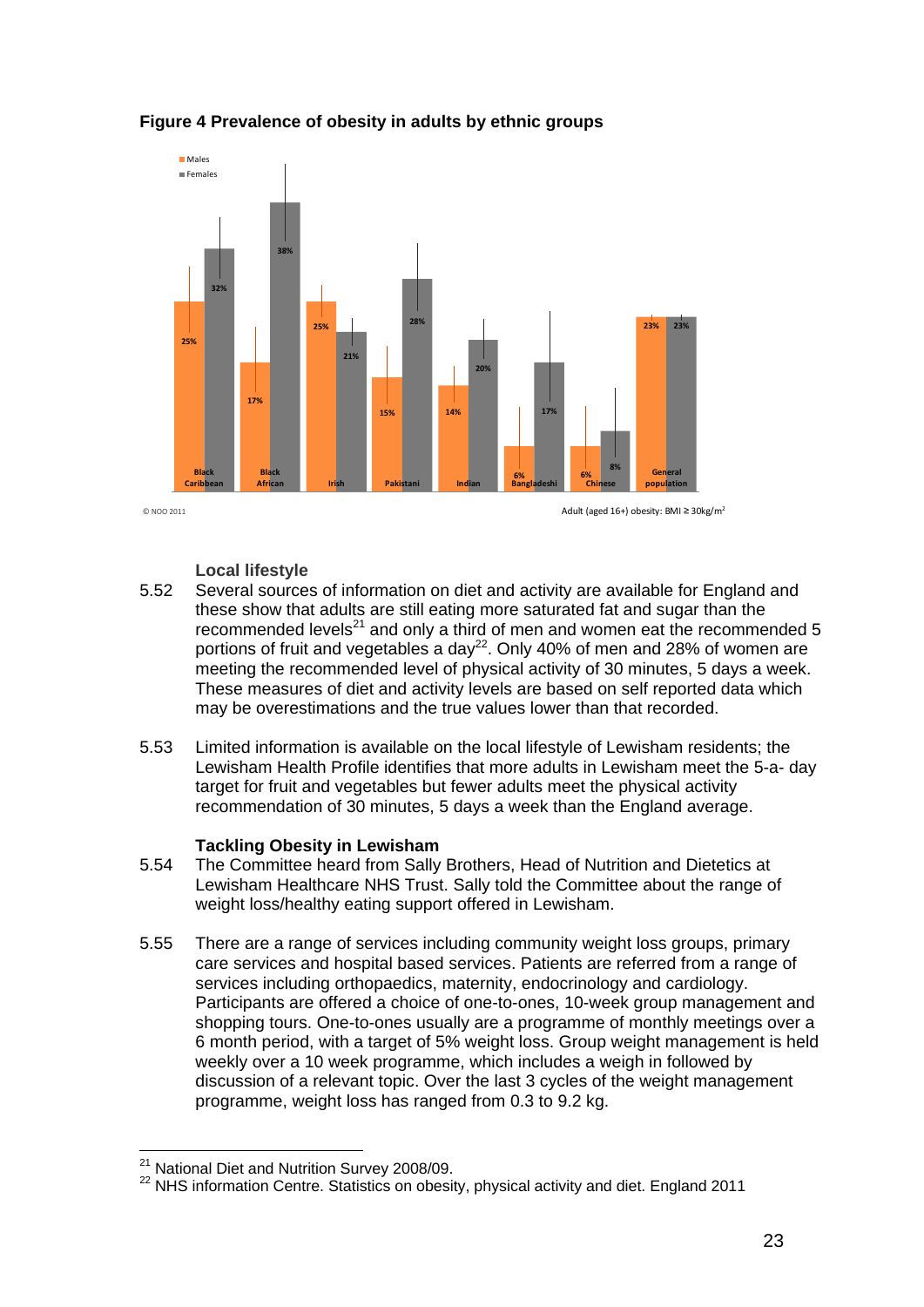**Figure 4 Prevalence of obesity in adults by ethnic groups**

| | Males | Females |
|---|---|---|
| Black Caribbean | 25% | 32% |
| Black African | 17% | 38% |
| Irish | 25% | 21% |
| Pakistani | 15% | 28% |
| Indian | 14% | 20% |
| Bangladeshi | 6% | 17% |
| Chinese | 6% | 8% |
| General population | 23% | 23% |

© NOO 2011

Adult (aged 16+) obesity: BMI ≥ 30kg/m$^2$

### Local lifestyle

5.52 Several sources of information on diet and activity are available for England and these show that adults are still eating more saturated fat and sugar than the recommended levels[21] and only a third of men and women eat the recommended 5 portions of fruit and vegetables a day[22]. Only 40% of men and 28% of women are meeting the recommended level of physical activity of 30 minutes, 5 days a week. These measures of diet and activity levels are based on self reported data which may be overestimations and the true values lower than that recorded.

5.53 Limited information is available on the local lifestyle of Lewisham residents; the Lewisham Health Profile identifies that more adults in Lewisham meet the 5-a- day target for fruit and vegetables but fewer adults meet the physical activity recommendation of 30 minutes, 5 days a week than the England average.

### Tackling Obesity in Lewisham

5.54 The Committee heard from Sally Brothers, Head of Nutrition and Dietetics at Lewisham Healthcare NHS Trust. Sally told the Committee about the range of weight loss/healthy eating support offered in Lewisham.

5.55 There are a range of services including community weight loss groups, primary care services and hospital based services. Patients are referred from a range of services including orthopaedics, maternity, endocrinology and cardiology. Participants are offered a choice of one-to-ones, 10-week group management and shopping tours. One-to-ones usually are a programme of monthly meetings over a 6 month period, with a target of 5% weight loss. Group weight management is held weekly over a 10 week programme, which includes a weigh in followed by discussion of a relevant topic. Over the last 3 cycles of the weight management programme, weight loss has ranged from 0.3 to 9.2 kg.

---

[21] National Diet and Nutrition Survey 2008/09.

[22] NHS information Centre. Statistics on obesity, physical activity and diet. England 2011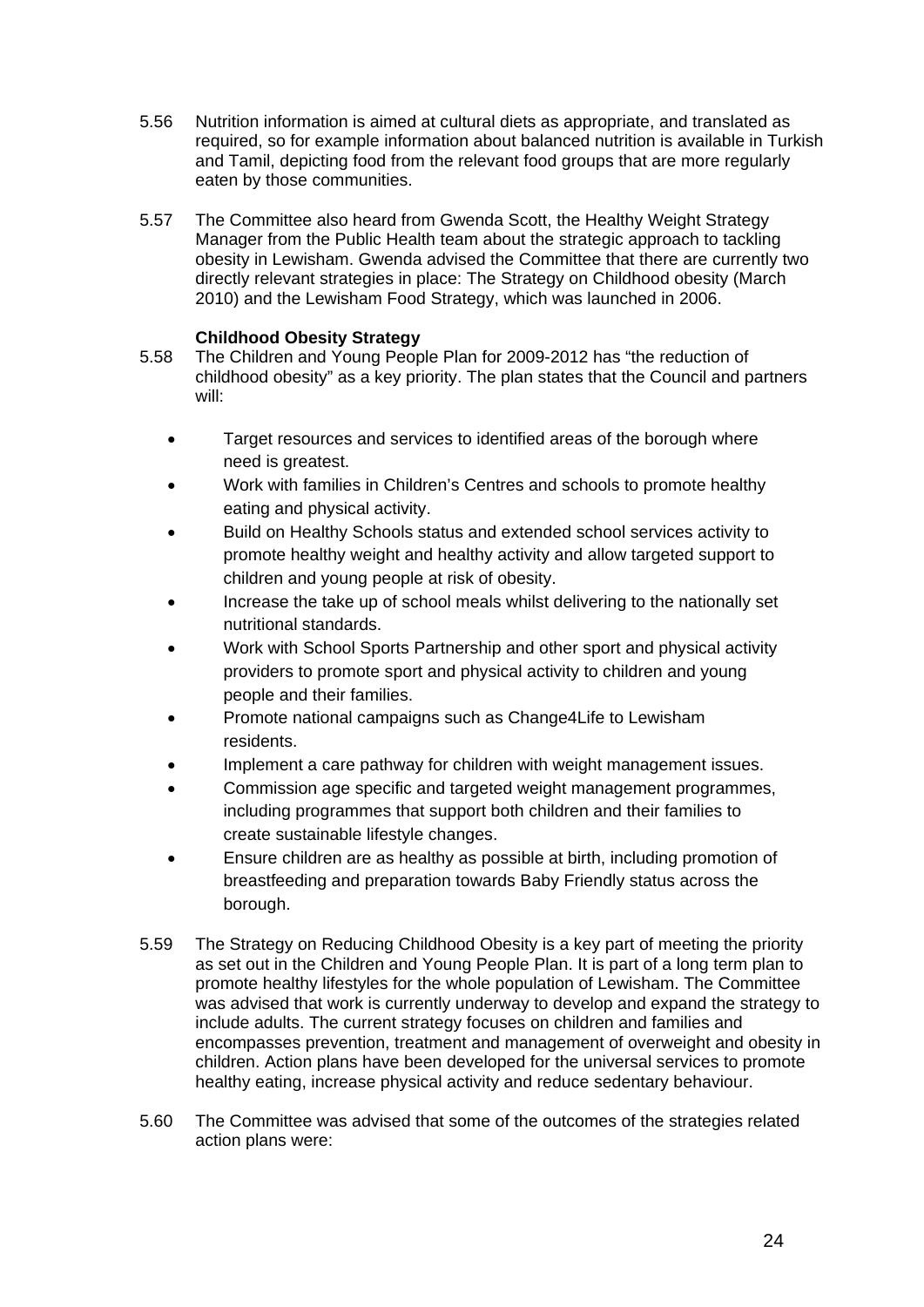5.56 Nutrition information is aimed at cultural diets as appropriate, and translated as required, so for example information about balanced nutrition is available in Turkish and Tamil, depicting food from the relevant food groups that are more regularly eaten by those communities.

5.57 The Committee also heard from Gwenda Scott, the Healthy Weight Strategy Manager from the Public Health team about the strategic approach to tackling obesity in Lewisham. Gwenda advised the Committee that there are currently two directly relevant strategies in place: The Strategy on Childhood obesity (March 2010) and the Lewisham Food Strategy, which was launched in 2006.

**Childhood Obesity Strategy**

5.58 The Children and Young People Plan for 2009-2012 has "the reduction of childhood obesity" as a key priority. The plan states that the Council and partners will:

- Target resources and services to identified areas of the borough where need is greatest.
- Work with families in Children's Centres and schools to promote healthy eating and physical activity.
- Build on Healthy Schools status and extended school services activity to promote healthy weight and healthy activity and allow targeted support to children and young people at risk of obesity.
- Increase the take up of school meals whilst delivering to the nationally set nutritional standards.
- Work with School Sports Partnership and other sport and physical activity providers to promote sport and physical activity to children and young people and their families.
- Promote national campaigns such as Change4Life to Lewisham residents.
- Implement a care pathway for children with weight management issues.
- Commission age specific and targeted weight management programmes, including programmes that support both children and their families to create sustainable lifestyle changes.
- Ensure children are as healthy as possible at birth, including promotion of breastfeeding and preparation towards Baby Friendly status across the borough.

5.59 The Strategy on Reducing Childhood Obesity is a key part of meeting the priority as set out in the Children and Young People Plan. It is part of a long term plan to promote healthy lifestyles for the whole population of Lewisham. The Committee was advised that work is currently underway to develop and expand the strategy to include adults. The current strategy focuses on children and families and encompasses prevention, treatment and management of overweight and obesity in children. Action plans have been developed for the universal services to promote healthy eating, increase physical activity and reduce sedentary behaviour.

5.60 The Committee was advised that some of the outcomes of the strategies related action plans were: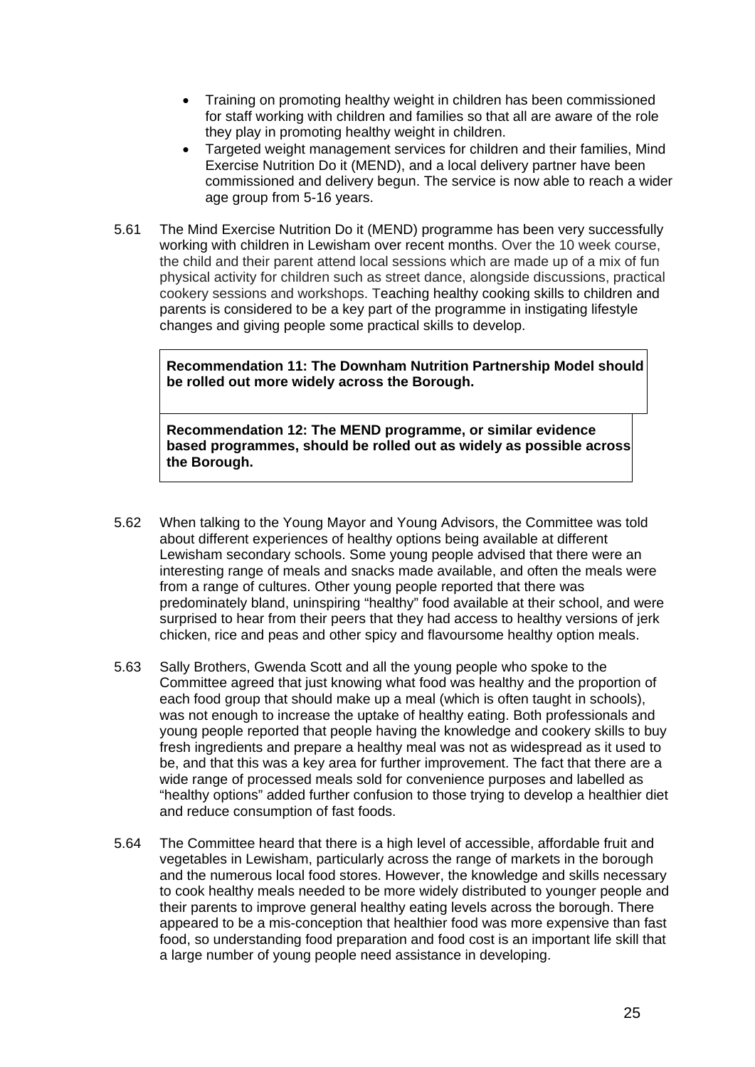- Training on promoting healthy weight in children has been commissioned for staff working with children and families so that all are aware of the role they play in promoting healthy weight in children.
- Targeted weight management services for children and their families, Mind Exercise Nutrition Do it (MEND), and a local delivery partner have been commissioned and delivery begun. The service is now able to reach a wider age group from 5-16 years.

5.61 The Mind Exercise Nutrition Do it (MEND) programme has been very successfully working with children in Lewisham over recent months. Over the 10 week course, the child and their parent attend local sessions which are made up of a mix of fun physical activity for children such as street dance, alongside discussions, practical cookery sessions and workshops. Teaching healthy cooking skills to children and parents is considered to be a key part of the programme in instigating lifestyle changes and giving people some practical skills to develop.

**Recommendation 11: The Downham Nutrition Partnership Model should be rolled out more widely across the Borough.**

**Recommendation 12: The MEND programme, or similar evidence based programmes, should be rolled out as widely as possible across the Borough.**

5.62 When talking to the Young Mayor and Young Advisors, the Committee was told about different experiences of healthy options being available at different Lewisham secondary schools. Some young people advised that there were an interesting range of meals and snacks made available, and often the meals were from a range of cultures. Other young people reported that there was predominately bland, uninspiring "healthy" food available at their school, and were surprised to hear from their peers that they had access to healthy versions of jerk chicken, rice and peas and other spicy and flavoursome healthy option meals.

5.63 Sally Brothers, Gwenda Scott and all the young people who spoke to the Committee agreed that just knowing what food was healthy and the proportion of each food group that should make up a meal (which is often taught in schools), was not enough to increase the uptake of healthy eating. Both professionals and young people reported that people having the knowledge and cookery skills to buy fresh ingredients and prepare a healthy meal was not as widespread as it used to be, and that this was a key area for further improvement. The fact that there are a wide range of processed meals sold for convenience purposes and labelled as "healthy options" added further confusion to those trying to develop a healthier diet and reduce consumption of fast foods.

5.64 The Committee heard that there is a high level of accessible, affordable fruit and vegetables in Lewisham, particularly across the range of markets in the borough and the numerous local food stores. However, the knowledge and skills necessary to cook healthy meals needed to be more widely distributed to younger people and their parents to improve general healthy eating levels across the borough. There appeared to be a mis-conception that healthier food was more expensive than fast food, so understanding food preparation and food cost is an important life skill that a large number of young people need assistance in developing.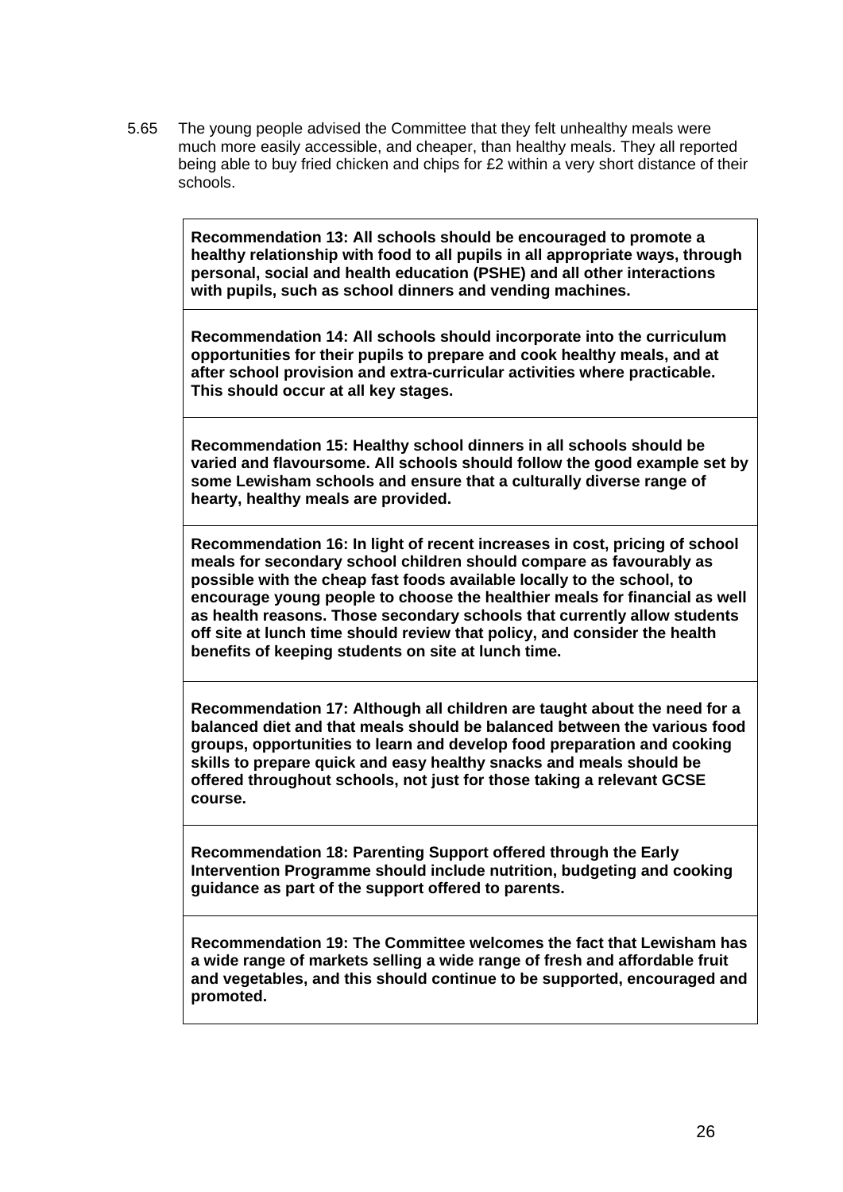5.65 The young people advised the Committee that they felt unhealthy meals were much more easily accessible, and cheaper, than healthy meals. They all reported being able to buy fried chicken and chips for £2 within a very short distance of their schools.

**Recommendation 13: All schools should be encouraged to promote a healthy relationship with food to all pupils in all appropriate ways, through personal, social and health education (PSHE) and all other interactions with pupils, such as school dinners and vending machines.**

**Recommendation 14: All schools should incorporate into the curriculum opportunities for their pupils to prepare and cook healthy meals, and at after school provision and extra-curricular activities where practicable. This should occur at all key stages.**

**Recommendation 15: Healthy school dinners in all schools should be varied and flavoursome. All schools should follow the good example set by some Lewisham schools and ensure that a culturally diverse range of hearty, healthy meals are provided.**

**Recommendation 16: In light of recent increases in cost, pricing of school meals for secondary school children should compare as favourably as possible with the cheap fast foods available locally to the school, to encourage young people to choose the healthier meals for financial as well as health reasons. Those secondary schools that currently allow students off site at lunch time should review that policy, and consider the health benefits of keeping students on site at lunch time.**

**Recommendation 17: Although all children are taught about the need for a balanced diet and that meals should be balanced between the various food groups, opportunities to learn and develop food preparation and cooking skills to prepare quick and easy healthy snacks and meals should be offered throughout schools, not just for those taking a relevant GCSE course.**

**Recommendation 18: Parenting Support offered through the Early Intervention Programme should include nutrition, budgeting and cooking guidance as part of the support offered to parents.**

**Recommendation 19: The Committee welcomes the fact that Lewisham has a wide range of markets selling a wide range of fresh and affordable fruit and vegetables, and this should continue to be supported, encouraged and promoted.**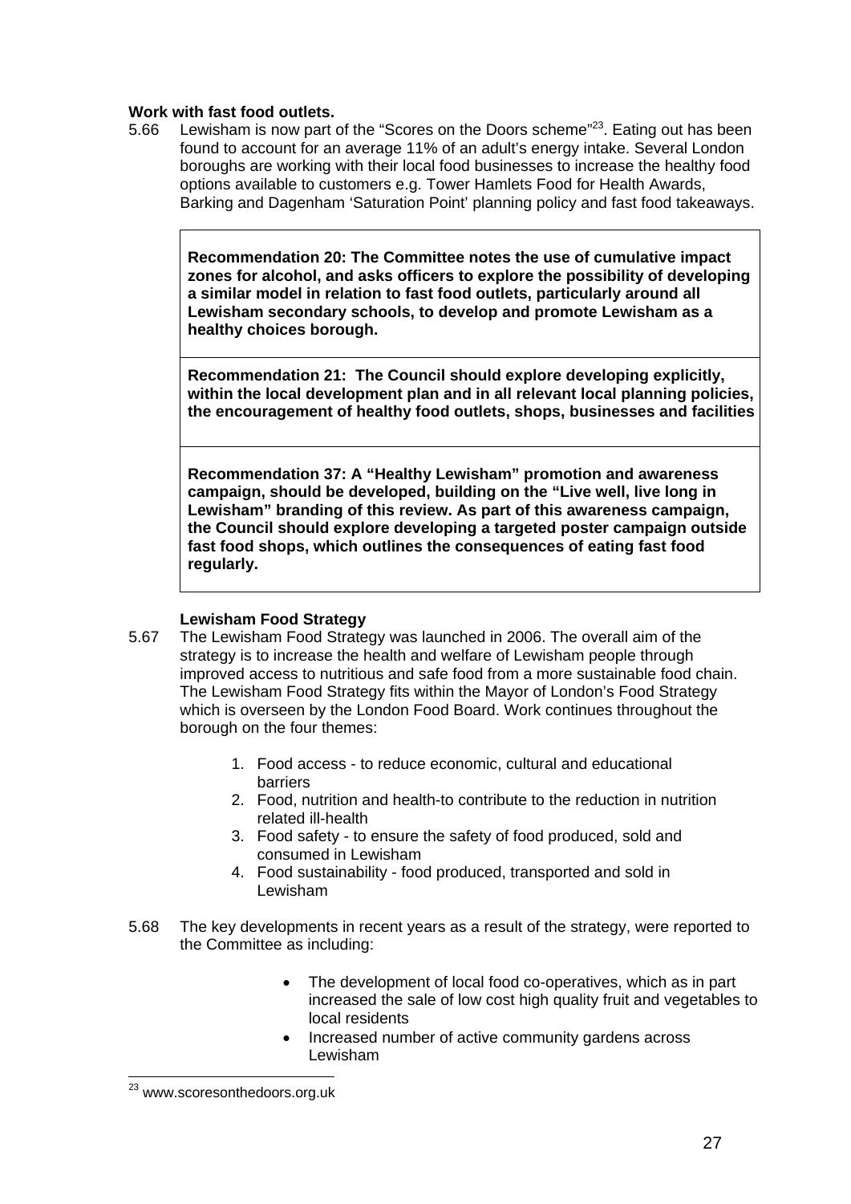**Work with fast food outlets.**

5.66 Lewisham is now part of the "Scores on the Doors scheme"[23]. Eating out has been found to account for an average 11% of an adult's energy intake. Several London boroughs are working with their local food businesses to increase the healthy food options available to customers e.g. Tower Hamlets Food for Health Awards, Barking and Dagenham 'Saturation Point' planning policy and fast food takeaways.

> **Recommendation 20: The Committee notes the use of cumulative impact zones for alcohol, and asks officers to explore the possibility of developing a similar model in relation to fast food outlets, particularly around all Lewisham secondary schools, to develop and promote Lewisham as a healthy choices borough.**

> **Recommendation 21: The Council should explore developing explicitly, within the local development plan and in all relevant local planning policies, the encouragement of healthy food outlets, shops, businesses and facilities**

> **Recommendation 37: A "Healthy Lewisham" promotion and awareness campaign, should be developed, building on the "Live well, live long in Lewisham" branding of this review. As part of this awareness campaign, the Council should explore developing a targeted poster campaign outside fast food shops, which outlines the consequences of eating fast food regularly.**

**Lewisham Food Strategy**

5.67 The Lewisham Food Strategy was launched in 2006. The overall aim of the strategy is to increase the health and welfare of Lewisham people through improved access to nutritious and safe food from a more sustainable food chain. The Lewisham Food Strategy fits within the Mayor of London's Food Strategy which is overseen by the London Food Board. Work continues throughout the borough on the four themes:

1. Food access - to reduce economic, cultural and educational barriers
2. Food, nutrition and health-to contribute to the reduction in nutrition related ill-health
3. Food safety - to ensure the safety of food produced, sold and consumed in Lewisham
4. Food sustainability - food produced, transported and sold in Lewisham

5.68 The key developments in recent years as a result of the strategy, were reported to the Committee as including:

- The development of local food co-operatives, which as in part increased the sale of low cost high quality fruit and vegetables to local residents
- Increased number of active community gardens across Lewisham

[23] www.scoresonthedoors.org.uk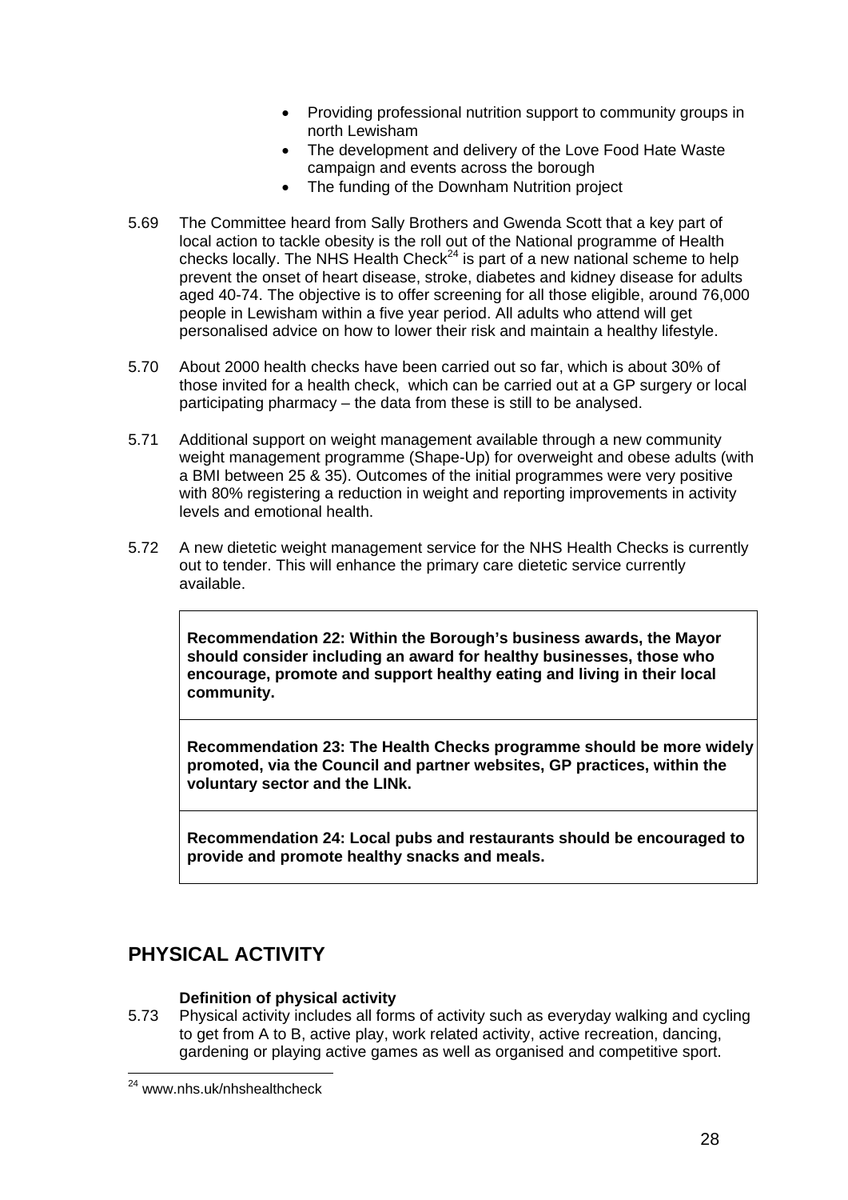- Providing professional nutrition support to community groups in north Lewisham
- The development and delivery of the Love Food Hate Waste campaign and events across the borough
- The funding of the Downham Nutrition project

5.69 The Committee heard from Sally Brothers and Gwenda Scott that a key part of local action to tackle obesity is the roll out of the National programme of Health checks locally. The NHS Health Check[24] is part of a new national scheme to help prevent the onset of heart disease, stroke, diabetes and kidney disease for adults aged 40-74. The objective is to offer screening for all those eligible, around 76,000 people in Lewisham within a five year period. All adults who attend will get personalised advice on how to lower their risk and maintain a healthy lifestyle.

5.70 About 2000 health checks have been carried out so far, which is about 30% of those invited for a health check, which can be carried out at a GP surgery or local participating pharmacy – the data from these is still to be analysed.

5.71 Additional support on weight management available through a new community weight management programme (Shape-Up) for overweight and obese adults (with a BMI between 25 & 35). Outcomes of the initial programmes were very positive with 80% registering a reduction in weight and reporting improvements in activity levels and emotional health.

5.72 A new dietetic weight management service for the NHS Health Checks is currently out to tender. This will enhance the primary care dietetic service currently available.

**Recommendation 22: Within the Borough's business awards, the Mayor should consider including an award for healthy businesses, those who encourage, promote and support healthy eating and living in their local community.**

**Recommendation 23: The Health Checks programme should be more widely promoted, via the Council and partner websites, GP practices, within the voluntary sector and the LINk.**

**Recommendation 24: Local pubs and restaurants should be encouraged to provide and promote healthy snacks and meals.**

## PHYSICAL ACTIVITY

**Definition of physical activity**

5.73 Physical activity includes all forms of activity such as everyday walking and cycling to get from A to B, active play, work related activity, active recreation, dancing, gardening or playing active games as well as organised and competitive sport.

[24] www.nhs.uk/nhshealthcheck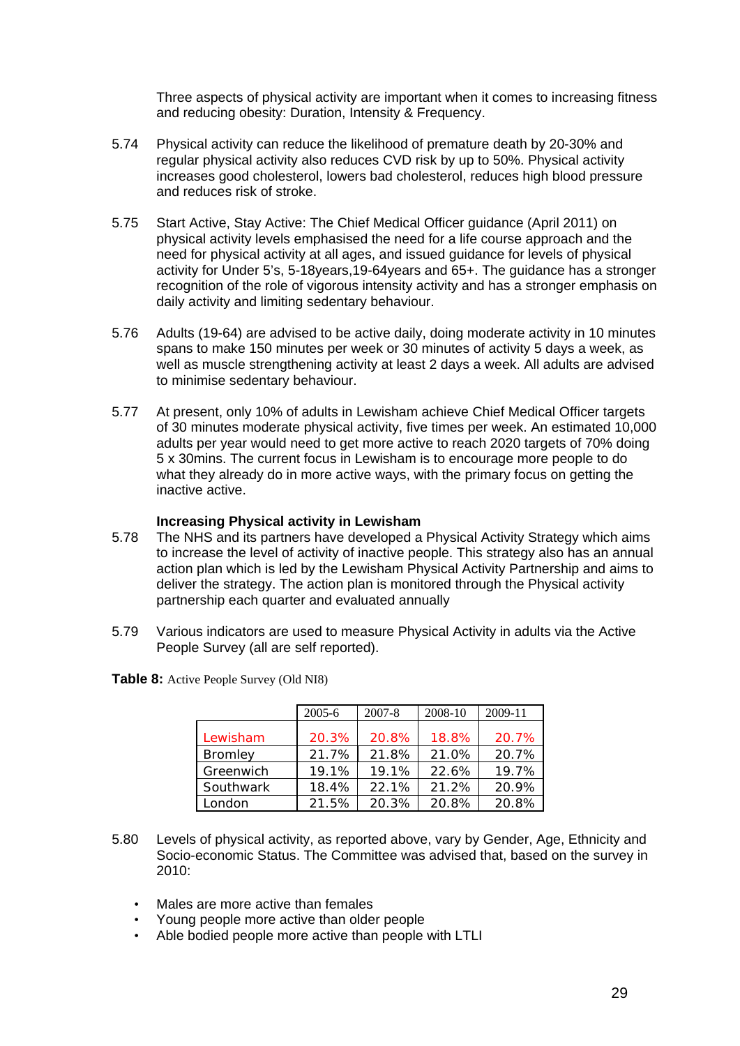Three aspects of physical activity are important when it comes to increasing fitness and reducing obesity: Duration, Intensity & Frequency.

5.74 Physical activity can reduce the likelihood of premature death by 20-30% and regular physical activity also reduces CVD risk by up to 50%. Physical activity increases good cholesterol, lowers bad cholesterol, reduces high blood pressure and reduces risk of stroke.

5.75 Start Active, Stay Active: The Chief Medical Officer guidance (April 2011) on physical activity levels emphasised the need for a life course approach and the need for physical activity at all ages, and issued guidance for levels of physical activity for Under 5's, 5-18years,19-64years and 65+. The guidance has a stronger recognition of the role of vigorous intensity activity and has a stronger emphasis on daily activity and limiting sedentary behaviour.

5.76 Adults (19-64) are advised to be active daily, doing moderate activity in 10 minutes spans to make 150 minutes per week or 30 minutes of activity 5 days a week, as well as muscle strengthening activity at least 2 days a week. All adults are advised to minimise sedentary behaviour.

5.77 At present, only 10% of adults in Lewisham achieve Chief Medical Officer targets of 30 minutes moderate physical activity, five times per week. An estimated 10,000 adults per year would need to get more active to reach 2020 targets of 70% doing 5 x 30mins. The current focus in Lewisham is to encourage more people to do what they already do in more active ways, with the primary focus on getting the inactive active.

**Increasing Physical activity in Lewisham**

5.78 The NHS and its partners have developed a Physical Activity Strategy which aims to increase the level of activity of inactive people. This strategy also has an annual action plan which is led by the Lewisham Physical Activity Partnership and aims to deliver the strategy. The action plan is monitored through the Physical activity partnership each quarter and evaluated annually

5.79 Various indicators are used to measure Physical Activity in adults via the Active People Survey (all are self reported).

**Table 8:** Active People Survey (Old NI8)

| | 2005-6 | 2007-8 | 2008-10 | 2009-11 |
|---|---|---|---|---|
| Lewisham | 20.3% | 20.8% | 18.8% | 20.7% |
| Bromley | 21.7% | 21.8% | 21.0% | 20.7% |
| Greenwich | 19.1% | 19.1% | 22.6% | 19.7% |
| Southwark | 18.4% | 22.1% | 21.2% | 20.9% |
| London | 21.5% | 20.3% | 20.8% | 20.8% |

5.80 Levels of physical activity, as reported above, vary by Gender, Age, Ethnicity and Socio-economic Status. The Committee was advised that, based on the survey in 2010:

- Males are more active than females
- Young people more active than older people
- Able bodied people more active than people with LTLI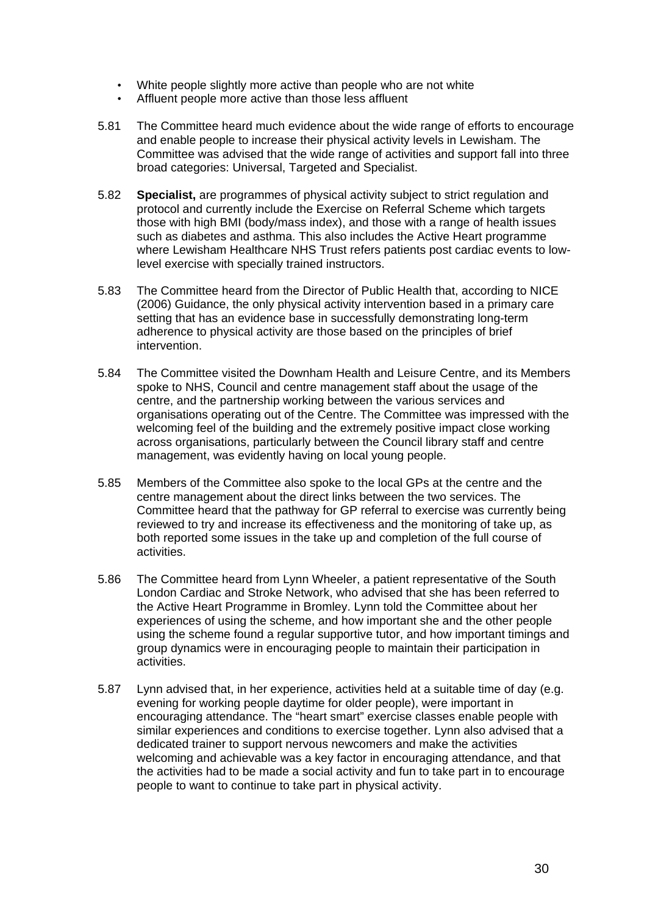- White people slightly more active than people who are not white
- Affluent people more active than those less affluent

5.81 The Committee heard much evidence about the wide range of efforts to encourage and enable people to increase their physical activity levels in Lewisham. The Committee was advised that the wide range of activities and support fall into three broad categories: Universal, Targeted and Specialist.

5.82 **Specialist,** are programmes of physical activity subject to strict regulation and protocol and currently include the Exercise on Referral Scheme which targets those with high BMI (body/mass index), and those with a range of health issues such as diabetes and asthma. This also includes the Active Heart programme where Lewisham Healthcare NHS Trust refers patients post cardiac events to low-level exercise with specially trained instructors.

5.83 The Committee heard from the Director of Public Health that, according to NICE (2006) Guidance, the only physical activity intervention based in a primary care setting that has an evidence base in successfully demonstrating long-term adherence to physical activity are those based on the principles of brief intervention.

5.84 The Committee visited the Downham Health and Leisure Centre, and its Members spoke to NHS, Council and centre management staff about the usage of the centre, and the partnership working between the various services and organisations operating out of the Centre. The Committee was impressed with the welcoming feel of the building and the extremely positive impact close working across organisations, particularly between the Council library staff and centre management, was evidently having on local young people.

5.85 Members of the Committee also spoke to the local GPs at the centre and the centre management about the direct links between the two services. The Committee heard that the pathway for GP referral to exercise was currently being reviewed to try and increase its effectiveness and the monitoring of take up, as both reported some issues in the take up and completion of the full course of activities.

5.86 The Committee heard from Lynn Wheeler, a patient representative of the South London Cardiac and Stroke Network, who advised that she has been referred to the Active Heart Programme in Bromley. Lynn told the Committee about her experiences of using the scheme, and how important she and the other people using the scheme found a regular supportive tutor, and how important timings and group dynamics were in encouraging people to maintain their participation in activities.

5.87 Lynn advised that, in her experience, activities held at a suitable time of day (e.g. evening for working people daytime for older people), were important in encouraging attendance. The "heart smart" exercise classes enable people with similar experiences and conditions to exercise together. Lynn also advised that a dedicated trainer to support nervous newcomers and make the activities welcoming and achievable was a key factor in encouraging attendance, and that the activities had to be made a social activity and fun to take part in to encourage people to want to continue to take part in physical activity.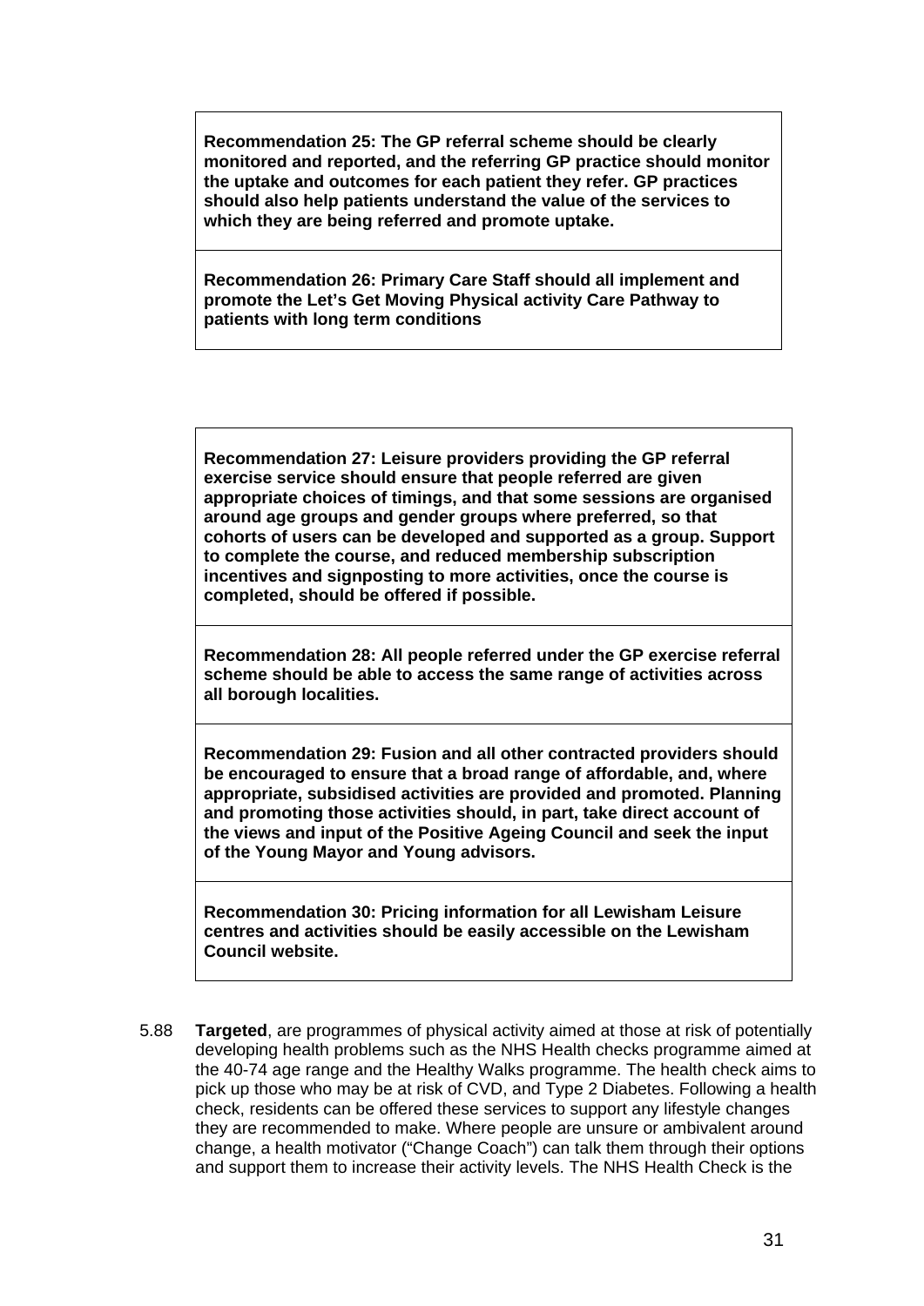**Recommendation 25: The GP referral scheme should be clearly monitored and reported, and the referring GP practice should monitor the uptake and outcomes for each patient they refer. GP practices should also help patients understand the value of the services to which they are being referred and promote uptake.**

**Recommendation 26: Primary Care Staff should all implement and promote the Let's Get Moving Physical activity Care Pathway to patients with long term conditions**

**Recommendation 27: Leisure providers providing the GP referral exercise service should ensure that people referred are given appropriate choices of timings, and that some sessions are organised around age groups and gender groups where preferred, so that cohorts of users can be developed and supported as a group. Support to complete the course, and reduced membership subscription incentives and signposting to more activities, once the course is completed, should be offered if possible.**

**Recommendation 28: All people referred under the GP exercise referral scheme should be able to access the same range of activities across all borough localities.**

**Recommendation 29: Fusion and all other contracted providers should be encouraged to ensure that a broad range of affordable, and, where appropriate, subsidised activities are provided and promoted. Planning and promoting those activities should, in part, take direct account of the views and input of the Positive Ageing Council and seek the input of the Young Mayor and Young advisors.**

**Recommendation 30: Pricing information for all Lewisham Leisure centres and activities should be easily accessible on the Lewisham Council website.**

5.88 **Targeted**, are programmes of physical activity aimed at those at risk of potentially developing health problems such as the NHS Health checks programme aimed at the 40-74 age range and the Healthy Walks programme. The health check aims to pick up those who may be at risk of CVD, and Type 2 Diabetes. Following a health check, residents can be offered these services to support any lifestyle changes they are recommended to make. Where people are unsure or ambivalent around change, a health motivator ("Change Coach") can talk them through their options and support them to increase their activity levels. The NHS Health Check is the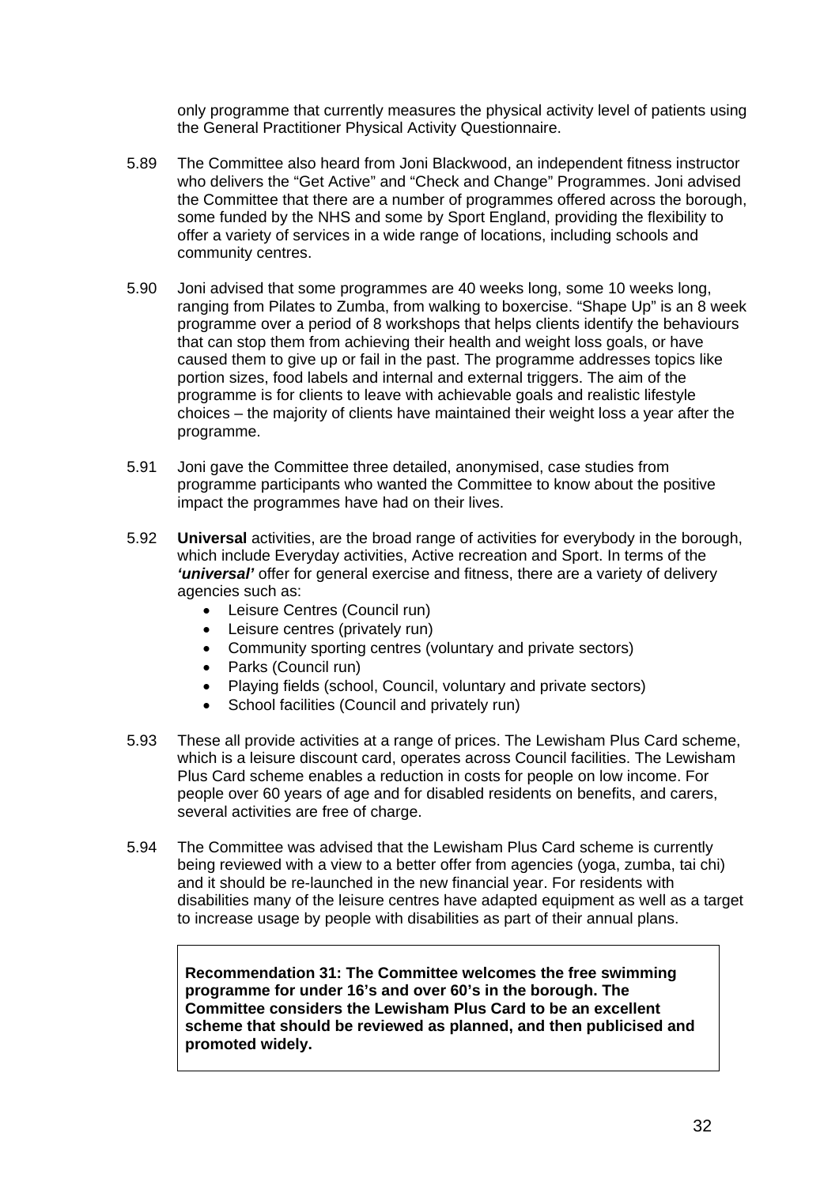only programme that currently measures the physical activity level of patients using the General Practitioner Physical Activity Questionnaire.

5.89 The Committee also heard from Joni Blackwood, an independent fitness instructor who delivers the "Get Active" and "Check and Change" Programmes. Joni advised the Committee that there are a number of programmes offered across the borough, some funded by the NHS and some by Sport England, providing the flexibility to offer a variety of services in a wide range of locations, including schools and community centres.

5.90 Joni advised that some programmes are 40 weeks long, some 10 weeks long, ranging from Pilates to Zumba, from walking to boxercise. "Shape Up" is an 8 week programme over a period of 8 workshops that helps clients identify the behaviours that can stop them from achieving their health and weight loss goals, or have caused them to give up or fail in the past. The programme addresses topics like portion sizes, food labels and internal and external triggers. The aim of the programme is for clients to leave with achievable goals and realistic lifestyle choices – the majority of clients have maintained their weight loss a year after the programme.

5.91 Joni gave the Committee three detailed, anonymised, case studies from programme participants who wanted the Committee to know about the positive impact the programmes have had on their lives.

5.92 **Universal** activities, are the broad range of activities for everybody in the borough, which include Everyday activities, Active recreation and Sport. In terms of the ***'universal'*** offer for general exercise and fitness, there are a variety of delivery agencies such as:

- Leisure Centres (Council run)
- Leisure centres (privately run)
- Community sporting centres (voluntary and private sectors)
- Parks (Council run)
- Playing fields (school, Council, voluntary and private sectors)
- School facilities (Council and privately run)

5.93 These all provide activities at a range of prices. The Lewisham Plus Card scheme, which is a leisure discount card, operates across Council facilities. The Lewisham Plus Card scheme enables a reduction in costs for people on low income. For people over 60 years of age and for disabled residents on benefits, and carers, several activities are free of charge.

5.94 The Committee was advised that the Lewisham Plus Card scheme is currently being reviewed with a view to a better offer from agencies (yoga, zumba, tai chi) and it should be re-launched in the new financial year. For residents with disabilities many of the leisure centres have adapted equipment as well as a target to increase usage by people with disabilities as part of their annual plans.

**Recommendation 31: The Committee welcomes the free swimming programme for under 16's and over 60's in the borough. The Committee considers the Lewisham Plus Card to be an excellent scheme that should be reviewed as planned, and then publicised and promoted widely.**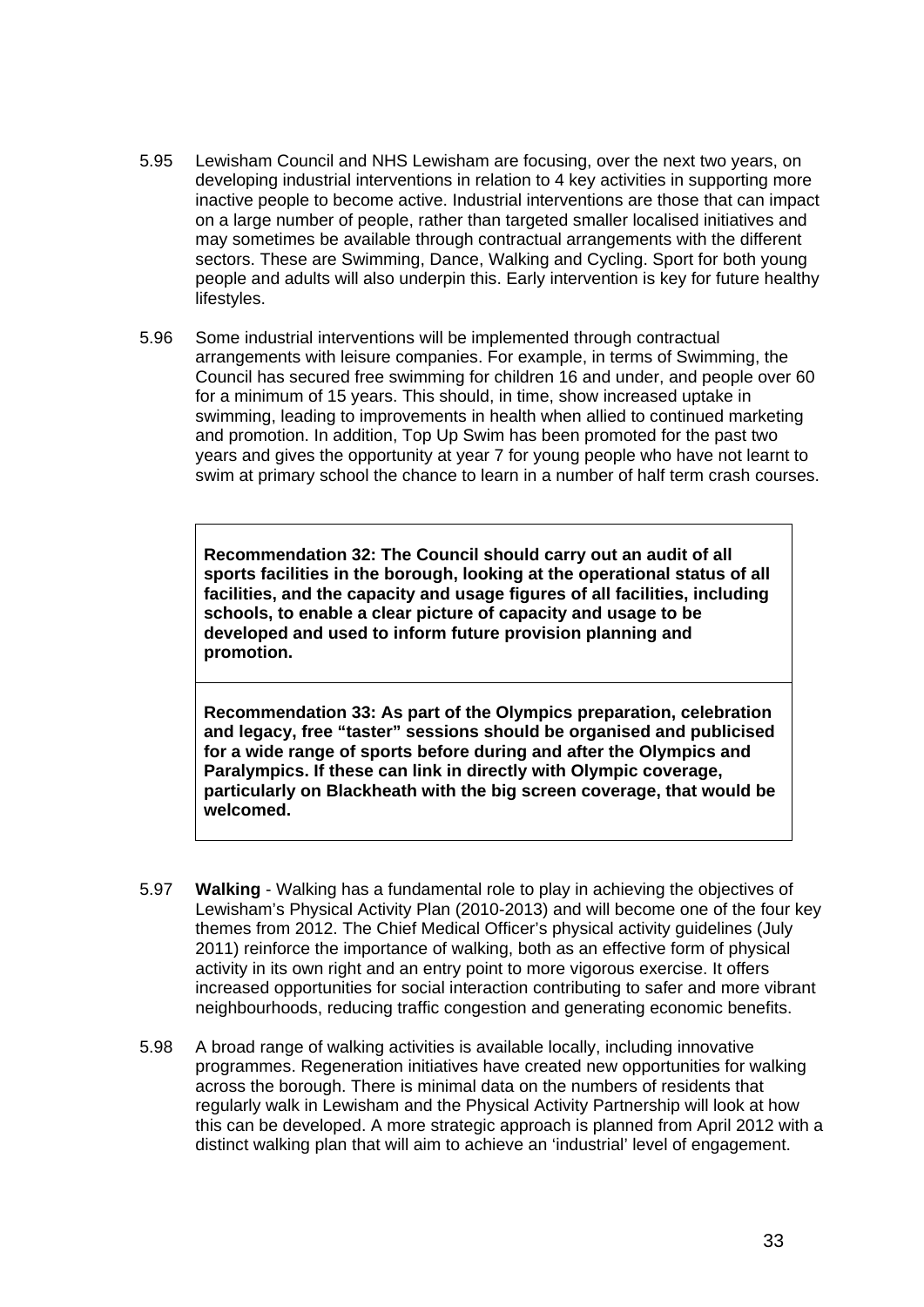5.95 Lewisham Council and NHS Lewisham are focusing, over the next two years, on developing industrial interventions in relation to 4 key activities in supporting more inactive people to become active. Industrial interventions are those that can impact on a large number of people, rather than targeted smaller localised initiatives and may sometimes be available through contractual arrangements with the different sectors. These are Swimming, Dance, Walking and Cycling. Sport for both young people and adults will also underpin this. Early intervention is key for future healthy lifestyles.

5.96 Some industrial interventions will be implemented through contractual arrangements with leisure companies. For example, in terms of Swimming, the Council has secured free swimming for children 16 and under, and people over 60 for a minimum of 15 years. This should, in time, show increased uptake in swimming, leading to improvements in health when allied to continued marketing and promotion. In addition, Top Up Swim has been promoted for the past two years and gives the opportunity at year 7 for young people who have not learnt to swim at primary school the chance to learn in a number of half term crash courses.

**Recommendation 32: The Council should carry out an audit of all sports facilities in the borough, looking at the operational status of all facilities, and the capacity and usage figures of all facilities, including schools, to enable a clear picture of capacity and usage to be developed and used to inform future provision planning and promotion.**

**Recommendation 33: As part of the Olympics preparation, celebration and legacy, free "taster" sessions should be organised and publicised for a wide range of sports before during and after the Olympics and Paralympics. If these can link in directly with Olympic coverage, particularly on Blackheath with the big screen coverage, that would be welcomed.**

5.97 **Walking** - Walking has a fundamental role to play in achieving the objectives of Lewisham's Physical Activity Plan (2010-2013) and will become one of the four key themes from 2012. The Chief Medical Officer's physical activity guidelines (July 2011) reinforce the importance of walking, both as an effective form of physical activity in its own right and an entry point to more vigorous exercise. It offers increased opportunities for social interaction contributing to safer and more vibrant neighbourhoods, reducing traffic congestion and generating economic benefits.

5.98 A broad range of walking activities is available locally, including innovative programmes. Regeneration initiatives have created new opportunities for walking across the borough. There is minimal data on the numbers of residents that regularly walk in Lewisham and the Physical Activity Partnership will look at how this can be developed. A more strategic approach is planned from April 2012 with a distinct walking plan that will aim to achieve an 'industrial' level of engagement.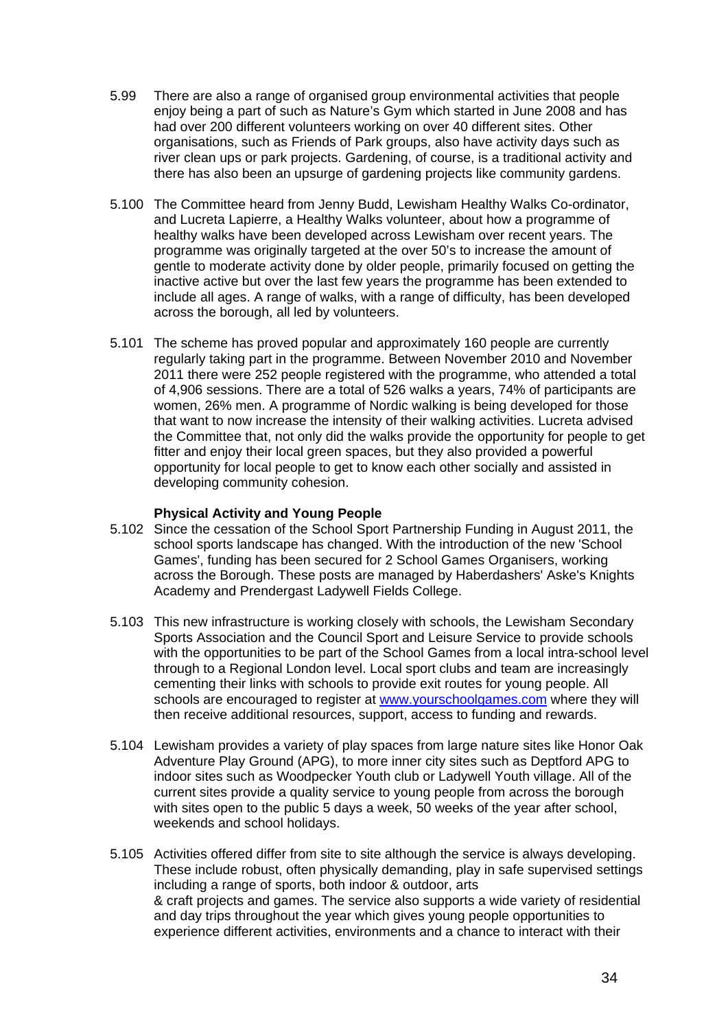5.99 There are also a range of organised group environmental activities that people enjoy being a part of such as Nature's Gym which started in June 2008 and has had over 200 different volunteers working on over 40 different sites. Other organisations, such as Friends of Park groups, also have activity days such as river clean ups or park projects. Gardening, of course, is a traditional activity and there has also been an upsurge of gardening projects like community gardens.

5.100 The Committee heard from Jenny Budd, Lewisham Healthy Walks Co-ordinator, and Lucreta Lapierre, a Healthy Walks volunteer, about how a programme of healthy walks have been developed across Lewisham over recent years. The programme was originally targeted at the over 50's to increase the amount of gentle to moderate activity done by older people, primarily focused on getting the inactive active but over the last few years the programme has been extended to include all ages. A range of walks, with a range of difficulty, has been developed across the borough, all led by volunteers.

5.101 The scheme has proved popular and approximately 160 people are currently regularly taking part in the programme. Between November 2010 and November 2011 there were 252 people registered with the programme, who attended a total of 4,906 sessions. There are a total of 526 walks a years, 74% of participants are women, 26% men. A programme of Nordic walking is being developed for those that want to now increase the intensity of their walking activities. Lucreta advised the Committee that, not only did the walks provide the opportunity for people to get fitter and enjoy their local green spaces, but they also provided a powerful opportunity for local people to get to know each other socially and assisted in developing community cohesion.

**Physical Activity and Young People**

5.102 Since the cessation of the School Sport Partnership Funding in August 2011, the school sports landscape has changed. With the introduction of the new 'School Games', funding has been secured for 2 School Games Organisers, working across the Borough. These posts are managed by Haberdashers' Aske's Knights Academy and Prendergast Ladywell Fields College.

5.103 This new infrastructure is working closely with schools, the Lewisham Secondary Sports Association and the Council Sport and Leisure Service to provide schools with the opportunities to be part of the School Games from a local intra-school level through to a Regional London level. Local sport clubs and team are increasingly cementing their links with schools to provide exit routes for young people. All schools are encouraged to register at www.yourschoolgames.com where they will then receive additional resources, support, access to funding and rewards.

5.104 Lewisham provides a variety of play spaces from large nature sites like Honor Oak Adventure Play Ground (APG), to more inner city sites such as Deptford APG to indoor sites such as Woodpecker Youth club or Ladywell Youth village. All of the current sites provide a quality service to young people from across the borough with sites open to the public 5 days a week, 50 weeks of the year after school, weekends and school holidays.

5.105 Activities offered differ from site to site although the service is always developing. These include robust, often physically demanding, play in safe supervised settings including a range of sports, both indoor & outdoor, arts & craft projects and games. The service also supports a wide variety of residential and day trips throughout the year which gives young people opportunities to experience different activities, environments and a chance to interact with their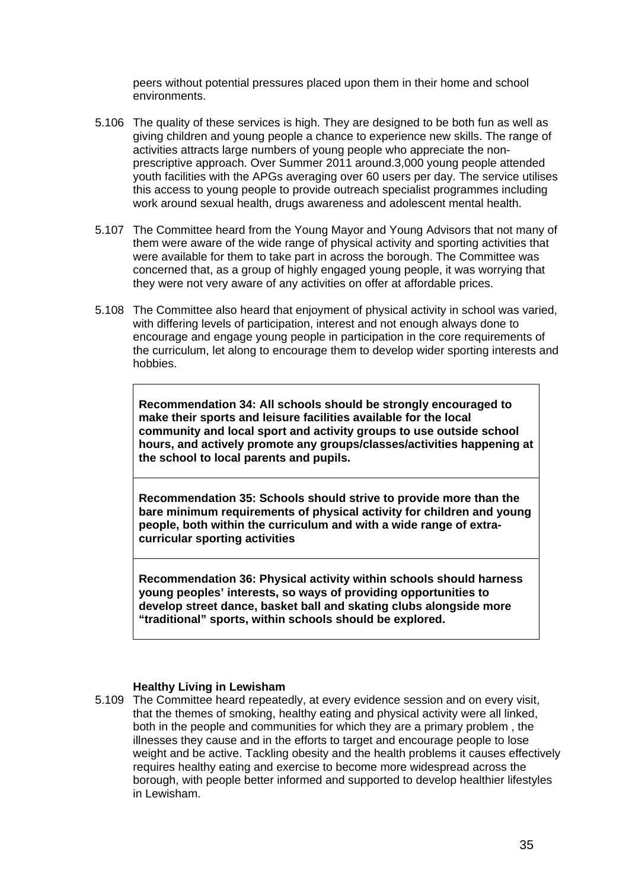peers without potential pressures placed upon them in their home and school environments.

5.106 The quality of these services is high. They are designed to be both fun as well as giving children and young people a chance to experience new skills. The range of activities attracts large numbers of young people who appreciate the non-prescriptive approach. Over Summer 2011 around.3,000 young people attended youth facilities with the APGs averaging over 60 users per day. The service utilises this access to young people to provide outreach specialist programmes including work around sexual health, drugs awareness and adolescent mental health.

5.107 The Committee heard from the Young Mayor and Young Advisors that not many of them were aware of the wide range of physical activity and sporting activities that were available for them to take part in across the borough. The Committee was concerned that, as a group of highly engaged young people, it was worrying that they were not very aware of any activities on offer at affordable prices.

5.108 The Committee also heard that enjoyment of physical activity in school was varied, with differing levels of participation, interest and not enough always done to encourage and engage young people in participation in the core requirements of the curriculum, let along to encourage them to develop wider sporting interests and hobbies.

**Recommendation 34: All schools should be strongly encouraged to make their sports and leisure facilities available for the local community and local sport and activity groups to use outside school hours, and actively promote any groups/classes/activities happening at the school to local parents and pupils.**

**Recommendation 35: Schools should strive to provide more than the bare minimum requirements of physical activity for children and young people, both within the curriculum and with a wide range of extra-curricular sporting activities**

**Recommendation 36: Physical activity within schools should harness young peoples' interests, so ways of providing opportunities to develop street dance, basket ball and skating clubs alongside more "traditional" sports, within schools should be explored.**

**Healthy Living in Lewisham**

5.109 The Committee heard repeatedly, at every evidence session and on every visit, that the themes of smoking, healthy eating and physical activity were all linked, both in the people and communities for which they are a primary problem , the illnesses they cause and in the efforts to target and encourage people to lose weight and be active. Tackling obesity and the health problems it causes effectively requires healthy eating and exercise to become more widespread across the borough, with people better informed and supported to develop healthier lifestyles in Lewisham.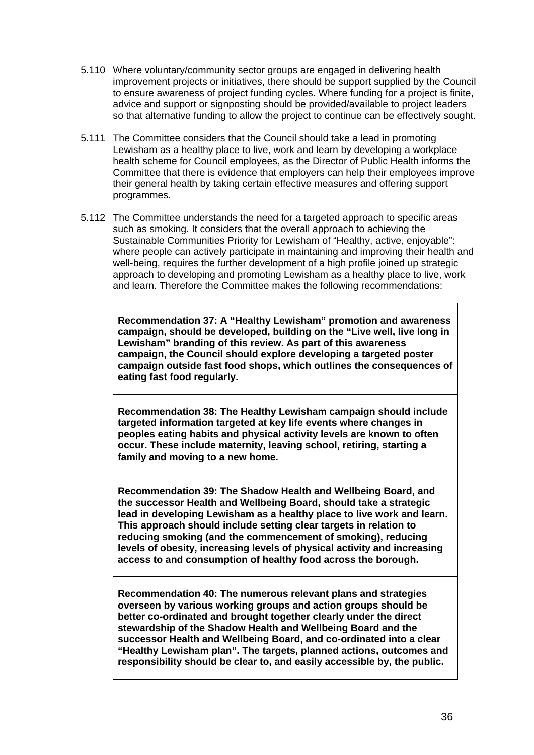5.110 Where voluntary/community sector groups are engaged in delivering health improvement projects or initiatives, there should be support supplied by the Council to ensure awareness of project funding cycles. Where funding for a project is finite, advice and support or signposting should be provided/available to project leaders so that alternative funding to allow the project to continue can be effectively sought.

5.111 The Committee considers that the Council should take a lead in promoting Lewisham as a healthy place to live, work and learn by developing a workplace health scheme for Council employees, as the Director of Public Health informs the Committee that there is evidence that employers can help their employees improve their general health by taking certain effective measures and offering support programmes.

5.112 The Committee understands the need for a targeted approach to specific areas such as smoking. It considers that the overall approach to achieving the Sustainable Communities Priority for Lewisham of "Healthy, active, enjoyable": where people can actively participate in maintaining and improving their health and well-being, requires the further development of a high profile joined up strategic approach to developing and promoting Lewisham as a healthy place to live, work and learn. Therefore the Committee makes the following recommendations:

**Recommendation 37: A "Healthy Lewisham" promotion and awareness campaign, should be developed, building on the "Live well, live long in Lewisham" branding of this review. As part of this awareness campaign, the Council should explore developing a targeted poster campaign outside fast food shops, which outlines the consequences of eating fast food regularly.**

**Recommendation 38: The Healthy Lewisham campaign should include targeted information targeted at key life events where changes in peoples eating habits and physical activity levels are known to often occur. These include maternity, leaving school, retiring, starting a family and moving to a new home.**

**Recommendation 39: The Shadow Health and Wellbeing Board, and the successor Health and Wellbeing Board, should take a strategic lead in developing Lewisham as a healthy place to live work and learn. This approach should include setting clear targets in relation to reducing smoking (and the commencement of smoking), reducing levels of obesity, increasing levels of physical activity and increasing access to and consumption of healthy food across the borough.**

**Recommendation 40: The numerous relevant plans and strategies overseen by various working groups and action groups should be better co-ordinated and brought together clearly under the direct stewardship of the Shadow Health and Wellbeing Board and the successor Health and Wellbeing Board, and co-ordinated into a clear "Healthy Lewisham plan". The targets, planned actions, outcomes and responsibility should be clear to, and easily accessible by, the public.**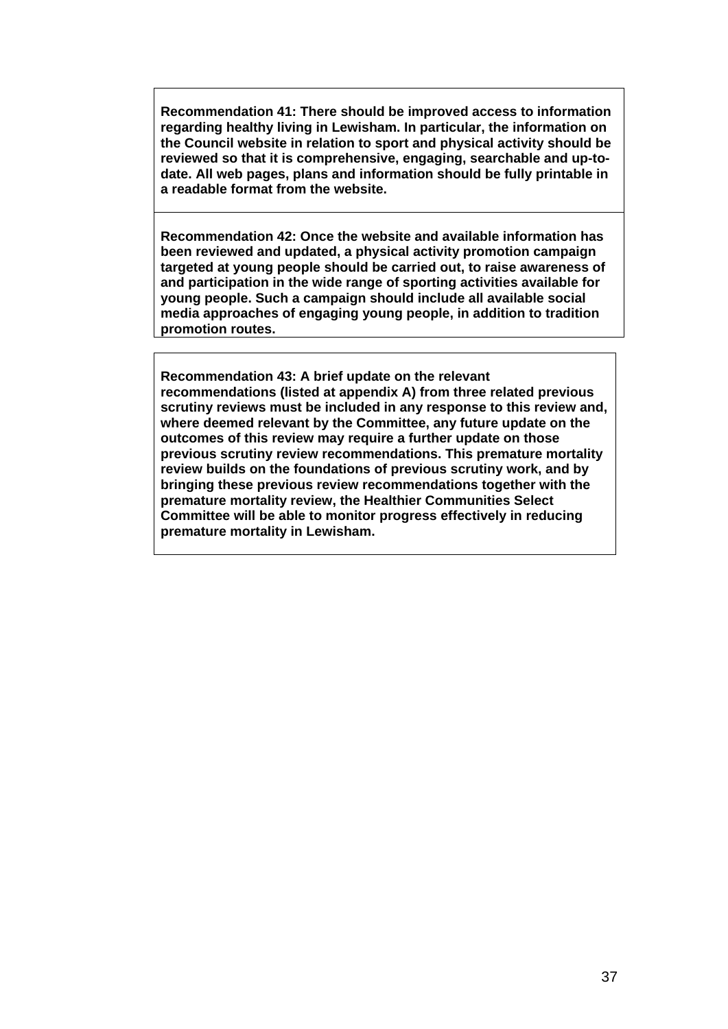**Recommendation 41: There should be improved access to information regarding healthy living in Lewisham. In particular, the information on the Council website in relation to sport and physical activity should be reviewed so that it is comprehensive, engaging, searchable and up-to-date. All web pages, plans and information should be fully printable in a readable format from the website.**

**Recommendation 42: Once the website and available information has been reviewed and updated, a physical activity promotion campaign targeted at young people should be carried out, to raise awareness of and participation in the wide range of sporting activities available for young people. Such a campaign should include all available social media approaches of engaging young people, in addition to tradition promotion routes.**

**Recommendation 43: A brief update on the relevant recommendations (listed at appendix A) from three related previous scrutiny reviews must be included in any response to this review and, where deemed relevant by the Committee, any future update on the outcomes of this review may require a further update on those previous scrutiny review recommendations. This premature mortality review builds on the foundations of previous scrutiny work, and by bringing these previous review recommendations together with the premature mortality review, the Healthier Communities Select Committee will be able to monitor progress effectively in reducing premature mortality in Lewisham.**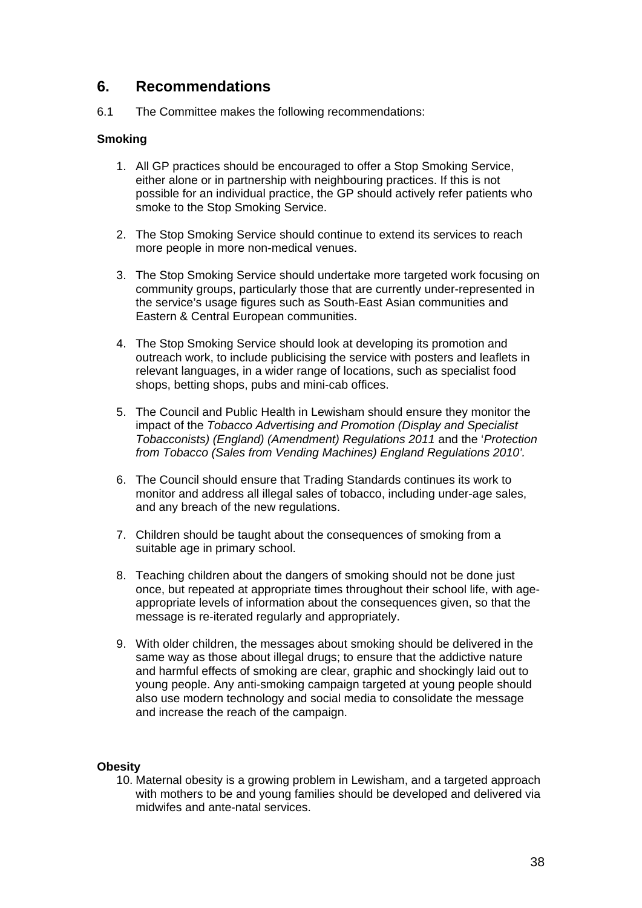## 6. Recommendations

6.1 The Committee makes the following recommendations:

**Smoking**

1. All GP practices should be encouraged to offer a Stop Smoking Service, either alone or in partnership with neighbouring practices. If this is not possible for an individual practice, the GP should actively refer patients who smoke to the Stop Smoking Service.

2. The Stop Smoking Service should continue to extend its services to reach more people in more non-medical venues.

3. The Stop Smoking Service should undertake more targeted work focusing on community groups, particularly those that are currently under-represented in the service's usage figures such as South-East Asian communities and Eastern & Central European communities.

4. The Stop Smoking Service should look at developing its promotion and outreach work, to include publicising the service with posters and leaflets in relevant languages, in a wider range of locations, such as specialist food shops, betting shops, pubs and mini-cab offices.

5. The Council and Public Health in Lewisham should ensure they monitor the impact of the *Tobacco Advertising and Promotion (Display and Specialist Tobacconists) (England) (Amendment) Regulations 2011* and the '*Protection from Tobacco (Sales from Vending Machines) England Regulations 2010'*.

6. The Council should ensure that Trading Standards continues its work to monitor and address all illegal sales of tobacco, including under-age sales, and any breach of the new regulations.

7. Children should be taught about the consequences of smoking from a suitable age in primary school.

8. Teaching children about the dangers of smoking should not be done just once, but repeated at appropriate times throughout their school life, with age-appropriate levels of information about the consequences given, so that the message is re-iterated regularly and appropriately.

9. With older children, the messages about smoking should be delivered in the same way as those about illegal drugs; to ensure that the addictive nature and harmful effects of smoking are clear, graphic and shockingly laid out to young people. Any anti-smoking campaign targeted at young people should also use modern technology and social media to consolidate the message and increase the reach of the campaign.

**Obesity**

10. Maternal obesity is a growing problem in Lewisham, and a targeted approach with mothers to be and young families should be developed and delivered via midwifes and ante-natal services.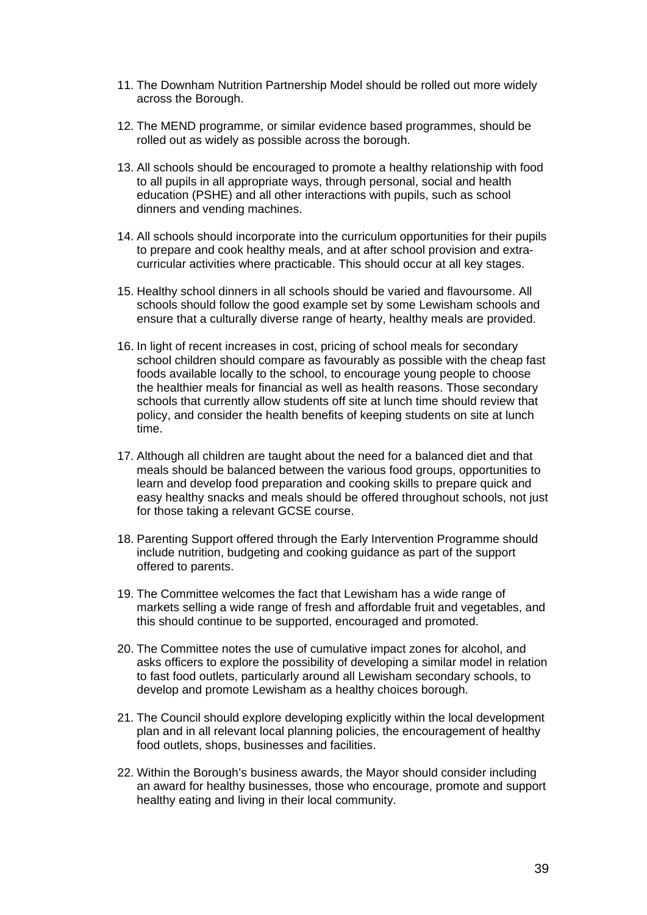11. The Downham Nutrition Partnership Model should be rolled out more widely across the Borough.

12. The MEND programme, or similar evidence based programmes, should be rolled out as widely as possible across the borough.

13. All schools should be encouraged to promote a healthy relationship with food to all pupils in all appropriate ways, through personal, social and health education (PSHE) and all other interactions with pupils, such as school dinners and vending machines.

14. All schools should incorporate into the curriculum opportunities for their pupils to prepare and cook healthy meals, and at after school provision and extra-curricular activities where practicable. This should occur at all key stages.

15. Healthy school dinners in all schools should be varied and flavoursome. All schools should follow the good example set by some Lewisham schools and ensure that a culturally diverse range of hearty, healthy meals are provided.

16. In light of recent increases in cost, pricing of school meals for secondary school children should compare as favourably as possible with the cheap fast foods available locally to the school, to encourage young people to choose the healthier meals for financial as well as health reasons. Those secondary schools that currently allow students off site at lunch time should review that policy, and consider the health benefits of keeping students on site at lunch time.

17. Although all children are taught about the need for a balanced diet and that meals should be balanced between the various food groups, opportunities to learn and develop food preparation and cooking skills to prepare quick and easy healthy snacks and meals should be offered throughout schools, not just for those taking a relevant GCSE course.

18. Parenting Support offered through the Early Intervention Programme should include nutrition, budgeting and cooking guidance as part of the support offered to parents.

19. The Committee welcomes the fact that Lewisham has a wide range of markets selling a wide range of fresh and affordable fruit and vegetables, and this should continue to be supported, encouraged and promoted.

20. The Committee notes the use of cumulative impact zones for alcohol, and asks officers to explore the possibility of developing a similar model in relation to fast food outlets, particularly around all Lewisham secondary schools, to develop and promote Lewisham as a healthy choices borough.

21. The Council should explore developing explicitly within the local development plan and in all relevant local planning policies, the encouragement of healthy food outlets, shops, businesses and facilities.

22. Within the Borough's business awards, the Mayor should consider including an award for healthy businesses, those who encourage, promote and support healthy eating and living in their local community.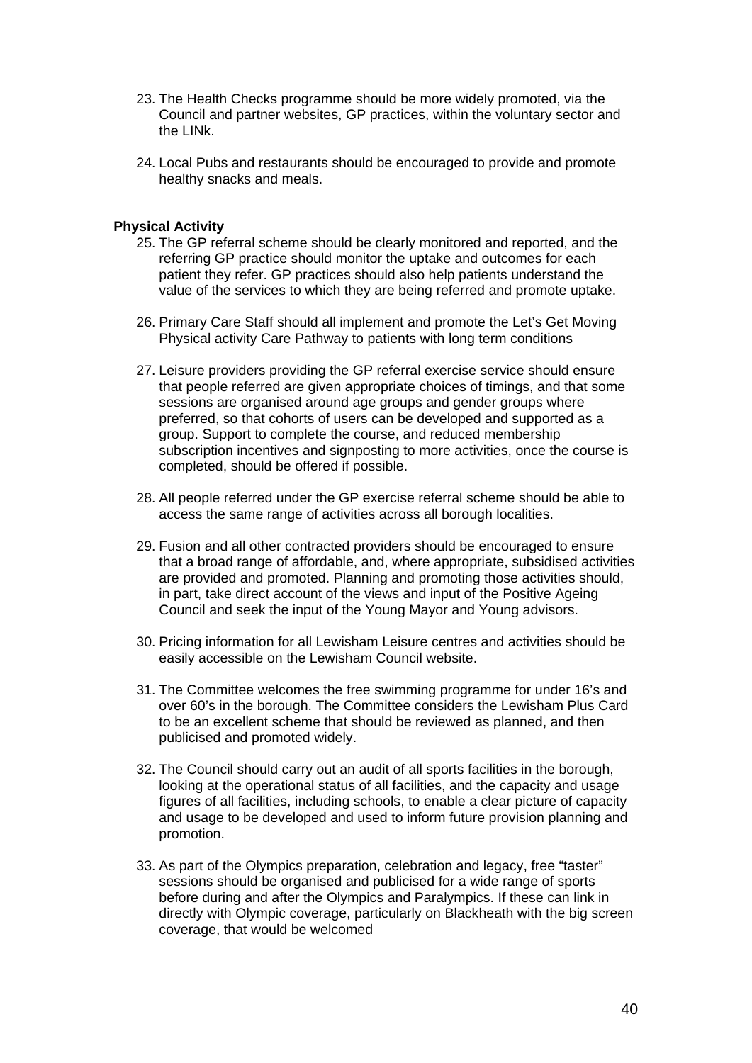23. The Health Checks programme should be more widely promoted, via the Council and partner websites, GP practices, within the voluntary sector and the LINk.

24. Local Pubs and restaurants should be encouraged to provide and promote healthy snacks and meals.

**Physical Activity**

25. The GP referral scheme should be clearly monitored and reported, and the referring GP practice should monitor the uptake and outcomes for each patient they refer. GP practices should also help patients understand the value of the services to which they are being referred and promote uptake.

26. Primary Care Staff should all implement and promote the Let's Get Moving Physical activity Care Pathway to patients with long term conditions

27. Leisure providers providing the GP referral exercise service should ensure that people referred are given appropriate choices of timings, and that some sessions are organised around age groups and gender groups where preferred, so that cohorts of users can be developed and supported as a group. Support to complete the course, and reduced membership subscription incentives and signposting to more activities, once the course is completed, should be offered if possible.

28. All people referred under the GP exercise referral scheme should be able to access the same range of activities across all borough localities.

29. Fusion and all other contracted providers should be encouraged to ensure that a broad range of affordable, and, where appropriate, subsidised activities are provided and promoted. Planning and promoting those activities should, in part, take direct account of the views and input of the Positive Ageing Council and seek the input of the Young Mayor and Young advisors.

30. Pricing information for all Lewisham Leisure centres and activities should be easily accessible on the Lewisham Council website.

31. The Committee welcomes the free swimming programme for under 16's and over 60's in the borough. The Committee considers the Lewisham Plus Card to be an excellent scheme that should be reviewed as planned, and then publicised and promoted widely.

32. The Council should carry out an audit of all sports facilities in the borough, looking at the operational status of all facilities, and the capacity and usage figures of all facilities, including schools, to enable a clear picture of capacity and usage to be developed and used to inform future provision planning and promotion.

33. As part of the Olympics preparation, celebration and legacy, free "taster" sessions should be organised and publicised for a wide range of sports before during and after the Olympics and Paralympics. If these can link in directly with Olympic coverage, particularly on Blackheath with the big screen coverage, that would be welcomed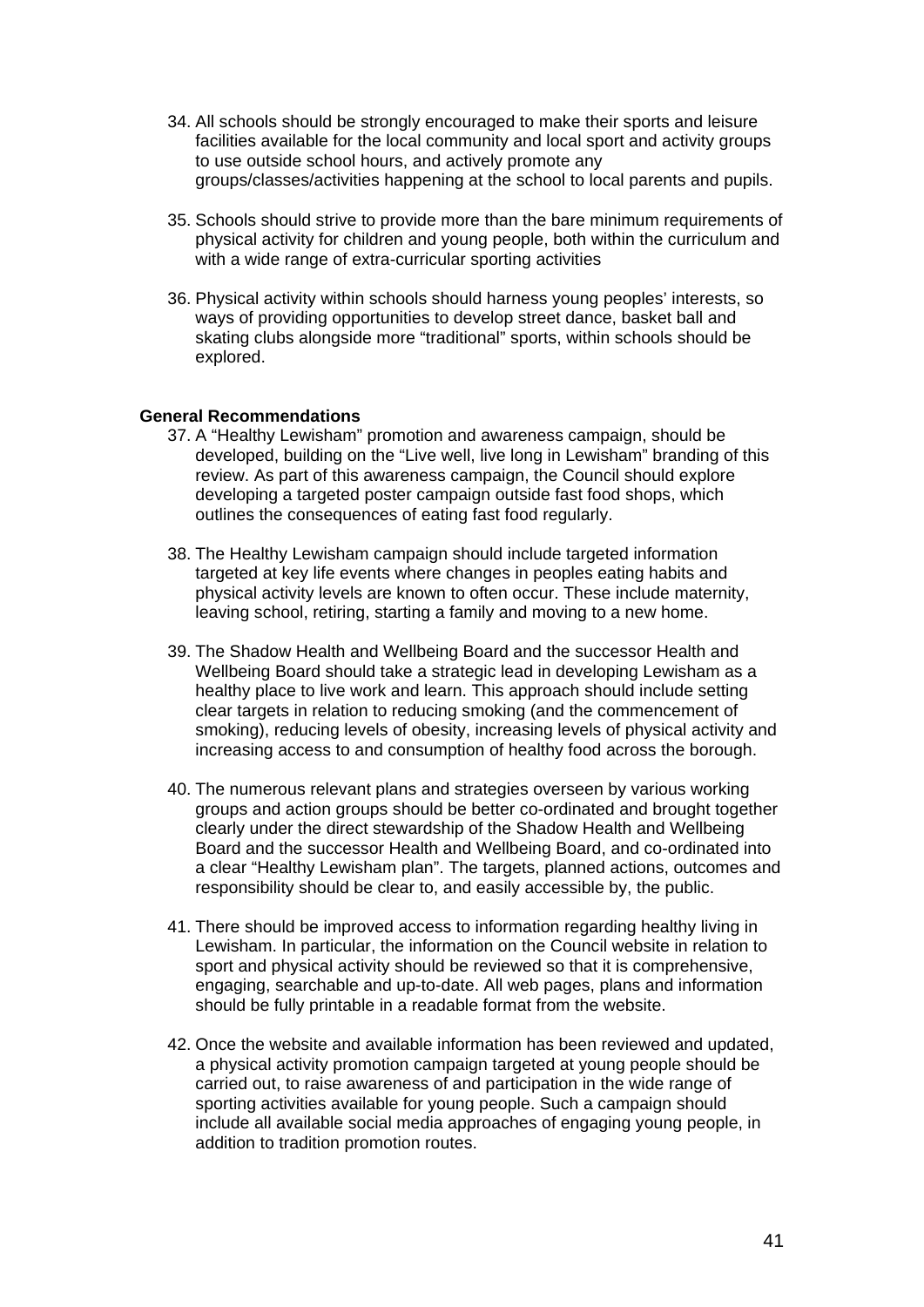34. All schools should be strongly encouraged to make their sports and leisure facilities available for the local community and local sport and activity groups to use outside school hours, and actively promote any groups/classes/activities happening at the school to local parents and pupils.

35. Schools should strive to provide more than the bare minimum requirements of physical activity for children and young people, both within the curriculum and with a wide range of extra-curricular sporting activities

36. Physical activity within schools should harness young peoples' interests, so ways of providing opportunities to develop street dance, basket ball and skating clubs alongside more "traditional" sports, within schools should be explored.

**General Recommendations**

37. A "Healthy Lewisham" promotion and awareness campaign, should be developed, building on the "Live well, live long in Lewisham" branding of this review. As part of this awareness campaign, the Council should explore developing a targeted poster campaign outside fast food shops, which outlines the consequences of eating fast food regularly.

38. The Healthy Lewisham campaign should include targeted information targeted at key life events where changes in peoples eating habits and physical activity levels are known to often occur. These include maternity, leaving school, retiring, starting a family and moving to a new home.

39. The Shadow Health and Wellbeing Board and the successor Health and Wellbeing Board should take a strategic lead in developing Lewisham as a healthy place to live work and learn. This approach should include setting clear targets in relation to reducing smoking (and the commencement of smoking), reducing levels of obesity, increasing levels of physical activity and increasing access to and consumption of healthy food across the borough.

40. The numerous relevant plans and strategies overseen by various working groups and action groups should be better co-ordinated and brought together clearly under the direct stewardship of the Shadow Health and Wellbeing Board and the successor Health and Wellbeing Board, and co-ordinated into a clear "Healthy Lewisham plan". The targets, planned actions, outcomes and responsibility should be clear to, and easily accessible by, the public.

41. There should be improved access to information regarding healthy living in Lewisham. In particular, the information on the Council website in relation to sport and physical activity should be reviewed so that it is comprehensive, engaging, searchable and up-to-date. All web pages, plans and information should be fully printable in a readable format from the website.

42. Once the website and available information has been reviewed and updated, a physical activity promotion campaign targeted at young people should be carried out, to raise awareness of and participation in the wide range of sporting activities available for young people. Such a campaign should include all available social media approaches of engaging young people, in addition to tradition promotion routes.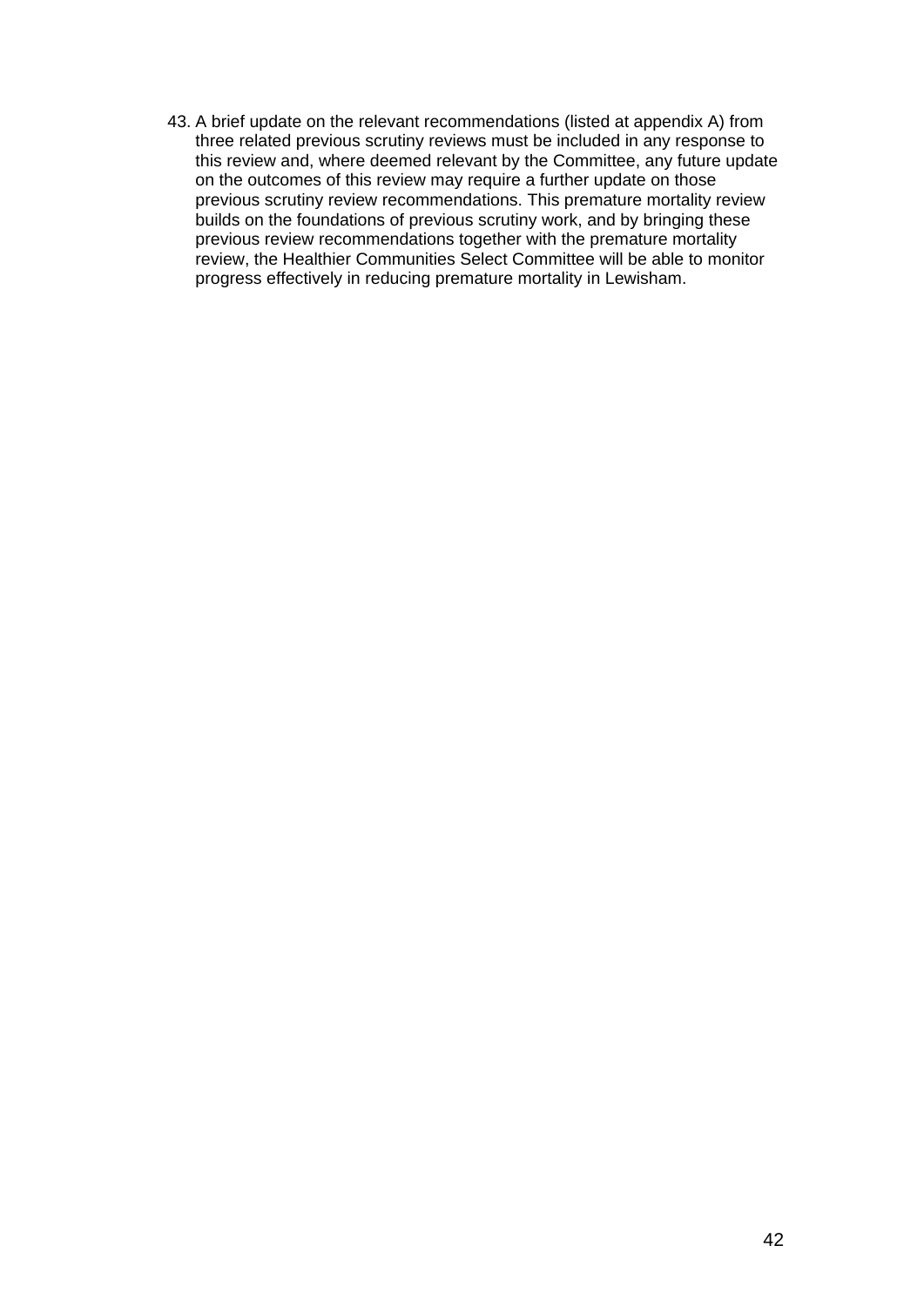43. A brief update on the relevant recommendations (listed at appendix A) from three related previous scrutiny reviews must be included in any response to this review and, where deemed relevant by the Committee, any future update on the outcomes of this review may require a further update on those previous scrutiny review recommendations. This premature mortality review builds on the foundations of previous scrutiny work, and by bringing these previous review recommendations together with the premature mortality review, the Healthier Communities Select Committee will be able to monitor progress effectively in reducing premature mortality in Lewisham.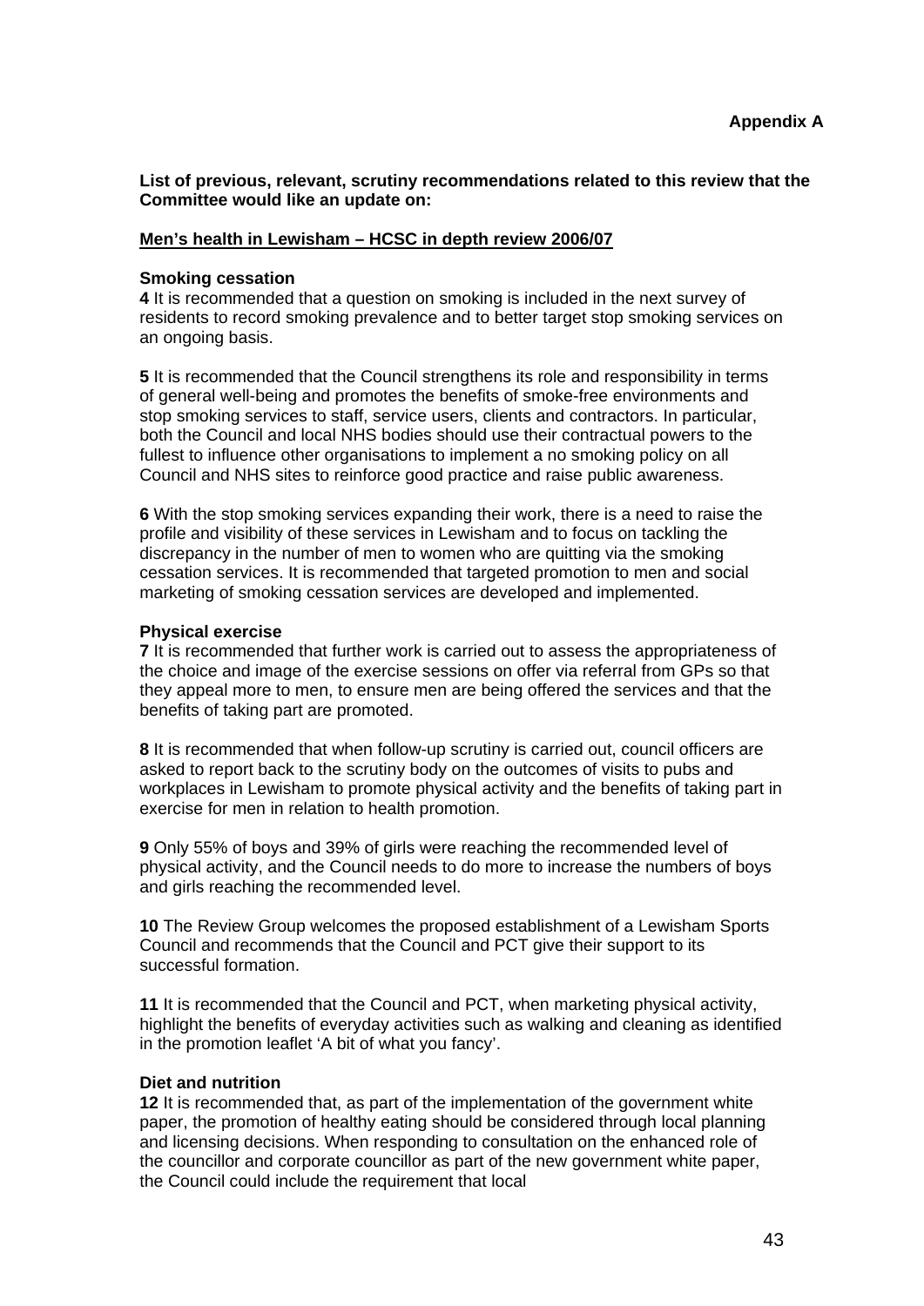**Appendix A**

**List of previous, relevant, scrutiny recommendations related to this review that the Committee would like an update on:**

**Men's health in Lewisham – HCSC in depth review 2006/07**

**Smoking cessation**

**4** It is recommended that a question on smoking is included in the next survey of residents to record smoking prevalence and to better target stop smoking services on an ongoing basis.

**5** It is recommended that the Council strengthens its role and responsibility in terms of general well-being and promotes the benefits of smoke-free environments and stop smoking services to staff, service users, clients and contractors. In particular, both the Council and local NHS bodies should use their contractual powers to the fullest to influence other organisations to implement a no smoking policy on all Council and NHS sites to reinforce good practice and raise public awareness.

**6** With the stop smoking services expanding their work, there is a need to raise the profile and visibility of these services in Lewisham and to focus on tackling the discrepancy in the number of men to women who are quitting via the smoking cessation services. It is recommended that targeted promotion to men and social marketing of smoking cessation services are developed and implemented.

**Physical exercise**

**7** It is recommended that further work is carried out to assess the appropriateness of the choice and image of the exercise sessions on offer via referral from GPs so that they appeal more to men, to ensure men are being offered the services and that the benefits of taking part are promoted.

**8** It is recommended that when follow-up scrutiny is carried out, council officers are asked to report back to the scrutiny body on the outcomes of visits to pubs and workplaces in Lewisham to promote physical activity and the benefits of taking part in exercise for men in relation to health promotion.

**9** Only 55% of boys and 39% of girls were reaching the recommended level of physical activity, and the Council needs to do more to increase the numbers of boys and girls reaching the recommended level.

**10** The Review Group welcomes the proposed establishment of a Lewisham Sports Council and recommends that the Council and PCT give their support to its successful formation.

**11** It is recommended that the Council and PCT, when marketing physical activity, highlight the benefits of everyday activities such as walking and cleaning as identified in the promotion leaflet 'A bit of what you fancy'.

**Diet and nutrition**

**12** It is recommended that, as part of the implementation of the government white paper, the promotion of healthy eating should be considered through local planning and licensing decisions. When responding to consultation on the enhanced role of the councillor and corporate councillor as part of the new government white paper, the Council could include the requirement that local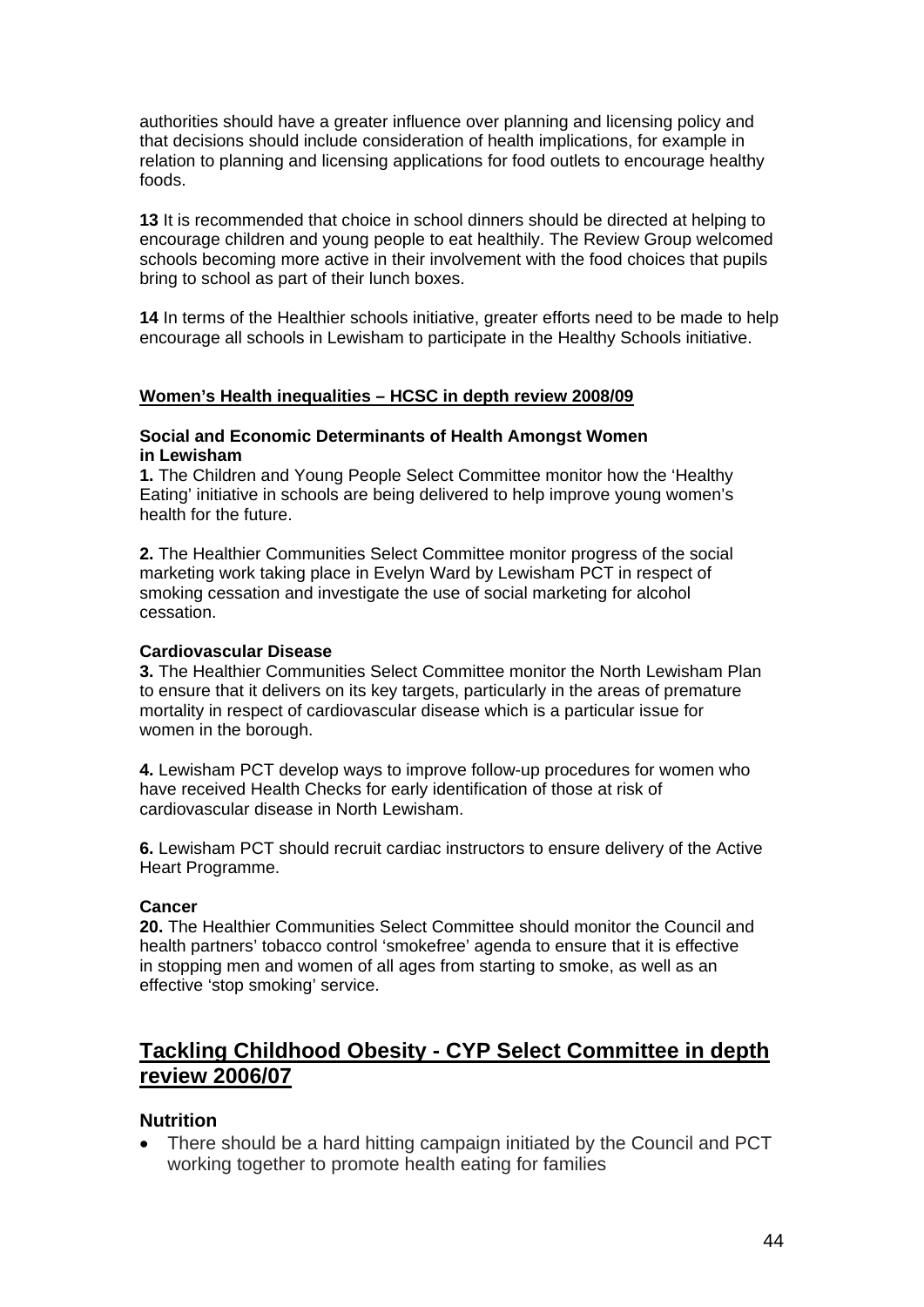authorities should have a greater influence over planning and licensing policy and that decisions should include consideration of health implications, for example in relation to planning and licensing applications for food outlets to encourage healthy foods.

**13** It is recommended that choice in school dinners should be directed at helping to encourage children and young people to eat healthily. The Review Group welcomed schools becoming more active in their involvement with the food choices that pupils bring to school as part of their lunch boxes.

**14** In terms of the Healthier schools initiative, greater efforts need to be made to help encourage all schools in Lewisham to participate in the Healthy Schools initiative.

**Women's Health inequalities – HCSC in depth review 2008/09**

**Social and Economic Determinants of Health Amongst Women in Lewisham**

**1.** The Children and Young People Select Committee monitor how the 'Healthy Eating' initiative in schools are being delivered to help improve young women's health for the future.

**2.** The Healthier Communities Select Committee monitor progress of the social marketing work taking place in Evelyn Ward by Lewisham PCT in respect of smoking cessation and investigate the use of social marketing for alcohol cessation.

**Cardiovascular Disease**

**3.** The Healthier Communities Select Committee monitor the North Lewisham Plan to ensure that it delivers on its key targets, particularly in the areas of premature mortality in respect of cardiovascular disease which is a particular issue for women in the borough.

**4.** Lewisham PCT develop ways to improve follow-up procedures for women who have received Health Checks for early identification of those at risk of cardiovascular disease in North Lewisham.

**6.** Lewisham PCT should recruit cardiac instructors to ensure delivery of the Active Heart Programme.

**Cancer**

**20.** The Healthier Communities Select Committee should monitor the Council and health partners' tobacco control 'smokefree' agenda to ensure that it is effective in stopping men and women of all ages from starting to smoke, as well as an effective 'stop smoking' service.

## Tackling Childhood Obesity - CYP Select Committee in depth review 2006/07

### Nutrition

- There should be a hard hitting campaign initiated by the Council and PCT working together to promote health eating for families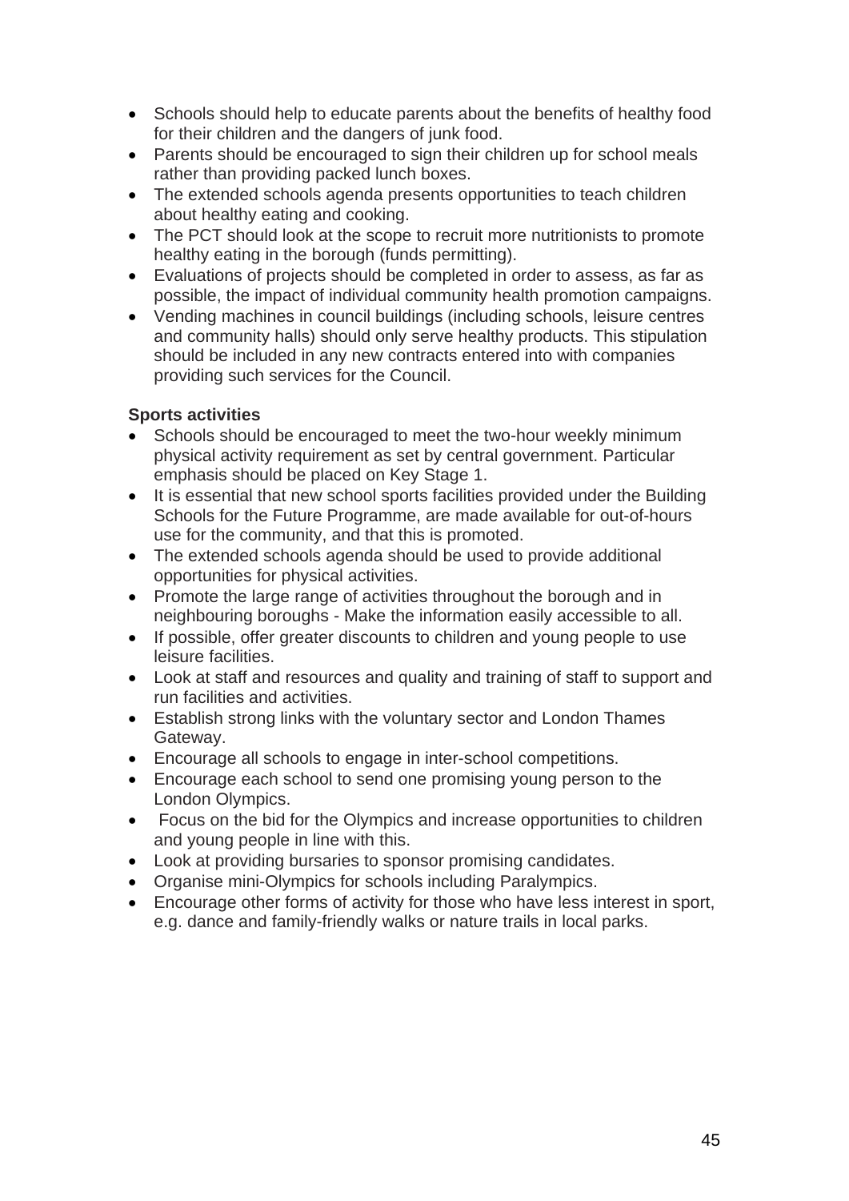- Schools should help to educate parents about the benefits of healthy food for their children and the dangers of junk food.
- Parents should be encouraged to sign their children up for school meals rather than providing packed lunch boxes.
- The extended schools agenda presents opportunities to teach children about healthy eating and cooking.
- The PCT should look at the scope to recruit more nutritionists to promote healthy eating in the borough (funds permitting).
- Evaluations of projects should be completed in order to assess, as far as possible, the impact of individual community health promotion campaigns.
- Vending machines in council buildings (including schools, leisure centres and community halls) should only serve healthy products. This stipulation should be included in any new contracts entered into with companies providing such services for the Council.

**Sports activities**

- Schools should be encouraged to meet the two-hour weekly minimum physical activity requirement as set by central government. Particular emphasis should be placed on Key Stage 1.
- It is essential that new school sports facilities provided under the Building Schools for the Future Programme, are made available for out-of-hours use for the community, and that this is promoted.
- The extended schools agenda should be used to provide additional opportunities for physical activities.
- Promote the large range of activities throughout the borough and in neighbouring boroughs - Make the information easily accessible to all.
- If possible, offer greater discounts to children and young people to use leisure facilities.
- Look at staff and resources and quality and training of staff to support and run facilities and activities.
- Establish strong links with the voluntary sector and London Thames Gateway.
- Encourage all schools to engage in inter-school competitions.
- Encourage each school to send one promising young person to the London Olympics.
- Focus on the bid for the Olympics and increase opportunities to children and young people in line with this.
- Look at providing bursaries to sponsor promising candidates.
- Organise mini-Olympics for schools including Paralympics.
- Encourage other forms of activity for those who have less interest in sport, e.g. dance and family-friendly walks or nature trails in local parks.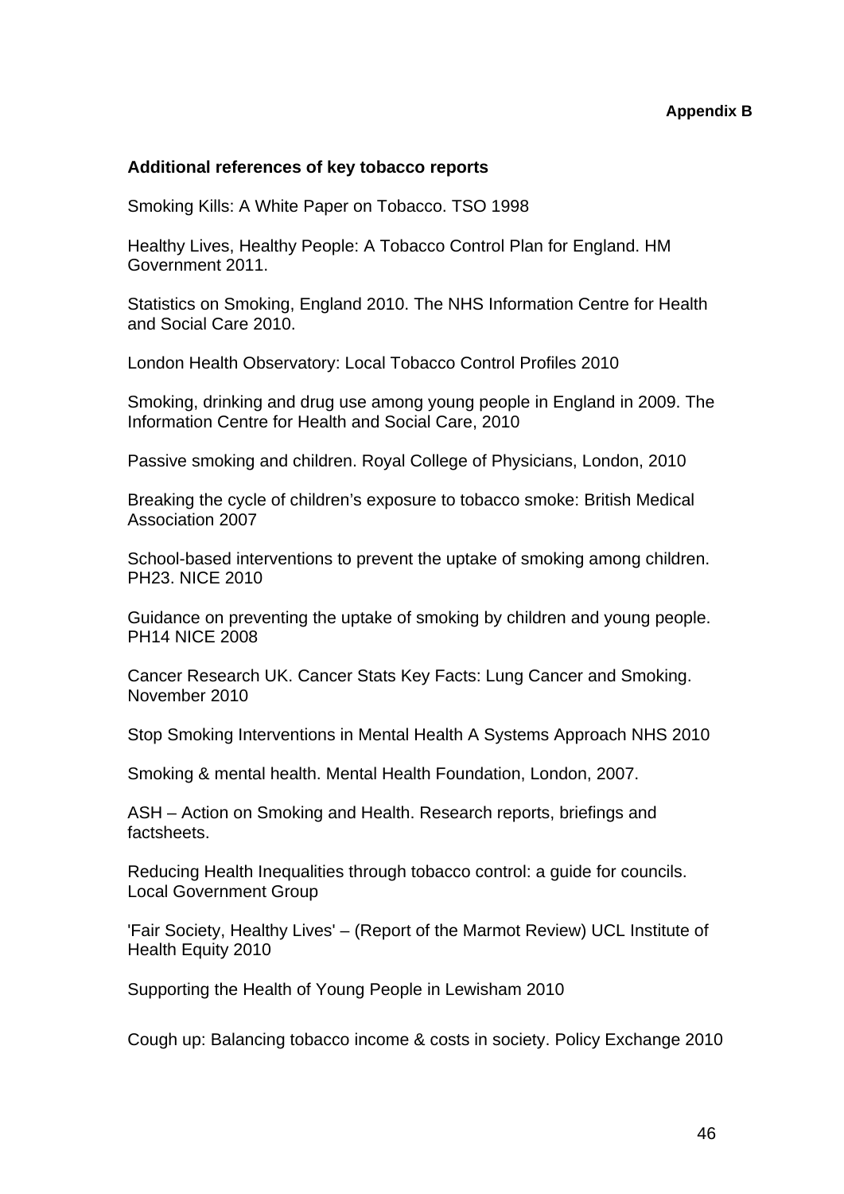**Appendix B**

## Additional references of key tobacco reports

Smoking Kills: A White Paper on Tobacco. TSO 1998

Healthy Lives, Healthy People: A Tobacco Control Plan for England. HM Government 2011.

Statistics on Smoking, England 2010. The NHS Information Centre for Health and Social Care 2010.

London Health Observatory: Local Tobacco Control Profiles 2010

Smoking, drinking and drug use among young people in England in 2009. The Information Centre for Health and Social Care, 2010

Passive smoking and children. Royal College of Physicians, London, 2010

Breaking the cycle of children's exposure to tobacco smoke: British Medical Association 2007

School-based interventions to prevent the uptake of smoking among children. PH23. NICE 2010

Guidance on preventing the uptake of smoking by children and young people. PH14 NICE 2008

Cancer Research UK. Cancer Stats Key Facts: Lung Cancer and Smoking. November 2010

Stop Smoking Interventions in Mental Health A Systems Approach NHS 2010

Smoking & mental health. Mental Health Foundation, London, 2007.

ASH – Action on Smoking and Health. Research reports, briefings and factsheets.

Reducing Health Inequalities through tobacco control: a guide for councils. Local Government Group

'Fair Society, Healthy Lives' – (Report of the Marmot Review) UCL Institute of Health Equity 2010

Supporting the Health of Young People in Lewisham 2010

Cough up: Balancing tobacco income & costs in society. Policy Exchange 2010